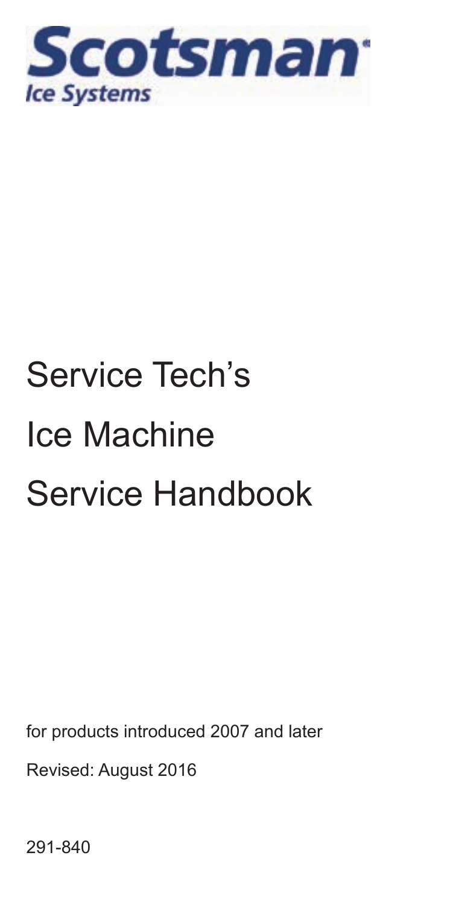Scotsman
Ice Systems

# Service Tech's Ice Machine Service Handbook

for products introduced 2007 and later

Revised: August 2016

291-840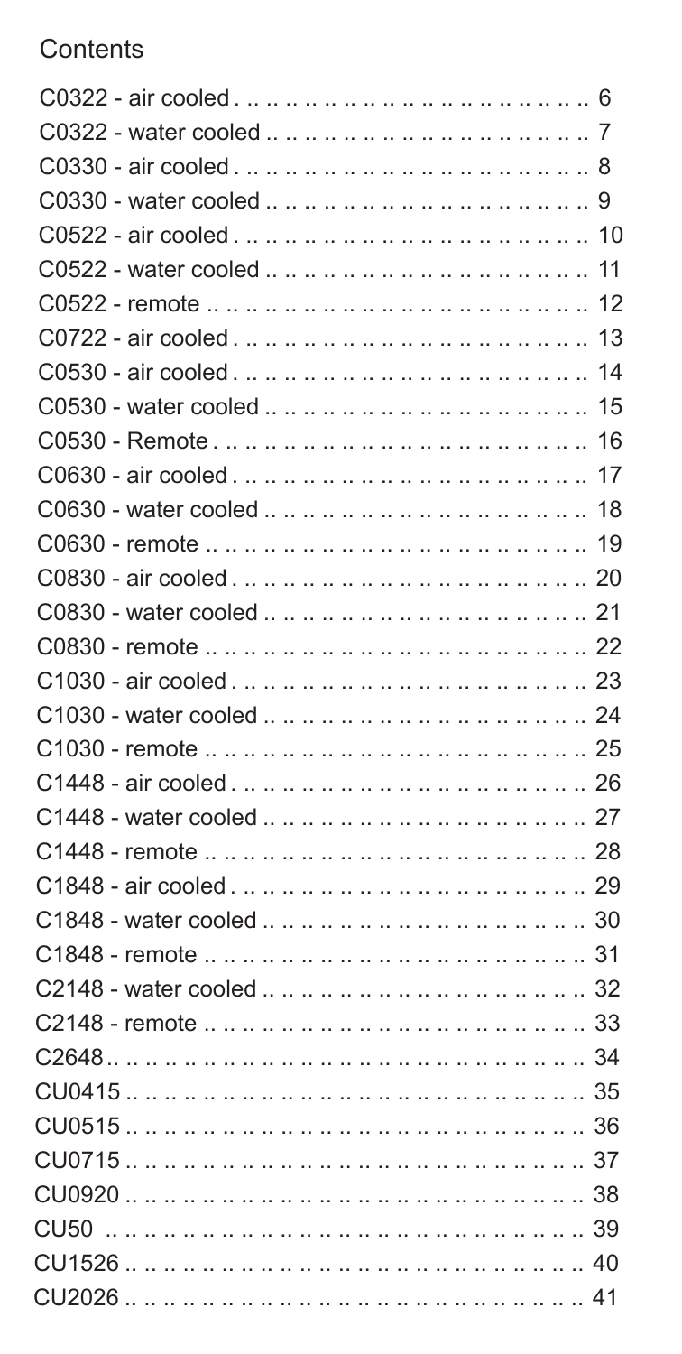# Contents

C0322 - air cooled . .. .. .. .. .. .. .. .. .. .. .. .. .. .. .. .. .. .. .. 6
C0322 - water cooled .. .. .. .. .. .. .. .. .. .. .. .. .. .. .. .. .. 7
C0330 - air cooled . .. .. .. .. .. .. .. .. .. .. .. .. .. .. .. .. .. .. .. 8
C0330 - water cooled .. .. .. .. .. .. .. .. .. .. .. .. .. .. .. .. .. 9
C0522 - air cooled . .. .. .. .. .. .. .. .. .. .. .. .. .. .. .. .. .. .. 10
C0522 - water cooled .. .. .. .. .. .. .. .. .. .. .. .. .. .. .. .. 11
C0522 - remote .. .. .. .. .. .. .. .. .. .. .. .. .. .. .. .. .. .. .. .. 12
C0722 - air cooled . .. .. .. .. .. .. .. .. .. .. .. .. .. .. .. .. .. .. 13
C0530 - air cooled . .. .. .. .. .. .. .. .. .. .. .. .. .. .. .. .. .. .. 14
C0530 - water cooled .. .. .. .. .. .. .. .. .. .. .. .. .. .. .. .. 15
C0530 - Remote . .. .. .. .. .. .. .. .. .. .. .. .. .. .. .. .. .. .. .. 16
C0630 - air cooled . .. .. .. .. .. .. .. .. .. .. .. .. .. .. .. .. .. .. 17
C0630 - water cooled .. .. .. .. .. .. .. .. .. .. .. .. .. .. .. .. 18
C0630 - remote .. .. .. .. .. .. .. .. .. .. .. .. .. .. .. .. .. .. .. .. 19
C0830 - air cooled . .. .. .. .. .. .. .. .. .. .. .. .. .. .. .. .. .. .. 20
C0830 - water cooled .. .. .. .. .. .. .. .. .. .. .. .. .. .. .. .. 21
C0830 - remote .. .. .. .. .. .. .. .. .. .. .. .. .. .. .. .. .. .. .. .. 22
C1030 - air cooled . .. .. .. .. .. .. .. .. .. .. .. .. .. .. .. .. .. .. 23
C1030 - water cooled .. .. .. .. .. .. .. .. .. .. .. .. .. .. .. .. 24
C1030 - remote .. .. .. .. .. .. .. .. .. .. .. .. .. .. .. .. .. .. .. .. 25
C1448 - air cooled . .. .. .. .. .. .. .. .. .. .. .. .. .. .. .. .. .. .. 26
C1448 - water cooled .. .. .. .. .. .. .. .. .. .. .. .. .. .. .. .. 27
C1448 - remote .. .. .. .. .. .. .. .. .. .. .. .. .. .. .. .. .. .. .. .. 28
C1848 - air cooled . .. .. .. .. .. .. .. .. .. .. .. .. .. .. .. .. .. .. 29
C1848 - water cooled .. .. .. .. .. .. .. .. .. .. .. .. .. .. .. .. 30
C1848 - remote .. .. .. .. .. .. .. .. .. .. .. .. .. .. .. .. .. .. .. .. 31
C2148 - water cooled .. .. .. .. .. .. .. .. .. .. .. .. .. .. .. .. 32
C2148 - remote .. .. .. .. .. .. .. .. .. .. .. .. .. .. .. .. .. .. .. .. 33
C2648.. .. .. .. .. .. .. .. .. .. .. .. .. .. .. .. .. .. .. .. .. .. .. .. 34
CU0415 .. .. .. .. .. .. .. .. .. .. .. .. .. .. .. .. .. .. .. .. .. .. .. 35
CU0515 .. .. .. .. .. .. .. .. .. .. .. .. .. .. .. .. .. .. .. .. .. .. .. 36
CU0715 .. .. .. .. .. .. .. .. .. .. .. .. .. .. .. .. .. .. .. .. .. .. .. 37
CU0920 .. .. .. .. .. .. .. .. .. .. .. .. .. .. .. .. .. .. .. .. .. .. .. 38
CU50 .. .. .. .. .. .. .. .. .. .. .. .. .. .. .. .. .. .. .. .. .. .. .. .. 39
CU1526 .. .. .. .. .. .. .. .. .. .. .. .. .. .. .. .. .. .. .. .. .. .. .. 40
CU2026 .. .. .. .. .. .. .. .. .. .. .. .. .. .. .. .. .. .. .. .. .. .. .. 41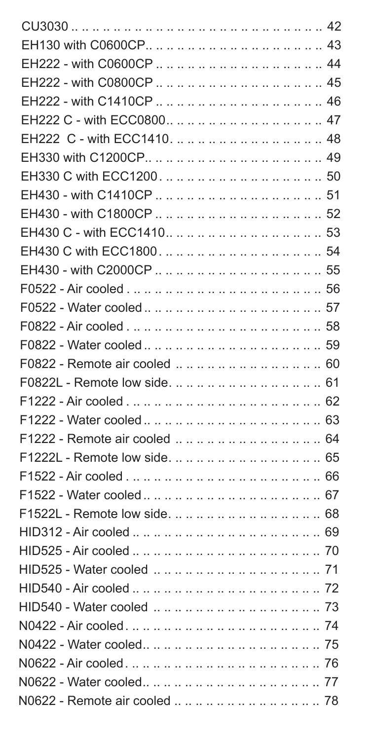CU3030 .. .. .. .. .. .. .. .. .. .. .. .. .. .. .. .. .. .. .. .. .. .. .. 42
EH130 with C0600CP.. .. .. .. .. .. .. .. .. .. .. .. .. .. .. .. .. .. .. 43
EH222 - with C0600CP .. .. .. .. .. .. .. .. .. .. .. .. .. .. .. .. .. .. 44
EH222 - with C0800CP .. .. .. .. .. .. .. .. .. .. .. .. .. .. .. .. .. .. 45
EH222 - with C1410CP .. .. .. .. .. .. .. .. .. .. .. .. .. .. .. .. .. .. 46
EH222 C - with ECC0800.. .. .. .. .. .. .. .. .. .. .. .. .. .. .. .. .. 47
EH222 C - with ECC1410. .. .. .. .. .. .. .. .. .. .. .. .. .. .. .. .. .. 48
EH330 with C1200CP.. .. .. .. .. .. .. .. .. .. .. .. .. .. .. .. .. .. .. 49
EH330 C with ECC1200. .. .. .. .. .. .. .. .. .. .. .. .. .. .. .. .. .. 50
EH430 - with C1410CP .. .. .. .. .. .. .. .. .. .. .. .. .. .. .. .. .. .. 51
EH430 - with C1800CP .. .. .. .. .. .. .. .. .. .. .. .. .. .. .. .. .. .. 52
EH430 C - with ECC1410.. .. .. .. .. .. .. .. .. .. .. .. .. .. .. .. .. 53
EH430 C with ECC1800. .. .. .. .. .. .. .. .. .. .. .. .. .. .. .. .. .. 54
EH430 - with C2000CP .. .. .. .. .. .. .. .. .. .. .. .. .. .. .. .. .. .. 55
F0522 - Air cooled . .. .. .. .. .. .. .. .. .. .. .. .. .. .. .. .. .. .. .. .. 56
F0522 - Water cooled .. .. .. .. .. .. .. .. .. .. .. .. .. .. .. .. .. .. .. 57
F0822 - Air cooled . .. .. .. .. .. .. .. .. .. .. .. .. .. .. .. .. .. .. .. .. 58
F0822 - Water cooled .. .. .. .. .. .. .. .. .. .. .. .. .. .. .. .. .. .. .. 59
F0822 - Remote air cooled .. .. .. .. .. .. .. .. .. .. .. .. .. .. .. .. 60
F0822L - Remote low side. .. .. .. .. .. .. .. .. .. .. .. .. .. .. .. .. 61
F1222 - Air cooled . .. .. .. .. .. .. .. .. .. .. .. .. .. .. .. .. .. .. .. .. 62
F1222 - Water cooled .. .. .. .. .. .. .. .. .. .. .. .. .. .. .. .. .. .. .. 63
F1222 - Remote air cooled .. .. .. .. .. .. .. .. .. .. .. .. .. .. .. .. 64
F1222L - Remote low side. .. .. .. .. .. .. .. .. .. .. .. .. .. .. .. .. 65
F1522 - Air cooled . .. .. .. .. .. .. .. .. .. .. .. .. .. .. .. .. .. .. .. .. 66
F1522 - Water cooled .. .. .. .. .. .. .. .. .. .. .. .. .. .. .. .. .. .. .. 67
F1522L - Remote low side. .. .. .. .. .. .. .. .. .. .. .. .. .. .. .. .. 68
HID312 - Air cooled .. .. .. .. .. .. .. .. .. .. .. .. .. .. .. .. .. .. .. .. 69
HID525 - Air cooled .. .. .. .. .. .. .. .. .. .. .. .. .. .. .. .. .. .. .. .. 70
HID525 - Water cooled .. .. .. .. .. .. .. .. .. .. .. .. .. .. .. .. .. .. 71
HID540 - Air cooled .. .. .. .. .. .. .. .. .. .. .. .. .. .. .. .. .. .. .. .. 72
HID540 - Water cooled .. .. .. .. .. .. .. .. .. .. .. .. .. .. .. .. .. .. 73
N0422 - Air cooled. .. .. .. .. .. .. .. .. .. .. .. .. .. .. .. .. .. .. .. .. 74
N0422 - Water cooled.. .. .. .. .. .. .. .. .. .. .. .. .. .. .. .. .. .. .. 75
N0622 - Air cooled. .. .. .. .. .. .. .. .. .. .. .. .. .. .. .. .. .. .. .. .. 76
N0622 - Water cooled.. .. .. .. .. .. .. .. .. .. .. .. .. .. .. .. .. .. .. 77
N0622 - Remote air cooled .. .. .. .. .. .. .. .. .. .. .. .. .. .. .. .. 78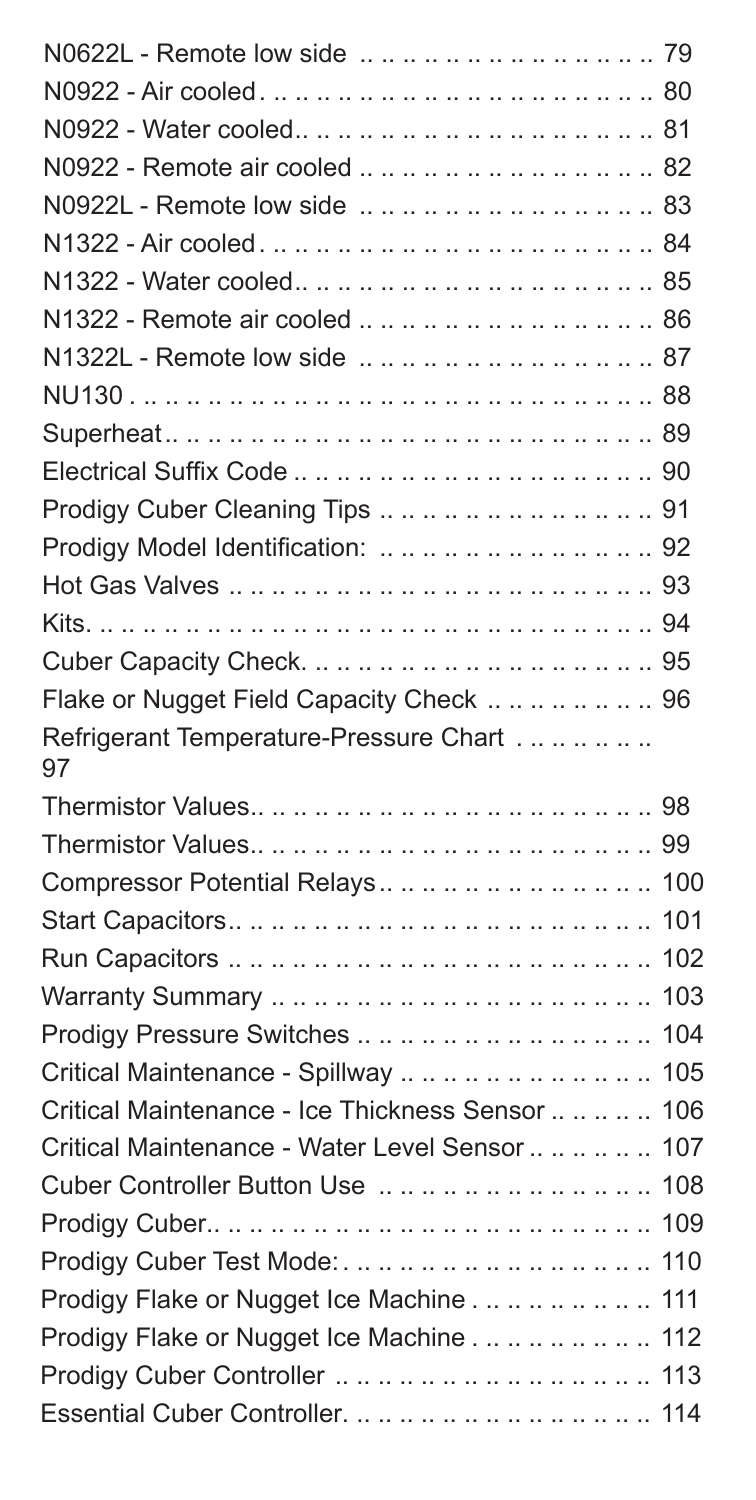N0622L - Remote low side .. .. .. .. .. .. .. .. .. .. .. .. .. .. .. .. .. 79
N0922 - Air cooled. .. .. .. .. .. .. .. .. .. .. .. .. .. .. .. .. .. .. .. .. .. 80
N0922 - Water cooled.. .. .. .. .. .. .. .. .. .. .. .. .. .. .. .. .. .. .. 81
N0922 - Remote air cooled .. .. .. .. .. .. .. .. .. .. .. .. .. .. .. .. 82
N0922L - Remote low side .. .. .. .. .. .. .. .. .. .. .. .. .. .. .. .. .. 83
N1322 - Air cooled. .. .. .. .. .. .. .. .. .. .. .. .. .. .. .. .. .. .. .. .. .. 84
N1322 - Water cooled.. .. .. .. .. .. .. .. .. .. .. .. .. .. .. .. .. .. .. 85
N1322 - Remote air cooled .. .. .. .. .. .. .. .. .. .. .. .. .. .. .. .. 86
N1322L - Remote low side .. .. .. .. .. .. .. .. .. .. .. .. .. .. .. .. .. 87
NU130 . .. .. .. .. .. .. .. .. .. .. .. .. .. .. .. .. .. .. .. .. .. .. .. .. .. .. .. 88
Superheat.. .. .. .. .. .. .. .. .. .. .. .. .. .. .. .. .. .. .. .. .. .. .. .. .. 89
Electrical Suffix Code .. .. .. .. .. .. .. .. .. .. .. .. .. .. .. .. .. .. .. 90
Prodigy Cuber Cleaning Tips .. .. .. .. .. .. .. .. .. .. .. .. .. .. .. 91
Prodigy Model Identification: .. .. .. .. .. .. .. .. .. .. .. .. .. .. .. 92
Hot Gas Valves .. .. .. .. .. .. .. .. .. .. .. .. .. .. .. .. .. .. .. .. .. .. 93
Kits. .. .. .. .. .. .. .. .. .. .. .. .. .. .. .. .. .. .. .. .. .. .. .. .. .. .. .. .. 94
Cuber Capacity Check. .. .. .. .. .. .. .. .. .. .. .. .. .. .. .. .. .. .. 95
Flake or Nugget Field Capacity Check .. .. .. .. .. .. .. .. .. .. 96
Refrigerant Temperature-Pressure Chart .. .. .. .. .. .. 97
Thermistor Values.. .. .. .. .. .. .. .. .. .. .. .. .. .. .. .. .. .. .. .. .. 98
Thermistor Values.. .. .. .. .. .. .. .. .. .. .. .. .. .. .. .. .. .. .. .. .. 99
Compressor Potential Relays.. .. .. .. .. .. .. .. .. .. .. .. .. .. .. 100
Start Capacitors.. .. .. .. .. .. .. .. .. .. .. .. .. .. .. .. .. .. .. .. .. .. 101
Run Capacitors .. .. .. .. .. .. .. .. .. .. .. .. .. .. .. .. .. .. .. .. .. .. 102
Warranty Summary .. .. .. .. .. .. .. .. .. .. .. .. .. .. .. .. .. .. .. 103
Prodigy Pressure Switches .. .. .. .. .. .. .. .. .. .. .. .. .. .. .. .. 104
Critical Maintenance - Spillway .. .. .. .. .. .. .. .. .. .. .. .. .. .. 105
Critical Maintenance - Ice Thickness Sensor .. .. .. .. .. .. .. 106
Critical Maintenance - Water Level Sensor .. .. .. .. .. .. .. .. 107
Cuber Controller Button Use .. .. .. .. .. .. .. .. .. .. .. .. .. .. .. 108
Prodigy Cuber.. .. .. .. .. .. .. .. .. .. .. .. .. .. .. .. .. .. .. .. .. .. .. 109
Prodigy Cuber Test Mode:. .. .. .. .. .. .. .. .. .. .. .. .. .. .. .. .. 110
Prodigy Flake or Nugget Ice Machine . .. .. .. .. .. .. .. .. .. .. 111
Prodigy Flake or Nugget Ice Machine . .. .. .. .. .. .. .. .. .. .. 112
Prodigy Cuber Controller .. .. .. .. .. .. .. .. .. .. .. .. .. .. .. .. .. 113
Essential Cuber Controller. .. .. .. .. .. .. .. .. .. .. .. .. .. .. .. .. 114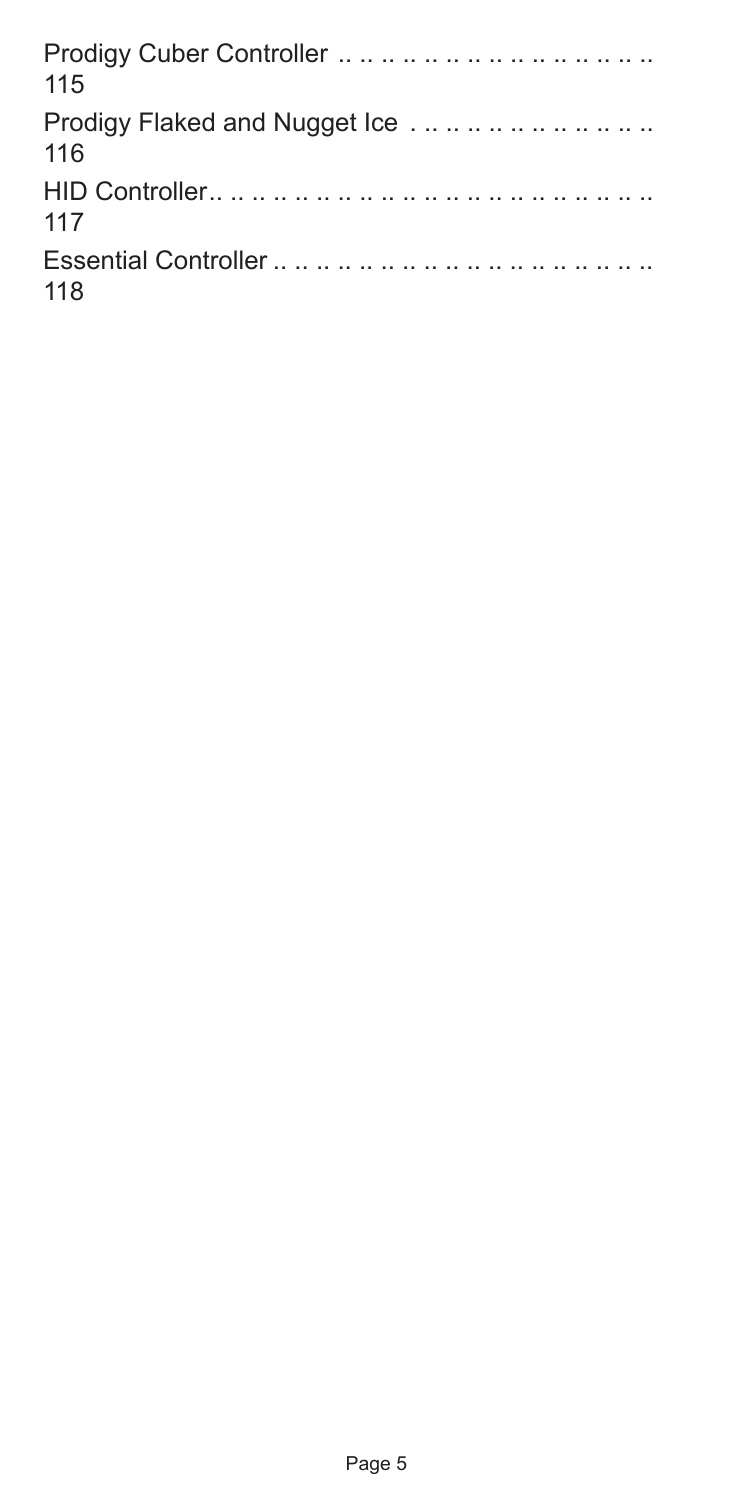Prodigy Cuber Controller .. .. .. .. .. .. .. .. .. .. .. .. .. .. .. .. .. 115

Prodigy Flaked and Nugget Ice . .. .. .. .. .. .. .. .. .. .. .. .. .. 116

HID Controller.. .. .. .. .. .. .. .. .. .. .. .. .. .. .. .. .. .. .. .. .. .. .. .. 117

Essential Controller .. .. .. .. .. .. .. .. .. .. .. .. .. .. .. .. .. .. .. .. 118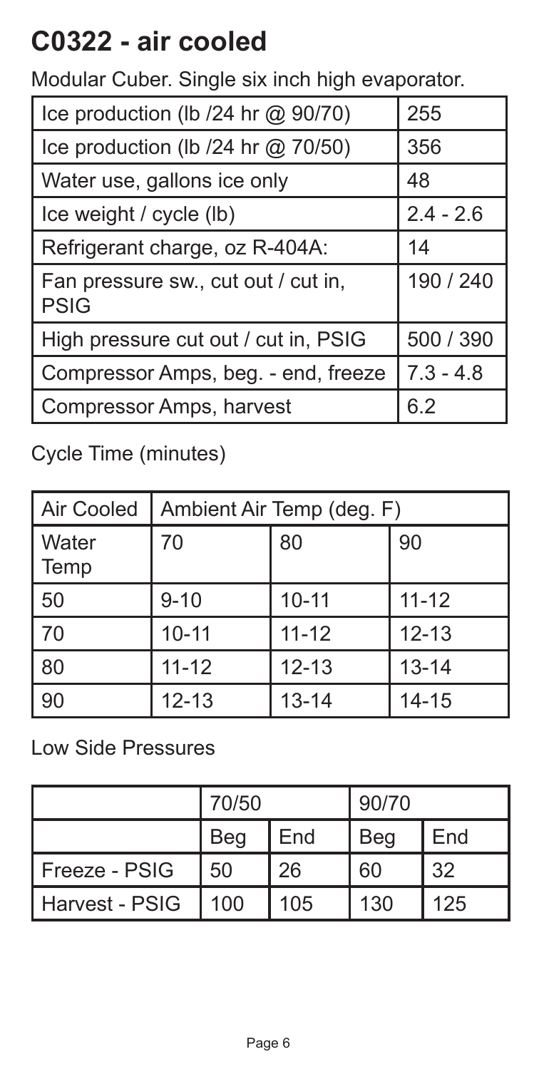# C0322 - air cooled

Modular Cuber. Single six inch high evaporator.

| | |
|---|---|
| Ice production (lb /24 hr @ 90/70) | 255 |
| Ice production (lb /24 hr @ 70/50) | 356 |
| Water use, gallons ice only | 48 |
| Ice weight / cycle (lb) | 2.4 - 2.6 |
| Refrigerant charge, oz R-404A: | 14 |
| Fan pressure sw., cut out / cut in, PSIG | 190 / 240 |
| High pressure cut out / cut in, PSIG | 500 / 390 |
| Compressor Amps, beg. - end, freeze | 7.3 - 4.8 |
| Compressor Amps, harvest | 6.2 |

Cycle Time (minutes)

| Air Cooled | Ambient Air Temp (deg. F) | | |
|---|---|---|---|
| Water Temp | 70 | 80 | 90 |
| 50 | 9-10 | 10-11 | 11-12 |
| 70 | 10-11 | 11-12 | 12-13 |
| 80 | 11-12 | 12-13 | 13-14 |
| 90 | 12-13 | 13-14 | 14-15 |

Low Side Pressures

| | 70/50 | | 90/70 | |
|---|---|---|---|---|
| | Beg | End | Beg | End |
| Freeze - PSIG | 50 | 26 | 60 | 32 |
| Harvest - PSIG | 100 | 105 | 130 | 125 |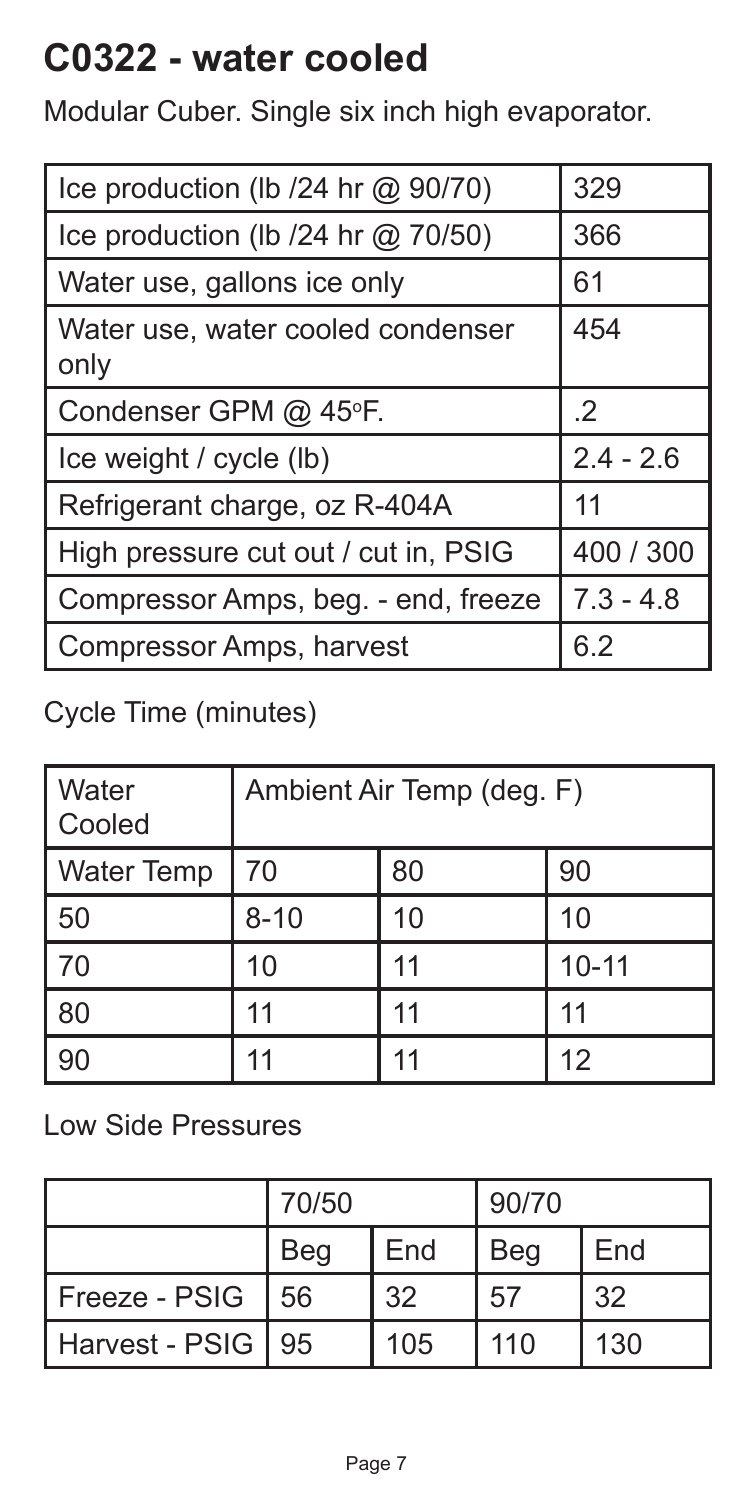# C0322 - water cooled

Modular Cuber. Single six inch high evaporator.

| | |
|---|---|
| Ice production (lb /24 hr @ 90/70) | 329 |
| Ice production (lb /24 hr @ 70/50) | 366 |
| Water use, gallons ice only | 61 |
| Water use, water cooled condenser only | 454 |
| Condenser GPM @ 45°F. | .2 |
| Ice weight / cycle (lb) | 2.4 - 2.6 |
| Refrigerant charge, oz R-404A | 11 |
| High pressure cut out / cut in, PSIG | 400 / 300 |
| Compressor Amps, beg. - end, freeze | 7.3 - 4.8 |
| Compressor Amps, harvest | 6.2 |

Cycle Time (minutes)

| Water Cooled | Ambient Air Temp (deg. F) | | |
|---|---|---|---|
| Water Temp | 70 | 80 | 90 |
| 50 | 8-10 | 10 | 10 |
| 70 | 10 | 11 | 10-11 |
| 80 | 11 | 11 | 11 |
| 90 | 11 | 11 | 12 |

Low Side Pressures

| | 70/50 | | 90/70 | |
|---|---|---|---|---|
| | Beg | End | Beg | End |
| Freeze - PSIG | 56 | 32 | 57 | 32 |
| Harvest - PSIG | 95 | 105 | 110 | 130 |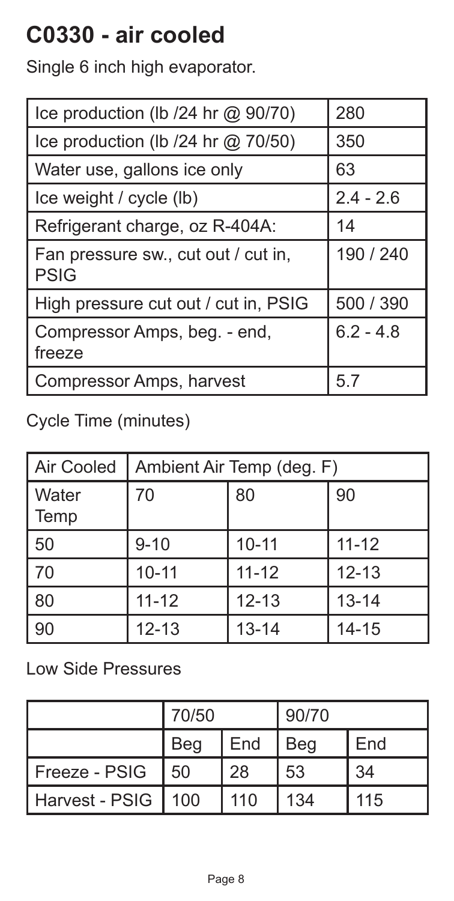# C0330 - air cooled

Single 6 inch high evaporator.

| Ice production (lb /24 hr @ 90/70) | 280 |
|---|---|
| Ice production (lb /24 hr @ 70/50) | 350 |
| Water use, gallons ice only | 63 |
| Ice weight / cycle (lb) | 2.4 - 2.6 |
| Refrigerant charge, oz R-404A: | 14 |
| Fan pressure sw., cut out / cut in, PSIG | 190 / 240 |
| High pressure cut out / cut in, PSIG | 500 / 390 |
| Compressor Amps, beg. - end, freeze | 6.2 - 4.8 |
| Compressor Amps, harvest | 5.7 |

Cycle Time (minutes)

| Air Cooled | Ambient Air Temp (deg. F) | | |
|---|---|---|---|
| Water Temp | 70 | 80 | 90 |
| 50 | 9-10 | 10-11 | 11-12 |
| 70 | 10-11 | 11-12 | 12-13 |
| 80 | 11-12 | 12-13 | 13-14 |
| 90 | 12-13 | 13-14 | 14-15 |

Low Side Pressures

| | 70/50 | | 90/70 | |
|---|---|---|---|---|
| | Beg | End | Beg | End |
| Freeze - PSIG | 50 | 28 | 53 | 34 |
| Harvest - PSIG | 100 | 110 | 134 | 115 |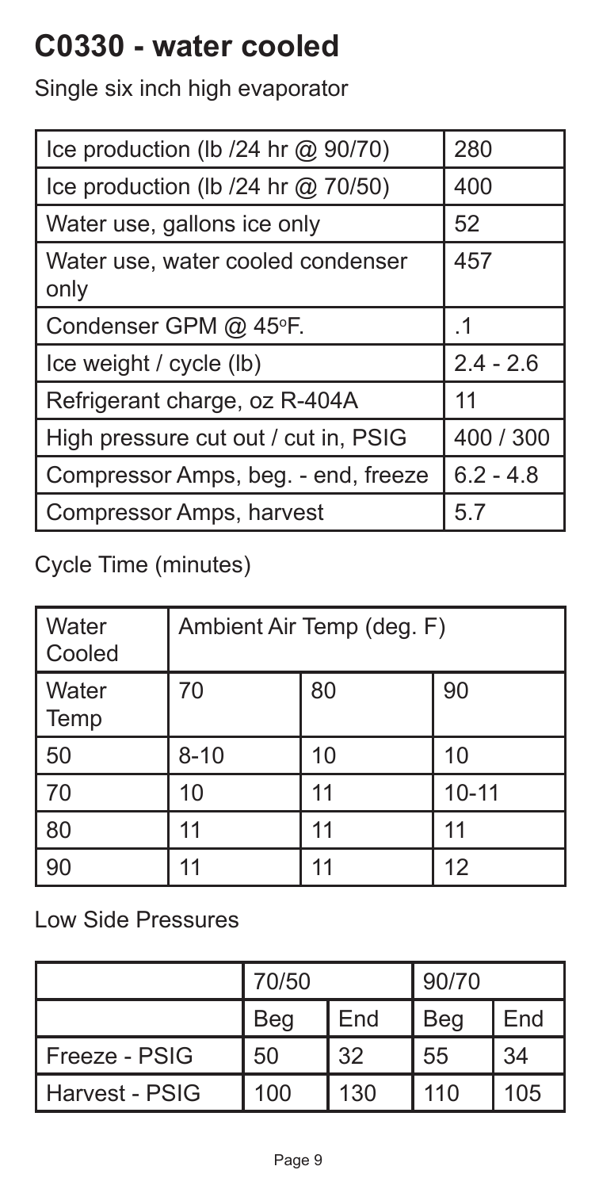# C0330 - water cooled

Single six inch high evaporator

| | |
|---|---|
| Ice production (lb /24 hr @ 90/70) | 280 |
| Ice production (lb /24 hr @ 70/50) | 400 |
| Water use, gallons ice only | 52 |
| Water use, water cooled condenser only | 457 |
| Condenser GPM @ 45°F. | .1 |
| Ice weight / cycle (lb) | 2.4 - 2.6 |
| Refrigerant charge, oz R-404A | 11 |
| High pressure cut out / cut in, PSIG | 400 / 300 |
| Compressor Amps, beg. - end, freeze | 6.2 - 4.8 |
| Compressor Amps, harvest | 5.7 |

Cycle Time (minutes)

| Water Cooled | Ambient Air Temp (deg. F) | | |
|---|---|---|---|
| Water Temp | 70 | 80 | 90 |
| 50 | 8-10 | 10 | 10 |
| 70 | 10 | 11 | 10-11 |
| 80 | 11 | 11 | 11 |
| 90 | 11 | 11 | 12 |

Low Side Pressures

| | 70/50 | | 90/70 | |
|---|---|---|---|---|
| | Beg | End | Beg | End |
| Freeze - PSIG | 50 | 32 | 55 | 34 |
| Harvest - PSIG | 100 | 130 | 110 | 105 |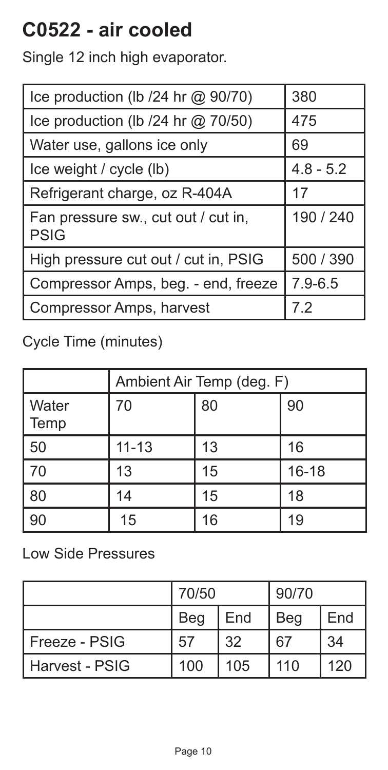# C0522 - air cooled

Single 12 inch high evaporator.

| | |
|---|---|
| Ice production (lb /24 hr @ 90/70) | 380 |
| Ice production (lb /24 hr @ 70/50) | 475 |
| Water use, gallons ice only | 69 |
| Ice weight / cycle (lb) | 4.8 - 5.2 |
| Refrigerant charge, oz R-404A | 17 |
| Fan pressure sw., cut out / cut in, PSIG | 190 / 240 |
| High pressure cut out / cut in, PSIG | 500 / 390 |
| Compressor Amps, beg. - end, freeze | 7.9-6.5 |
| Compressor Amps, harvest | 7.2 |

Cycle Time (minutes)

| | Ambient Air Temp (deg. F) | | |
|---|---|---|---|
| Water Temp | 70 | 80 | 90 |
| 50 | 11-13 | 13 | 16 |
| 70 | 13 | 15 | 16-18 |
| 80 | 14 | 15 | 18 |
| 90 | 15 | 16 | 19 |

Low Side Pressures

| | 70/50 | | 90/70 | |
|---|---|---|---|---|
| | Beg | End | Beg | End |
| Freeze - PSIG | 57 | 32 | 67 | 34 |
| Harvest - PSIG | 100 | 105 | 110 | 120 |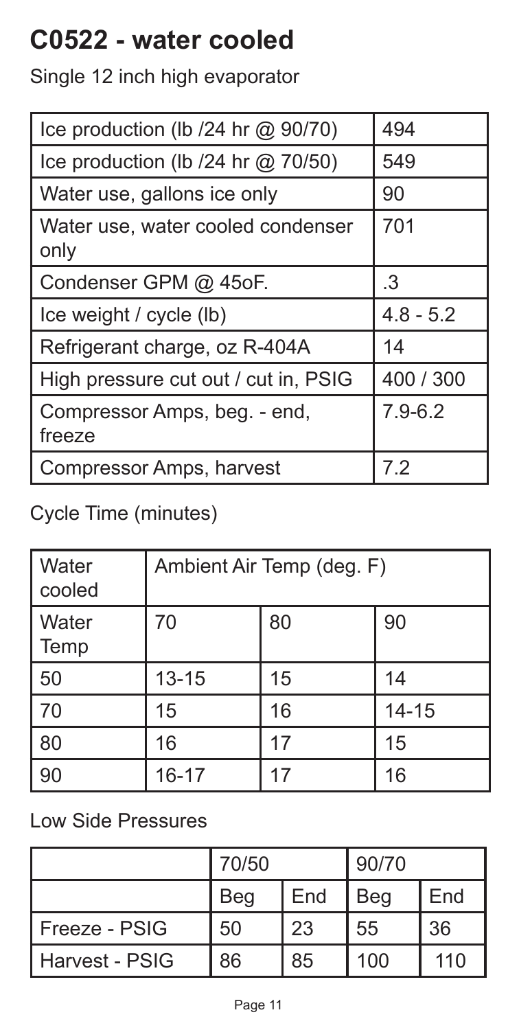# C0522 - water cooled

Single 12 inch high evaporator

| | |
|---|---|
| Ice production (lb /24 hr @ 90/70) | 494 |
| Ice production (lb /24 hr @ 70/50) | 549 |
| Water use, gallons ice only | 90 |
| Water use, water cooled condenser only | 701 |
| Condenser GPM @ 45oF. | .3 |
| Ice weight / cycle (lb) | 4.8 - 5.2 |
| Refrigerant charge, oz R-404A | 14 |
| High pressure cut out / cut in, PSIG | 400 / 300 |
| Compressor Amps, beg. - end, freeze | 7.9-6.2 |
| Compressor Amps, harvest | 7.2 |

Cycle Time (minutes)

| Water cooled | Ambient Air Temp (deg. F) | | |
|---|---|---|---|
| Water Temp | 70 | 80 | 90 |
| 50 | 13-15 | 15 | 14 |
| 70 | 15 | 16 | 14-15 |
| 80 | 16 | 17 | 15 |
| 90 | 16-17 | 17 | 16 |

Low Side Pressures

| | 70/50 | | 90/70 | |
|---|---|---|---|---|
| | Beg | End | Beg | End |
| Freeze - PSIG | 50 | 23 | 55 | 36 |
| Harvest - PSIG | 86 | 85 | 100 | 110 |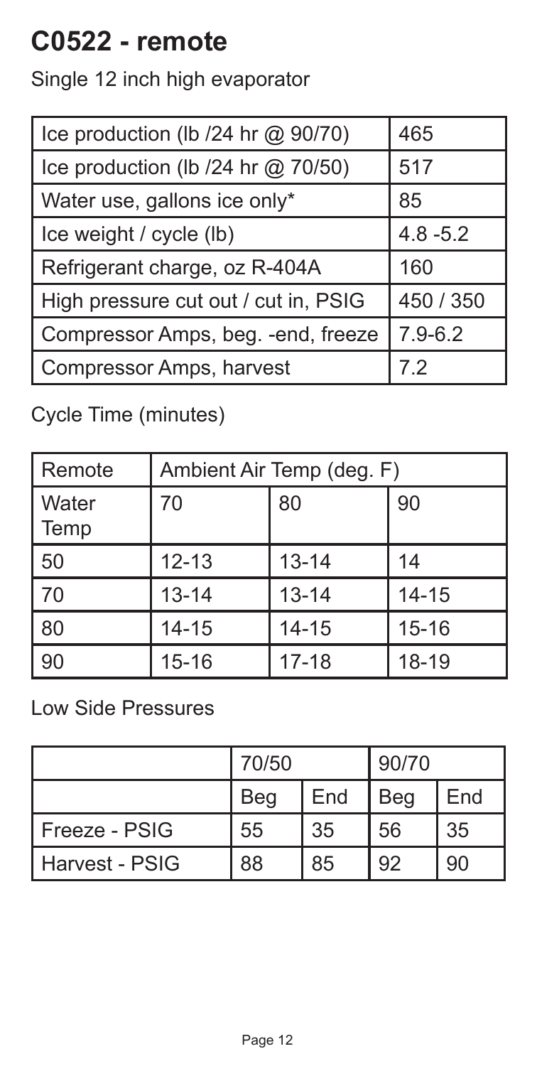# C0522 - remote

Single 12 inch high evaporator

| | |
|---|---|
| Ice production (lb /24 hr @ 90/70) | 465 |
| Ice production (lb /24 hr @ 70/50) | 517 |
| Water use, gallons ice only* | 85 |
| Ice weight / cycle (lb) | 4.8 -5.2 |
| Refrigerant charge, oz R-404A | 160 |
| High pressure cut out / cut in, PSIG | 450 / 350 |
| Compressor Amps, beg. -end, freeze | 7.9-6.2 |
| Compressor Amps, harvest | 7.2 |

Cycle Time (minutes)

| Remote | Ambient Air Temp (deg. F) | | |
|---|---|---|---|
| Water Temp | 70 | 80 | 90 |
| 50 | 12-13 | 13-14 | 14 |
| 70 | 13-14 | 13-14 | 14-15 |
| 80 | 14-15 | 14-15 | 15-16 |
| 90 | 15-16 | 17-18 | 18-19 |

Low Side Pressures

| | 70/50 | | 90/70 | |
|---|---|---|---|---|
| | Beg | End | Beg | End |
| Freeze - PSIG | 55 | 35 | 56 | 35 |
| Harvest - PSIG | 88 | 85 | 92 | 90 |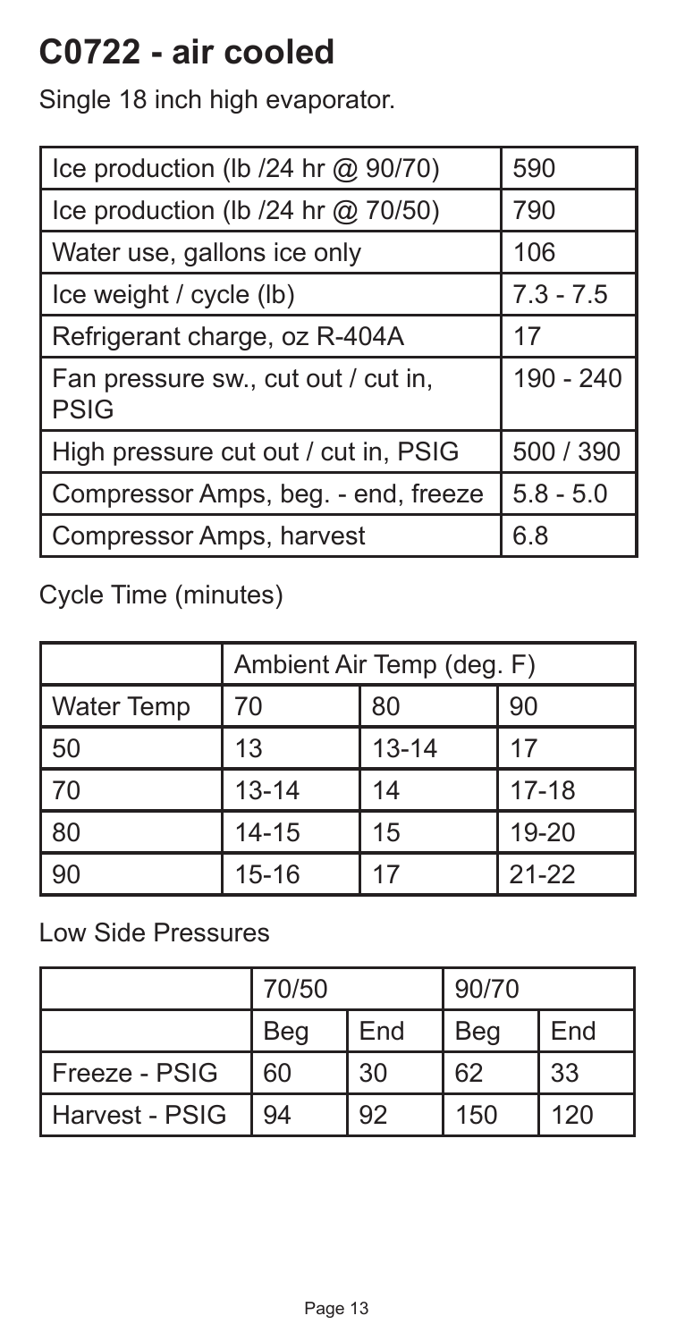# C0722 - air cooled

Single 18 inch high evaporator.

| | |
|---|---|
| Ice production (lb /24 hr @ 90/70) | 590 |
| Ice production (lb /24 hr @ 70/50) | 790 |
| Water use, gallons ice only | 106 |
| Ice weight / cycle (lb) | 7.3 - 7.5 |
| Refrigerant charge, oz R-404A | 17 |
| Fan pressure sw., cut out / cut in, PSIG | 190 - 240 |
| High pressure cut out / cut in, PSIG | 500 / 390 |
| Compressor Amps, beg. - end, freeze | 5.8 - 5.0 |
| Compressor Amps, harvest | 6.8 |

Cycle Time (minutes)

| | Ambient Air Temp (deg. F) | | |
|---|---|---|---|
| Water Temp | 70 | 80 | 90 |
| 50 | 13 | 13-14 | 17 |
| 70 | 13-14 | 14 | 17-18 |
| 80 | 14-15 | 15 | 19-20 |
| 90 | 15-16 | 17 | 21-22 |

Low Side Pressures

| | 70/50 | | 90/70 | |
|---|---|---|---|---|
| | Beg | End | Beg | End |
| Freeze - PSIG | 60 | 30 | 62 | 33 |
| Harvest - PSIG | 94 | 92 | 150 | 120 |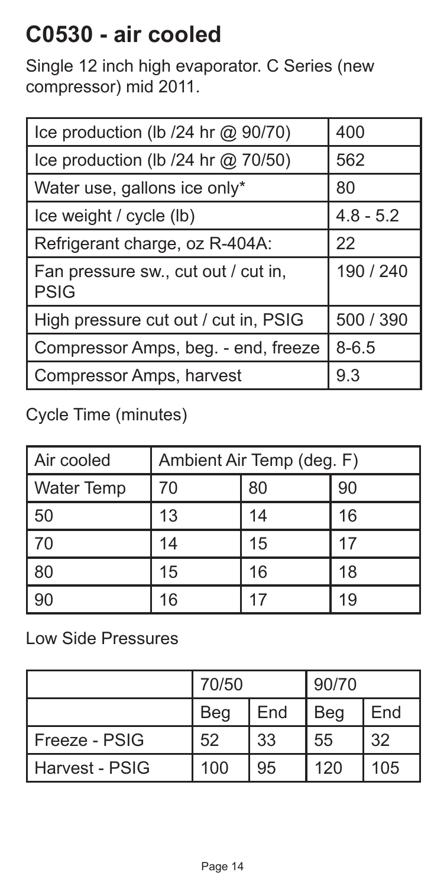# C0530 - air cooled

Single 12 inch high evaporator. C Series (new compressor) mid 2011.

| | |
|---|---|
| Ice production (lb /24 hr @ 90/70) | 400 |
| Ice production (lb /24 hr @ 70/50) | 562 |
| Water use, gallons ice only* | 80 |
| Ice weight / cycle (lb) | 4.8 - 5.2 |
| Refrigerant charge, oz R-404A: | 22 |
| Fan pressure sw., cut out / cut in, PSIG | 190 / 240 |
| High pressure cut out / cut in, PSIG | 500 / 390 |
| Compressor Amps, beg. - end, freeze | 8-6.5 |
| Compressor Amps, harvest | 9.3 |

Cycle Time (minutes)

| Air cooled | Ambient Air Temp (deg. F) | | |
|---|---|---|---|
| Water Temp | 70 | 80 | 90 |
| 50 | 13 | 14 | 16 |
| 70 | 14 | 15 | 17 |
| 80 | 15 | 16 | 18 |
| 90 | 16 | 17 | 19 |

Low Side Pressures

| | 70/50 | | 90/70 | |
|---|---|---|---|---|
| | Beg | End | Beg | End |
| Freeze - PSIG | 52 | 33 | 55 | 32 |
| Harvest - PSIG | 100 | 95 | 120 | 105 |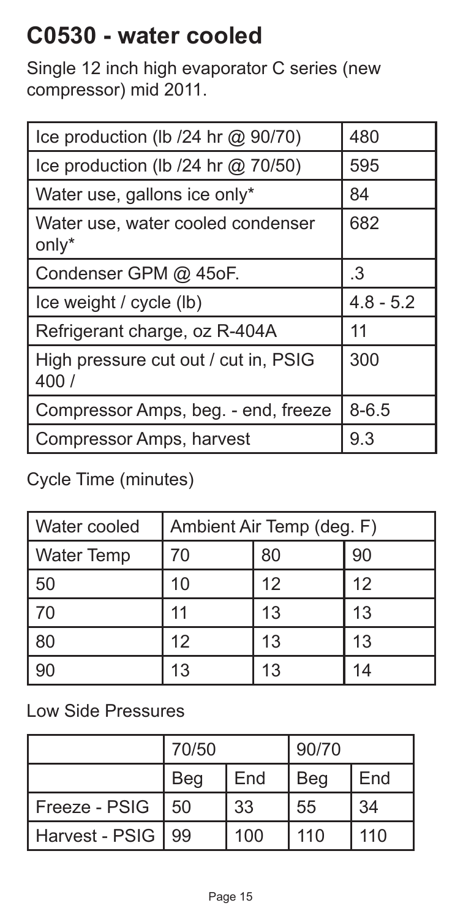# C0530 - water cooled

Single 12 inch high evaporator C series (new compressor) mid 2011.

| | |
|---|---|
| Ice production (lb /24 hr @ 90/70) | 480 |
| Ice production (lb /24 hr @ 70/50) | 595 |
| Water use, gallons ice only* | 84 |
| Water use, water cooled condenser only* | 682 |
| Condenser GPM @ 45oF. | .3 |
| Ice weight / cycle (lb) | 4.8 - 5.2 |
| Refrigerant charge, oz R-404A | 11 |
| High pressure cut out / cut in, PSIG 400 / | 300 |
| Compressor Amps, beg. - end, freeze | 8-6.5 |
| Compressor Amps, harvest | 9.3 |

Cycle Time (minutes)

| Water cooled | Ambient Air Temp (deg. F) | | |
|---|---|---|---|
| Water Temp | 70 | 80 | 90 |
| 50 | 10 | 12 | 12 |
| 70 | 11 | 13 | 13 |
| 80 | 12 | 13 | 13 |
| 90 | 13 | 13 | 14 |

Low Side Pressures

| | 70/50 | | 90/70 | |
|---|---|---|---|---|
| | Beg | End | Beg | End |
| Freeze - PSIG | 50 | 33 | 55 | 34 |
| Harvest - PSIG | 99 | 100 | 110 | 110 |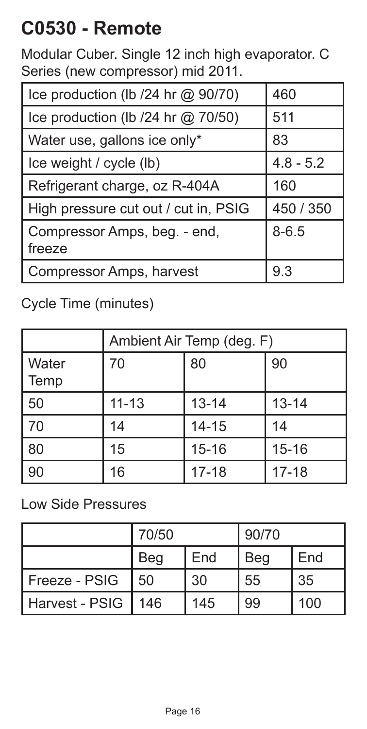# C0530 - Remote

Modular Cuber. Single 12 inch high evaporator. C Series (new compressor) mid 2011.

| | |
|---|---|
| Ice production (lb /24 hr @ 90/70) | 460 |
| Ice production (lb /24 hr @ 70/50) | 511 |
| Water use, gallons ice only* | 83 |
| Ice weight / cycle (lb) | 4.8 - 5.2 |
| Refrigerant charge, oz R-404A | 160 |
| High pressure cut out / cut in, PSIG | 450 / 350 |
| Compressor Amps, beg. - end, freeze | 8-6.5 |
| Compressor Amps, harvest | 9.3 |

Cycle Time (minutes)

| | Ambient Air Temp (deg. F) | | |
|---|---|---|---|
| Water Temp | 70 | 80 | 90 |
| 50 | 11-13 | 13-14 | 13-14 |
| 70 | 14 | 14-15 | 14 |
| 80 | 15 | 15-16 | 15-16 |
| 90 | 16 | 17-18 | 17-18 |

Low Side Pressures

| | 70/50 | | 90/70 | |
|---|---|---|---|---|
| | Beg | End | Beg | End |
| Freeze - PSIG | 50 | 30 | 55 | 35 |
| Harvest - PSIG | 146 | 145 | 99 | 100 |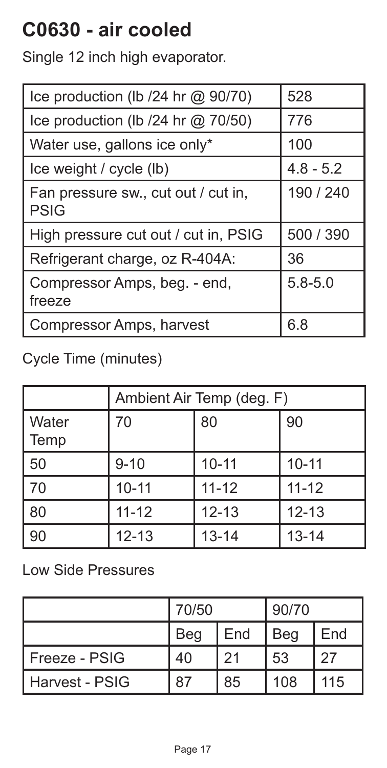# C0630 - air cooled

Single 12 inch high evaporator.

| | |
|---|---|
| Ice production (lb /24 hr @ 90/70) | 528 |
| Ice production (lb /24 hr @ 70/50) | 776 |
| Water use, gallons ice only* | 100 |
| Ice weight / cycle (lb) | 4.8 - 5.2 |
| Fan pressure sw., cut out / cut in, PSIG | 190 / 240 |
| High pressure cut out / cut in, PSIG | 500 / 390 |
| Refrigerant charge, oz R-404A: | 36 |
| Compressor Amps, beg. - end, freeze | 5.8-5.0 |
| Compressor Amps, harvest | 6.8 |

Cycle Time (minutes)

| | Ambient Air Temp (deg. F) | | |
|---|---|---|---|
| Water Temp | 70 | 80 | 90 |
| 50 | 9-10 | 10-11 | 10-11 |
| 70 | 10-11 | 11-12 | 11-12 |
| 80 | 11-12 | 12-13 | 12-13 |
| 90 | 12-13 | 13-14 | 13-14 |

Low Side Pressures

| | 70/50 | | 90/70 | |
|---|---|---|---|---|
| | Beg | End | Beg | End |
| Freeze - PSIG | 40 | 21 | 53 | 27 |
| Harvest - PSIG | 87 | 85 | 108 | 115 |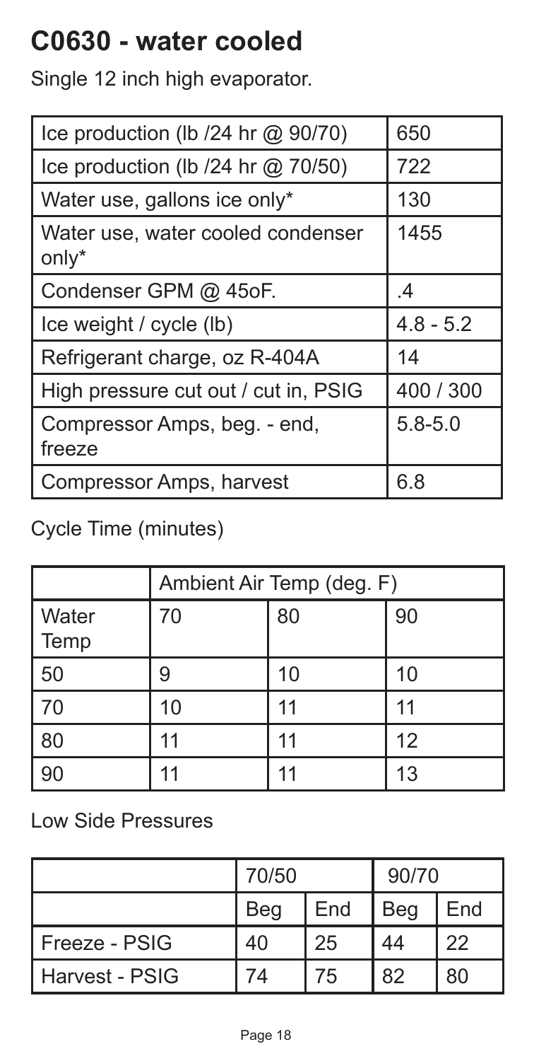# C0630 - water cooled

Single 12 inch high evaporator.

| | |
|---|---|
| Ice production (lb /24 hr @ 90/70) | 650 |
| Ice production (lb /24 hr @ 70/50) | 722 |
| Water use, gallons ice only* | 130 |
| Water use, water cooled condenser only* | 1455 |
| Condenser GPM @ 45oF. | .4 |
| Ice weight / cycle (lb) | 4.8 - 5.2 |
| Refrigerant charge, oz R-404A | 14 |
| High pressure cut out / cut in, PSIG | 400 / 300 |
| Compressor Amps, beg. - end, freeze | 5.8-5.0 |
| Compressor Amps, harvest | 6.8 |

Cycle Time (minutes)

| | Ambient Air Temp (deg. F) | | |
|---|---|---|---|
| Water Temp | 70 | 80 | 90 |
| 50 | 9 | 10 | 10 |
| 70 | 10 | 11 | 11 |
| 80 | 11 | 11 | 12 |
| 90 | 11 | 11 | 13 |

Low Side Pressures

| | 70/50 | | 90/70 | |
|---|---|---|---|---|
| | Beg | End | Beg | End |
| Freeze - PSIG | 40 | 25 | 44 | 22 |
| Harvest - PSIG | 74 | 75 | 82 | 80 |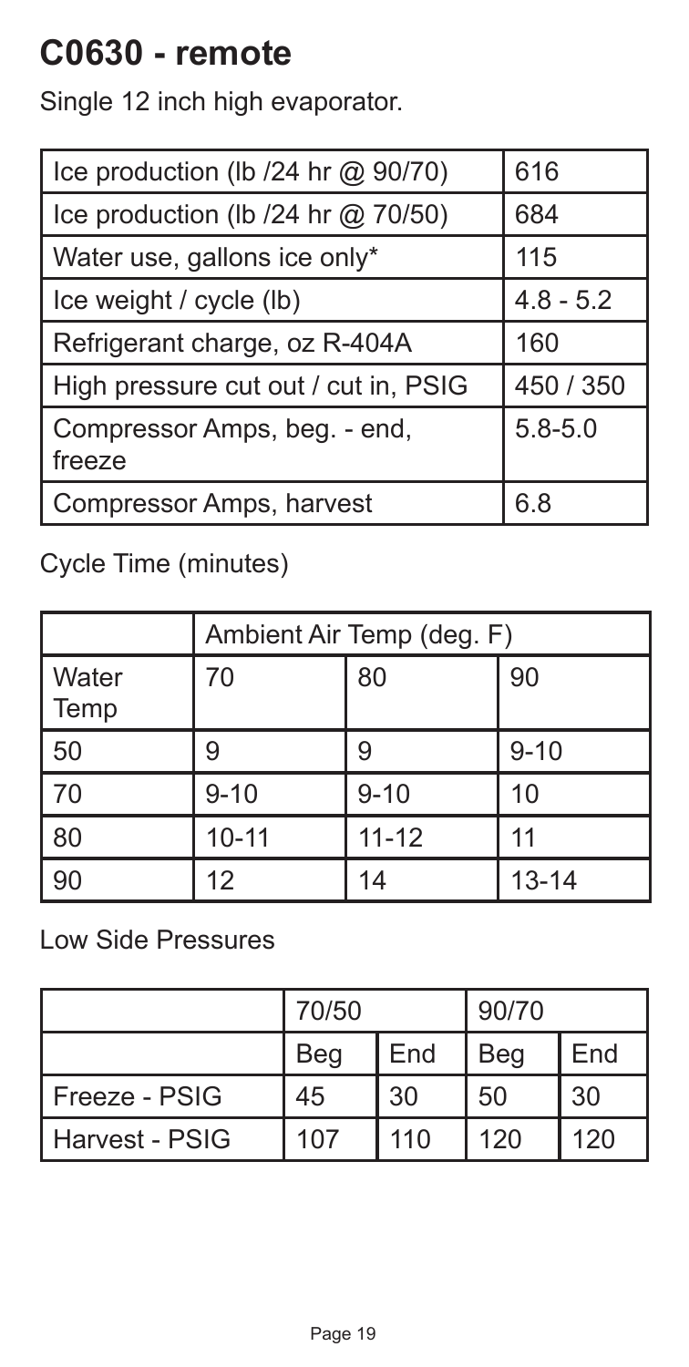# C0630 - remote

Single 12 inch high evaporator.

| | |
|---|---|
| Ice production (lb /24 hr @ 90/70) | 616 |
| Ice production (lb /24 hr @ 70/50) | 684 |
| Water use, gallons ice only* | 115 |
| Ice weight / cycle (lb) | 4.8 - 5.2 |
| Refrigerant charge, oz R-404A | 160 |
| High pressure cut out / cut in, PSIG | 450 / 350 |
| Compressor Amps, beg. - end, freeze | 5.8-5.0 |
| Compressor Amps, harvest | 6.8 |

Cycle Time (minutes)

| | Ambient Air Temp (deg. F) | | |
|---|---|---|---|
| Water Temp | 70 | 80 | 90 |
| 50 | 9 | 9 | 9-10 |
| 70 | 9-10 | 9-10 | 10 |
| 80 | 10-11 | 11-12 | 11 |
| 90 | 12 | 14 | 13-14 |

Low Side Pressures

| | 70/50 | | 90/70 | |
|---|---|---|---|---|
| | Beg | End | Beg | End |
| Freeze - PSIG | 45 | 30 | 50 | 30 |
| Harvest - PSIG | 107 | 110 | 120 | 120 |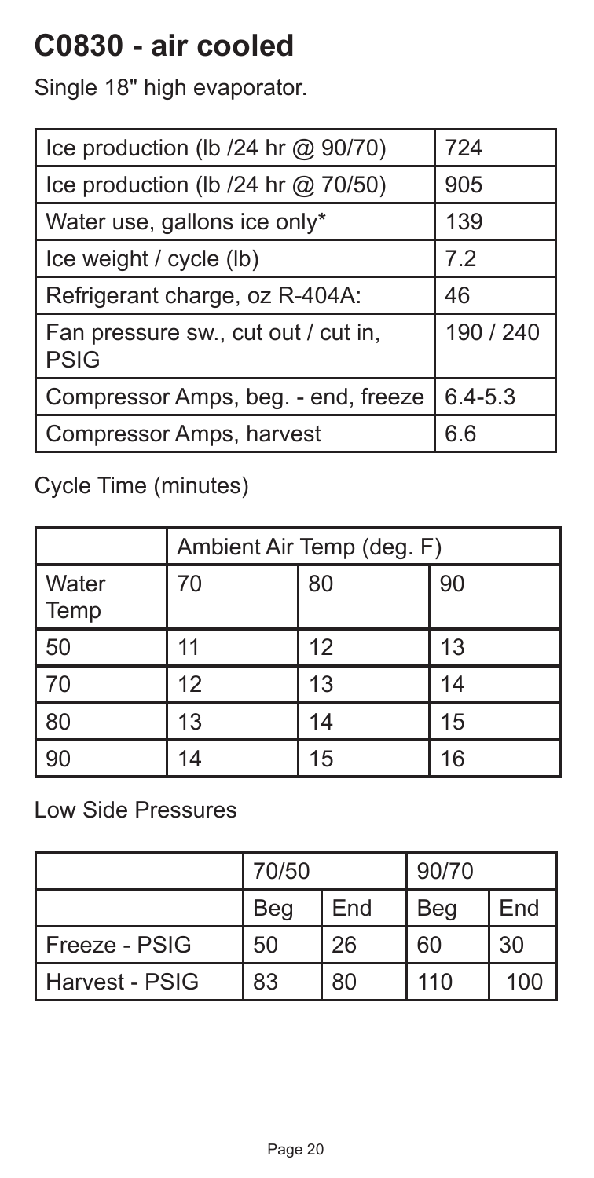# C0830 - air cooled

Single 18" high evaporator.

| | |
|---|---|
| Ice production (lb /24 hr @ 90/70) | 724 |
| Ice production (lb /24 hr @ 70/50) | 905 |
| Water use, gallons ice only* | 139 |
| Ice weight / cycle (lb) | 7.2 |
| Refrigerant charge, oz R-404A: | 46 |
| Fan pressure sw., cut out / cut in, PSIG | 190 / 240 |
| Compressor Amps, beg. - end, freeze | 6.4-5.3 |
| Compressor Amps, harvest | 6.6 |

Cycle Time (minutes)

| | Ambient Air Temp (deg. F) | | |
|---|---|---|---|
| Water Temp | 70 | 80 | 90 |
| 50 | 11 | 12 | 13 |
| 70 | 12 | 13 | 14 |
| 80 | 13 | 14 | 15 |
| 90 | 14 | 15 | 16 |

Low Side Pressures

| | 70/50 | | 90/70 | |
|---|---|---|---|---|
| | Beg | End | Beg | End |
| Freeze - PSIG | 50 | 26 | 60 | 30 |
| Harvest - PSIG | 83 | 80 | 110 | 100 |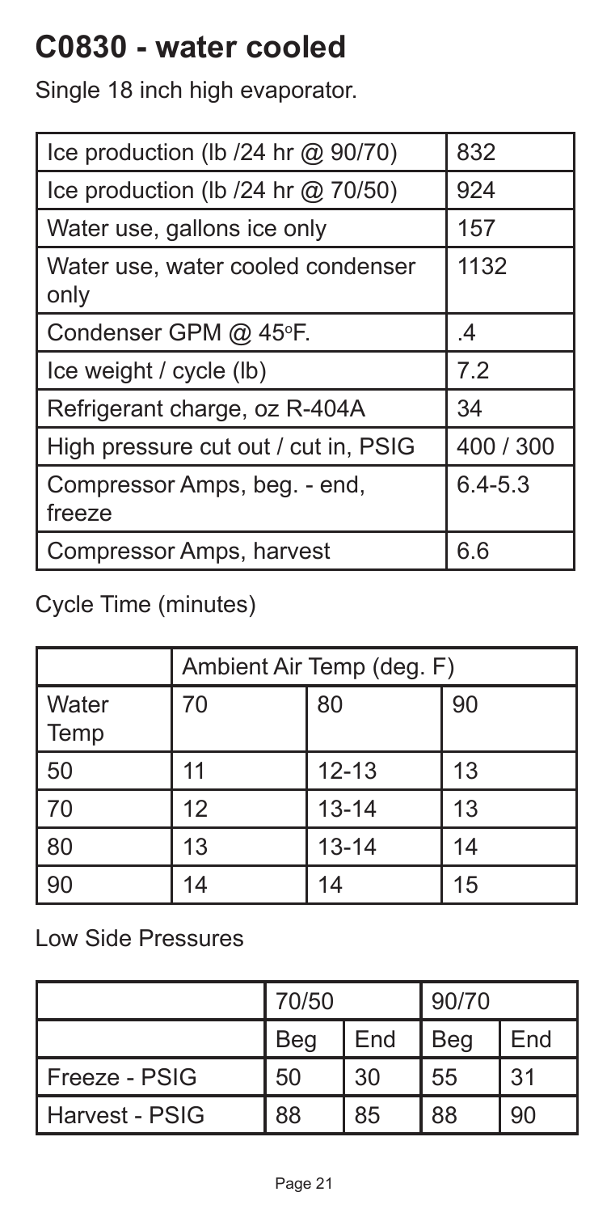# C0830 - water cooled

Single 18 inch high evaporator.

| | |
|---|---|
| Ice production (lb /24 hr @ 90/70) | 832 |
| Ice production (lb /24 hr @ 70/50) | 924 |
| Water use, gallons ice only | 157 |
| Water use, water cooled condenser only | 1132 |
| Condenser GPM @ 45°F. | .4 |
| Ice weight / cycle (lb) | 7.2 |
| Refrigerant charge, oz R-404A | 34 |
| High pressure cut out / cut in, PSIG | 400 / 300 |
| Compressor Amps, beg. - end, freeze | 6.4-5.3 |
| Compressor Amps, harvest | 6.6 |

Cycle Time (minutes)

| | Ambient Air Temp (deg. F) | | |
|---|---|---|---|
| Water Temp | 70 | 80 | 90 |
| 50 | 11 | 12-13 | 13 |
| 70 | 12 | 13-14 | 13 |
| 80 | 13 | 13-14 | 14 |
| 90 | 14 | 14 | 15 |

Low Side Pressures

| | 70/50 | | 90/70 | |
|---|---|---|---|---|
| | Beg | End | Beg | End |
| Freeze - PSIG | 50 | 30 | 55 | 31 |
| Harvest - PSIG | 88 | 85 | 88 | 90 |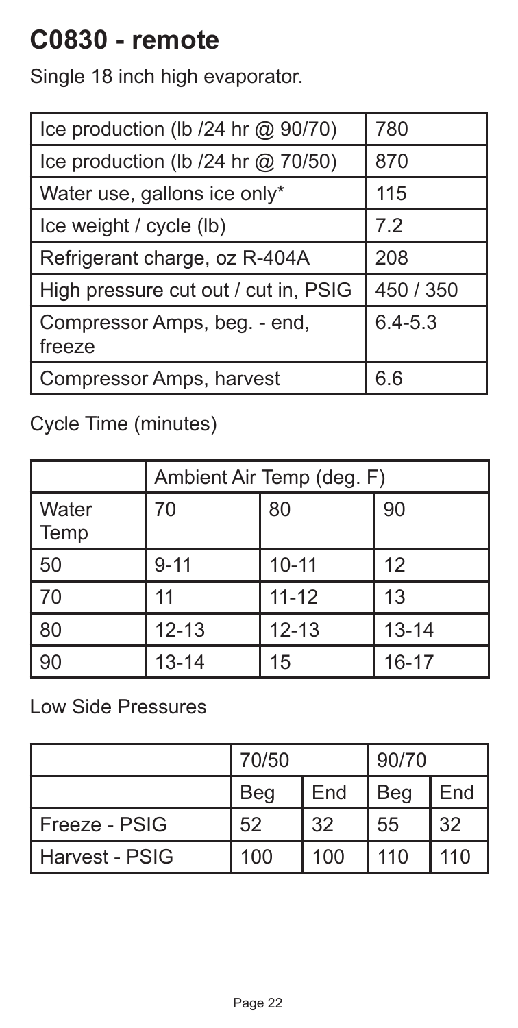# C0830 - remote

Single 18 inch high evaporator.

| Ice production (lb /24 hr @ 90/70) | 780 |
| --- | --- |
| Ice production (lb /24 hr @ 70/50) | 870 |
| Water use, gallons ice only* | 115 |
| Ice weight / cycle (lb) | 7.2 |
| Refrigerant charge, oz R-404A | 208 |
| High pressure cut out / cut in, PSIG | 450 / 350 |
| Compressor Amps, beg. - end, freeze | 6.4-5.3 |
| Compressor Amps, harvest | 6.6 |

Cycle Time (minutes)

| | Ambient Air Temp (deg. F) | | |
| --- | --- | --- | --- |
| Water Temp | 70 | 80 | 90 |
| 50 | 9-11 | 10-11 | 12 |
| 70 | 11 | 11-12 | 13 |
| 80 | 12-13 | 12-13 | 13-14 |
| 90 | 13-14 | 15 | 16-17 |

Low Side Pressures

| | 70/50 | | 90/70 | |
| --- | --- | --- | --- | --- |
| | Beg | End | Beg | End |
| Freeze - PSIG | 52 | 32 | 55 | 32 |
| Harvest - PSIG | 100 | 100 | 110 | 110 |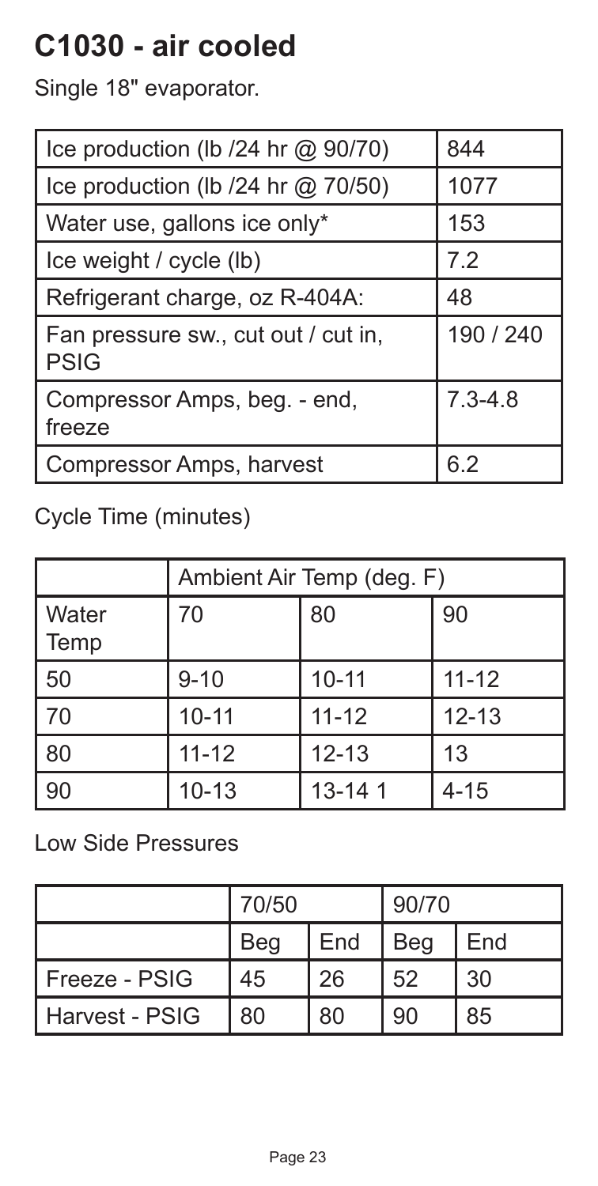# C1030 - air cooled

Single 18" evaporator.

| | |
|---|---|
| Ice production (lb /24 hr @ 90/70) | 844 |
| Ice production (lb /24 hr @ 70/50) | 1077 |
| Water use, gallons ice only* | 153 |
| Ice weight / cycle (lb) | 7.2 |
| Refrigerant charge, oz R-404A: | 48 |
| Fan pressure sw., cut out / cut in, PSIG | 190 / 240 |
| Compressor Amps, beg. - end, freeze | 7.3-4.8 |
| Compressor Amps, harvest | 6.2 |

Cycle Time (minutes)

| | Ambient Air Temp (deg. F) | | |
|---|---|---|---|
| Water Temp | 70 | 80 | 90 |
| 50 | 9-10 | 10-11 | 11-12 |
| 70 | 10-11 | 11-12 | 12-13 |
| 80 | 11-12 | 12-13 | 13 |
| 90 | 10-13 | 13-14 1 | 4-15 |

Low Side Pressures

| | 70/50 | | 90/70 | |
|---|---|---|---|---|
| | Beg | End | Beg | End |
| Freeze - PSIG | 45 | 26 | 52 | 30 |
| Harvest - PSIG | 80 | 80 | 90 | 85 |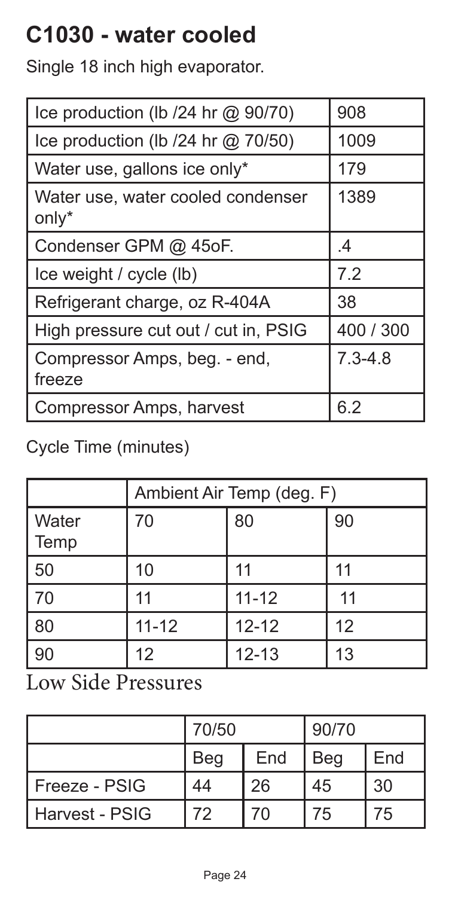# C1030 - water cooled

Single 18 inch high evaporator.

| | |
|---|---|
| Ice production (lb /24 hr @ 90/70) | 908 |
| Ice production (lb /24 hr @ 70/50) | 1009 |
| Water use, gallons ice only* | 179 |
| Water use, water cooled condenser only* | 1389 |
| Condenser GPM @ 45oF. | .4 |
| Ice weight / cycle (lb) | 7.2 |
| Refrigerant charge, oz R-404A | 38 |
| High pressure cut out / cut in, PSIG | 400 / 300 |
| Compressor Amps, beg. - end, freeze | 7.3-4.8 |
| Compressor Amps, harvest | 6.2 |

Cycle Time (minutes)

| | Ambient Air Temp (deg. F) | | |
|---|---|---|---|
| Water Temp | 70 | 80 | 90 |
| 50 | 10 | 11 | 11 |
| 70 | 11 | 11-12 | 11 |
| 80 | 11-12 | 12-12 | 12 |
| 90 | 12 | 12-13 | 13 |

## Low Side Pressures

| | 70/50 | | 90/70 | |
|---|---|---|---|---|
| | Beg | End | Beg | End |
| Freeze - PSIG | 44 | 26 | 45 | 30 |
| Harvest - PSIG | 72 | 70 | 75 | 75 |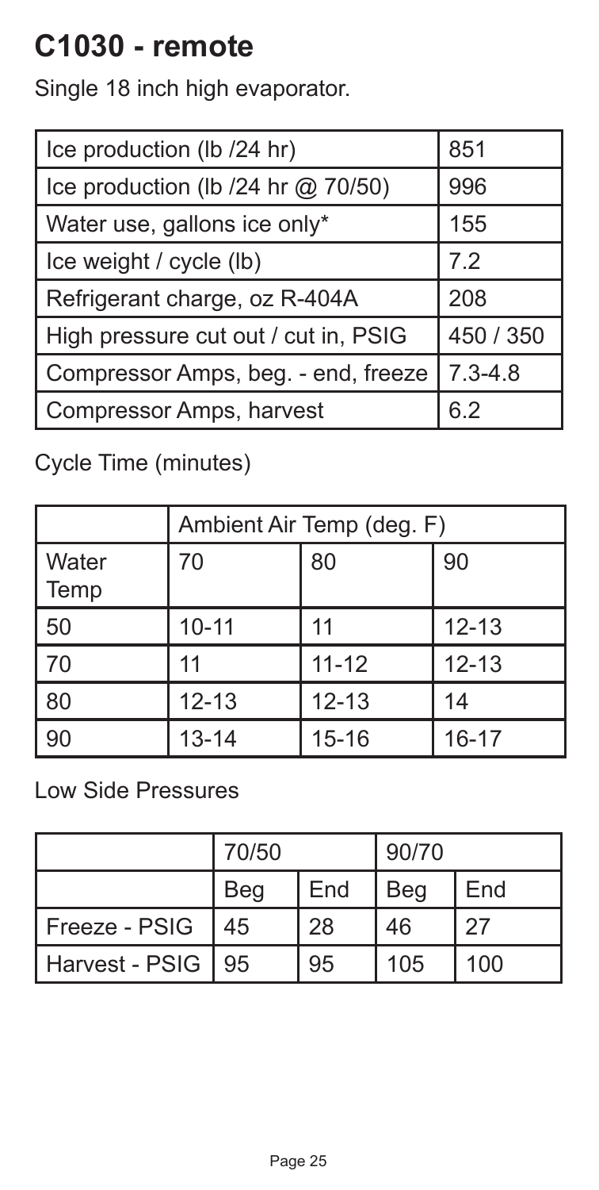# C1030 - remote

Single 18 inch high evaporator.

| Ice production (lb /24 hr) | 851 |
|---|---|
| Ice production (lb /24 hr @ 70/50) | 996 |
| Water use, gallons ice only* | 155 |
| Ice weight / cycle (lb) | 7.2 |
| Refrigerant charge, oz R-404A | 208 |
| High pressure cut out / cut in, PSIG | 450 / 350 |
| Compressor Amps, beg. - end, freeze | 7.3-4.8 |
| Compressor Amps, harvest | 6.2 |

Cycle Time (minutes)

| | Ambient Air Temp (deg. F) | | |
|---|---|---|---|
| Water Temp | 70 | 80 | 90 |
| 50 | 10-11 | 11 | 12-13 |
| 70 | 11 | 11-12 | 12-13 |
| 80 | 12-13 | 12-13 | 14 |
| 90 | 13-14 | 15-16 | 16-17 |

Low Side Pressures

| | 70/50 | | 90/70 | |
|---|---|---|---|---|
| | Beg | End | Beg | End |
| Freeze - PSIG | 45 | 28 | 46 | 27 |
| Harvest - PSIG | 95 | 95 | 105 | 100 |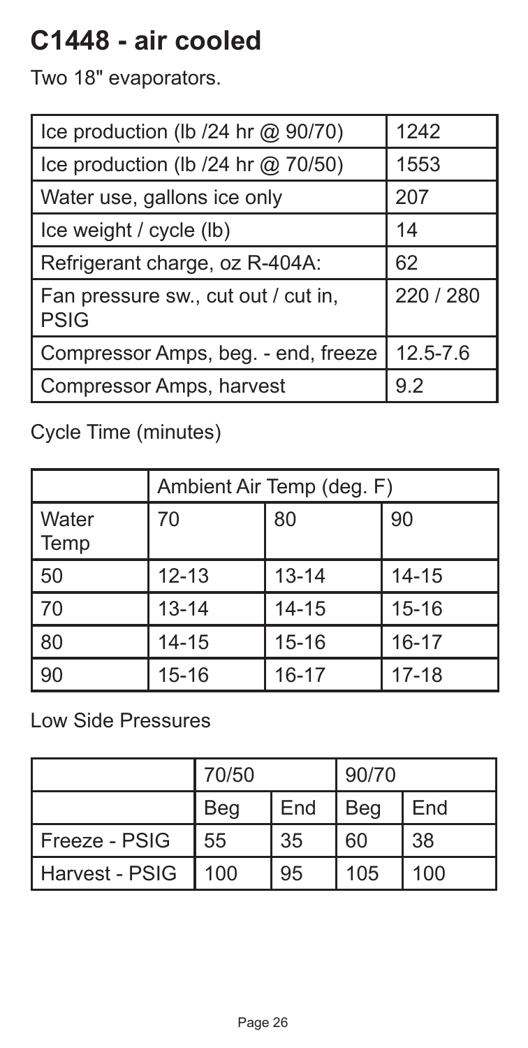# C1448 - air cooled

Two 18" evaporators.

| | |
|---|---|
| Ice production (lb /24 hr @ 90/70) | 1242 |
| Ice production (lb /24 hr @ 70/50) | 1553 |
| Water use, gallons ice only | 207 |
| Ice weight / cycle (lb) | 14 |
| Refrigerant charge, oz R-404A: | 62 |
| Fan pressure sw., cut out / cut in, PSIG | 220 / 280 |
| Compressor Amps, beg. - end, freeze | 12.5-7.6 |
| Compressor Amps, harvest | 9.2 |

Cycle Time (minutes)

| | Ambient Air Temp (deg. F) | | |
|---|---|---|---|
| Water Temp | 70 | 80 | 90 |
| 50 | 12-13 | 13-14 | 14-15 |
| 70 | 13-14 | 14-15 | 15-16 |
| 80 | 14-15 | 15-16 | 16-17 |
| 90 | 15-16 | 16-17 | 17-18 |

Low Side Pressures

| | 70/50 | | 90/70 | |
|---|---|---|---|---|
| | Beg | End | Beg | End |
| Freeze - PSIG | 55 | 35 | 60 | 38 |
| Harvest - PSIG | 100 | 95 | 105 | 100 |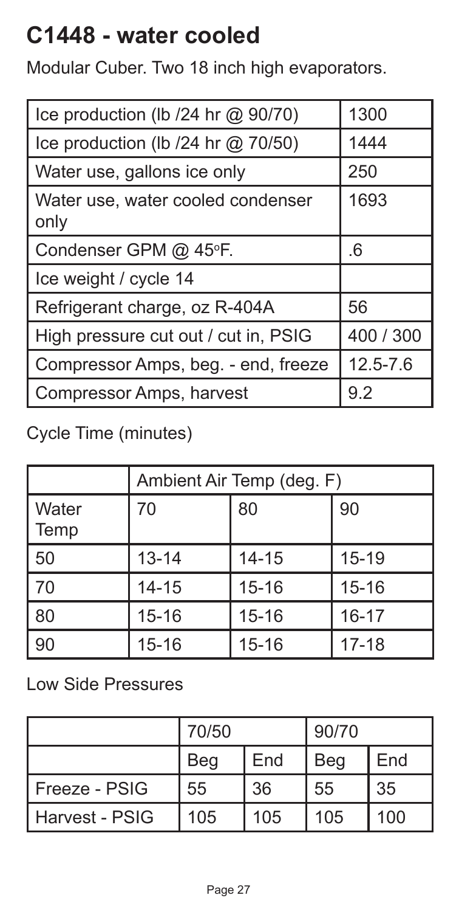# C1448 - water cooled

Modular Cuber. Two 18 inch high evaporators.

| | |
|---|---|
| Ice production (lb /24 hr @ 90/70) | 1300 |
| Ice production (lb /24 hr @ 70/50) | 1444 |
| Water use, gallons ice only | 250 |
| Water use, water cooled condenser only | 1693 |
| Condenser GPM @ 45°F. | .6 |
| Ice weight / cycle 14 | |
| Refrigerant charge, oz R-404A | 56 |
| High pressure cut out / cut in, PSIG | 400 / 300 |
| Compressor Amps, beg. - end, freeze | 12.5-7.6 |
| Compressor Amps, harvest | 9.2 |

Cycle Time (minutes)

| | Ambient Air Temp (deg. F) | | |
|---|---|---|---|
| Water Temp | 70 | 80 | 90 |
| 50 | 13-14 | 14-15 | 15-19 |
| 70 | 14-15 | 15-16 | 15-16 |
| 80 | 15-16 | 15-16 | 16-17 |
| 90 | 15-16 | 15-16 | 17-18 |

Low Side Pressures

| | 70/50 | | 90/70 | |
|---|---|---|---|---|
| | Beg | End | Beg | End |
| Freeze - PSIG | 55 | 36 | 55 | 35 |
| Harvest - PSIG | 105 | 105 | 105 | 100 |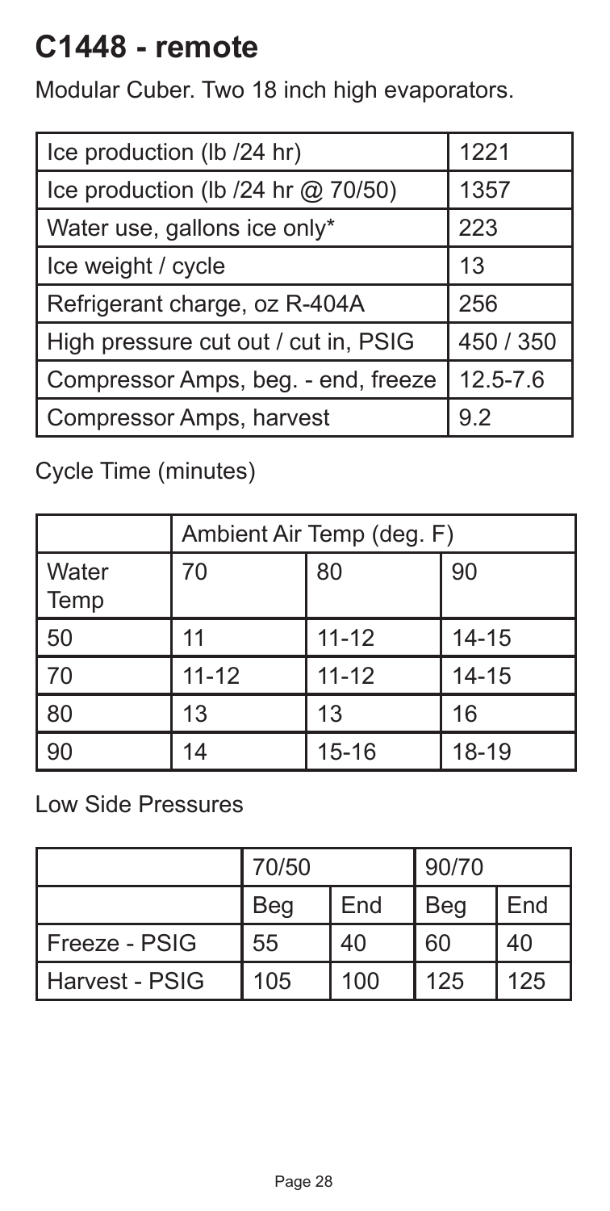# C1448 - remote

Modular Cuber. Two 18 inch high evaporators.

| Ice production (lb /24 hr) | 1221 |
|---|---|
| Ice production (lb /24 hr @ 70/50) | 1357 |
| Water use, gallons ice only* | 223 |
| Ice weight / cycle | 13 |
| Refrigerant charge, oz R-404A | 256 |
| High pressure cut out / cut in, PSIG | 450 / 350 |
| Compressor Amps, beg. - end, freeze | 12.5-7.6 |
| Compressor Amps, harvest | 9.2 |

Cycle Time (minutes)

| | Ambient Air Temp (deg. F) | | |
|---|---|---|---|
| Water Temp | 70 | 80 | 90 |
| 50 | 11 | 11-12 | 14-15 |
| 70 | 11-12 | 11-12 | 14-15 |
| 80 | 13 | 13 | 16 |
| 90 | 14 | 15-16 | 18-19 |

Low Side Pressures

| | 70/50 | | 90/70 | |
|---|---|---|---|---|
| | Beg | End | Beg | End |
| Freeze - PSIG | 55 | 40 | 60 | 40 |
| Harvest - PSIG | 105 | 100 | 125 | 125 |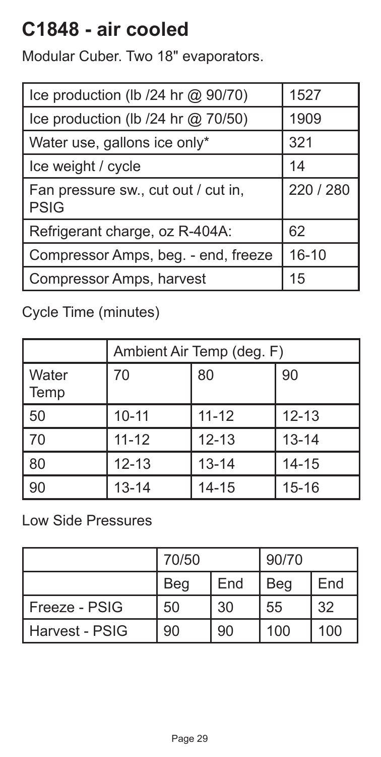# C1848 - air cooled

Modular Cuber. Two 18" evaporators.

| | |
|---|---|
| Ice production (lb /24 hr @ 90/70) | 1527 |
| Ice production (lb /24 hr @ 70/50) | 1909 |
| Water use, gallons ice only* | 321 |
| Ice weight / cycle | 14 |
| Fan pressure sw., cut out / cut in, PSIG | 220 / 280 |
| Refrigerant charge, oz R-404A: | 62 |
| Compressor Amps, beg. - end, freeze | 16-10 |
| Compressor Amps, harvest | 15 |

Cycle Time (minutes)

| | Ambient Air Temp (deg. F) | | |
|---|---|---|---|
| Water Temp | 70 | 80 | 90 |
| 50 | 10-11 | 11-12 | 12-13 |
| 70 | 11-12 | 12-13 | 13-14 |
| 80 | 12-13 | 13-14 | 14-15 |
| 90 | 13-14 | 14-15 | 15-16 |

Low Side Pressures

| | 70/50 | | 90/70 | |
|---|---|---|---|---|
| | Beg | End | Beg | End |
| Freeze - PSIG | 50 | 30 | 55 | 32 |
| Harvest - PSIG | 90 | 90 | 100 | 100 |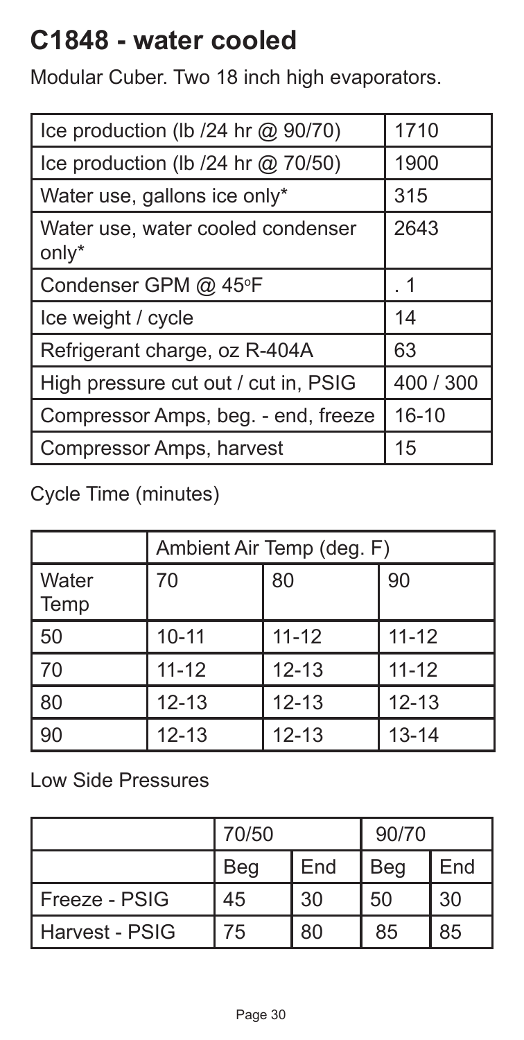# C1848 - water cooled

Modular Cuber. Two 18 inch high evaporators.

| | |
|---|---|
| Ice production (lb /24 hr @ 90/70) | 1710 |
| Ice production (lb /24 hr @ 70/50) | 1900 |
| Water use, gallons ice only* | 315 |
| Water use, water cooled condenser only* | 2643 |
| Condenser GPM @ 45°F | . 1 |
| Ice weight / cycle | 14 |
| Refrigerant charge, oz R-404A | 63 |
| High pressure cut out / cut in, PSIG | 400 / 300 |
| Compressor Amps, beg. - end, freeze | 16-10 |
| Compressor Amps, harvest | 15 |

Cycle Time (minutes)

| | Ambient Air Temp (deg. F) | | |
|---|---|---|---|
| Water Temp | 70 | 80 | 90 |
| 50 | 10-11 | 11-12 | 11-12 |
| 70 | 11-12 | 12-13 | 11-12 |
| 80 | 12-13 | 12-13 | 12-13 |
| 90 | 12-13 | 12-13 | 13-14 |

Low Side Pressures

| | 70/50 | | 90/70 | |
|---|---|---|---|---|
| | Beg | End | Beg | End |
| Freeze - PSIG | 45 | 30 | 50 | 30 |
| Harvest - PSIG | 75 | 80 | 85 | 85 |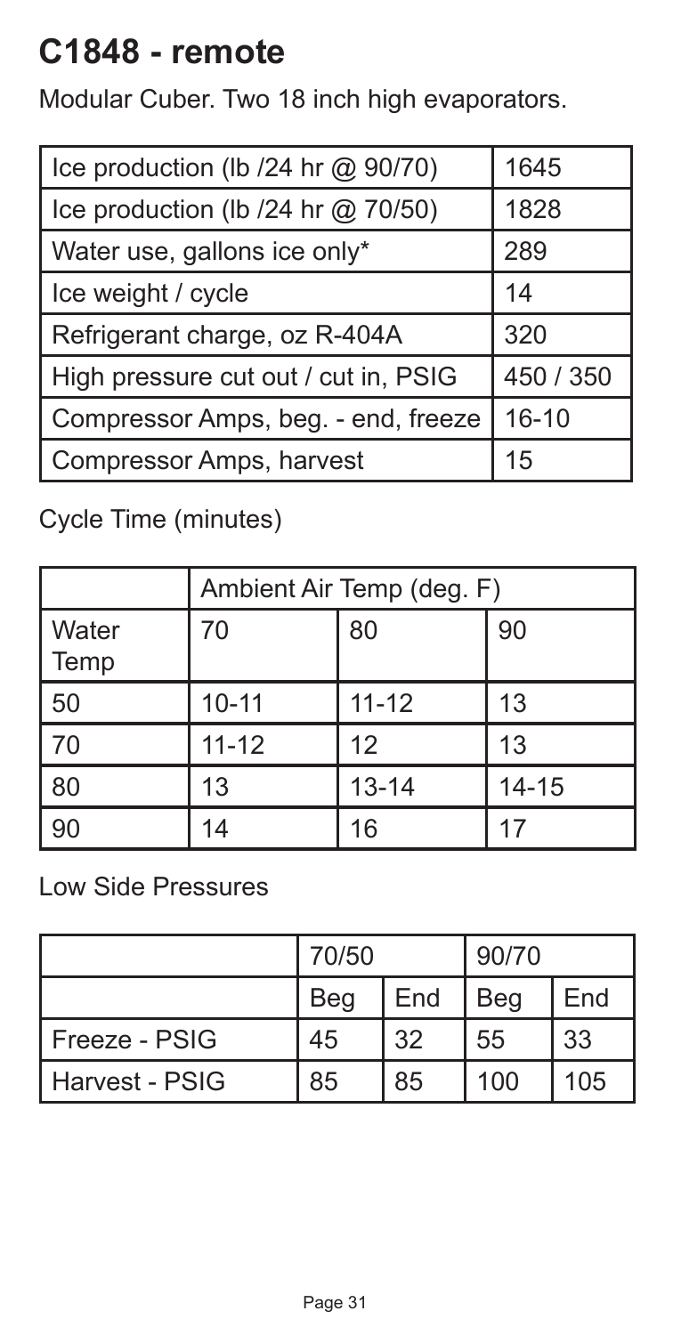# C1848 - remote

Modular Cuber. Two 18 inch high evaporators.

| | |
|---|---|
| Ice production (lb /24 hr @ 90/70) | 1645 |
| Ice production (lb /24 hr @ 70/50) | 1828 |
| Water use, gallons ice only* | 289 |
| Ice weight / cycle | 14 |
| Refrigerant charge, oz R-404A | 320 |
| High pressure cut out / cut in, PSIG | 450 / 350 |
| Compressor Amps, beg. - end, freeze | 16-10 |
| Compressor Amps, harvest | 15 |

Cycle Time (minutes)

| | Ambient Air Temp (deg. F) | | |
|---|---|---|---|
| Water Temp | 70 | 80 | 90 |
| 50 | 10-11 | 11-12 | 13 |
| 70 | 11-12 | 12 | 13 |
| 80 | 13 | 13-14 | 14-15 |
| 90 | 14 | 16 | 17 |

Low Side Pressures

| | 70/50 | | 90/70 | |
|---|---|---|---|---|
| | Beg | End | Beg | End |
| Freeze - PSIG | 45 | 32 | 55 | 33 |
| Harvest - PSIG | 85 | 85 | 100 | 105 |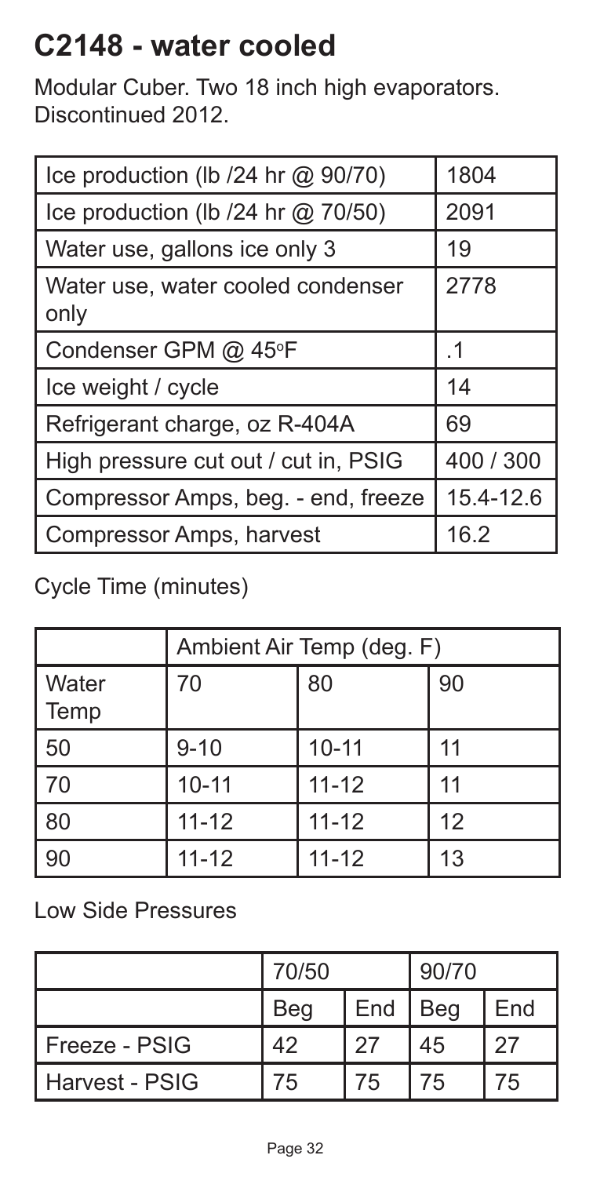# C2148 - water cooled

Modular Cuber. Two 18 inch high evaporators. Discontinued 2012.

| | |
|---|---|
| Ice production (lb /24 hr @ 90/70) | 1804 |
| Ice production (lb /24 hr @ 70/50) | 2091 |
| Water use, gallons ice only 3 | 19 |
| Water use, water cooled condenser only | 2778 |
| Condenser GPM @ 45°F | .1 |
| Ice weight / cycle | 14 |
| Refrigerant charge, oz R-404A | 69 |
| High pressure cut out / cut in, PSIG | 400 / 300 |
| Compressor Amps, beg. - end, freeze | 15.4-12.6 |
| Compressor Amps, harvest | 16.2 |

Cycle Time (minutes)

| | Ambient Air Temp (deg. F) | | |
|---|---|---|---|
| Water Temp | 70 | 80 | 90 |
| 50 | 9-10 | 10-11 | 11 |
| 70 | 10-11 | 11-12 | 11 |
| 80 | 11-12 | 11-12 | 12 |
| 90 | 11-12 | 11-12 | 13 |

Low Side Pressures

| | 70/50 | | 90/70 | |
|---|---|---|---|---|
| | Beg | End | Beg | End |
| Freeze - PSIG | 42 | 27 | 45 | 27 |
| Harvest - PSIG | 75 | 75 | 75 | 75 |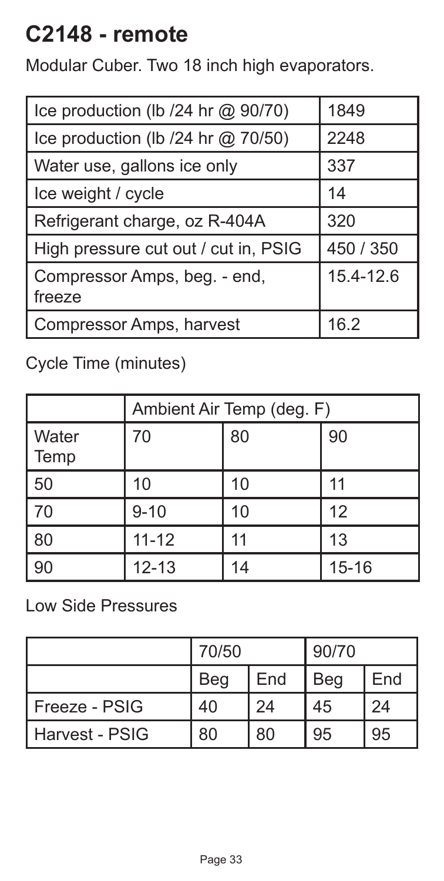# C2148 - remote

Modular Cuber. Two 18 inch high evaporators.

| | |
|---|---|
| Ice production (lb /24 hr @ 90/70) | 1849 |
| Ice production (lb /24 hr @ 70/50) | 2248 |
| Water use, gallons ice only | 337 |
| Ice weight / cycle | 14 |
| Refrigerant charge, oz R-404A | 320 |
| High pressure cut out / cut in, PSIG | 450 / 350 |
| Compressor Amps, beg. - end, freeze | 15.4-12.6 |
| Compressor Amps, harvest | 16.2 |

Cycle Time (minutes)

| | Ambient Air Temp (deg. F) | | |
|---|---|---|---|
| Water Temp | 70 | 80 | 90 |
| 50 | 10 | 10 | 11 |
| 70 | 9-10 | 10 | 12 |
| 80 | 11-12 | 11 | 13 |
| 90 | 12-13 | 14 | 15-16 |

Low Side Pressures

| | 70/50 | | 90/70 | |
|---|---|---|---|---|
| | Beg | End | Beg | End |
| Freeze - PSIG | 40 | 24 | 45 | 24 |
| Harvest - PSIG | 80 | 80 | 95 | 95 |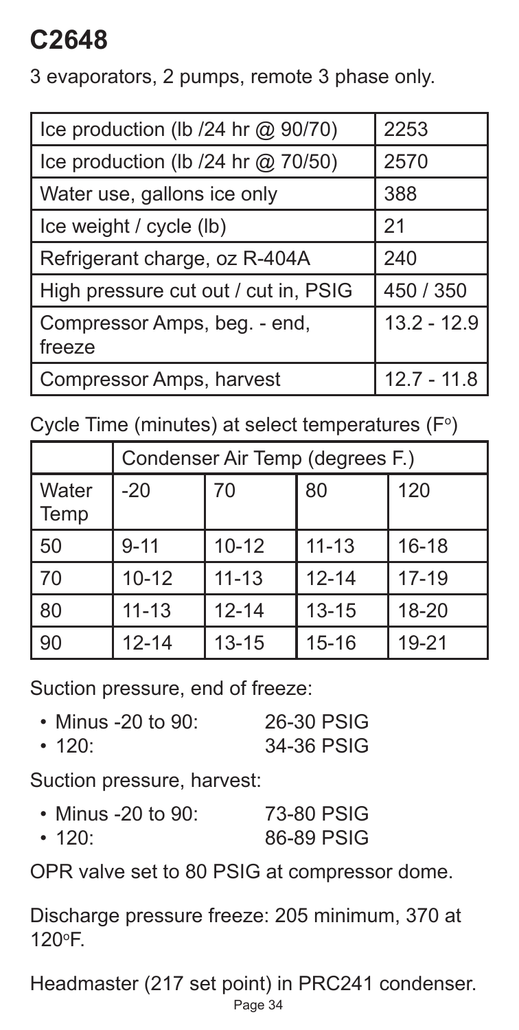# C2648

3 evaporators, 2 pumps, remote 3 phase only.

| | |
|---|---|
| Ice production (lb /24 hr @ 90/70) | 2253 |
| Ice production (lb /24 hr @ 70/50) | 2570 |
| Water use, gallons ice only | 388 |
| Ice weight / cycle (lb) | 21 |
| Refrigerant charge, oz R-404A | 240 |
| High pressure cut out / cut in, PSIG | 450 / 350 |
| Compressor Amps, beg. - end, freeze | 13.2 - 12.9 |
| Compressor Amps, harvest | 12.7 - 11.8 |

Cycle Time (minutes) at select temperatures (F°)

| | Condenser Air Temp (degrees F.) | | | |
|---|---|---|---|---|
| Water Temp | -20 | 70 | 80 | 120 |
| 50 | 9-11 | 10-12 | 11-13 | 16-18 |
| 70 | 10-12 | 11-13 | 12-14 | 17-19 |
| 80 | 11-13 | 12-14 | 13-15 | 18-20 |
| 90 | 12-14 | 13-15 | 15-16 | 19-21 |

Suction pressure, end of freeze:

- Minus -20 to 90: 26-30 PSIG
- 120: 34-36 PSIG

Suction pressure, harvest:

- Minus -20 to 90: 73-80 PSIG
- 120: 86-89 PSIG

OPR valve set to 80 PSIG at compressor dome.

Discharge pressure freeze: 205 minimum, 370 at 120°F.

Headmaster (217 set point) in PRC241 condenser.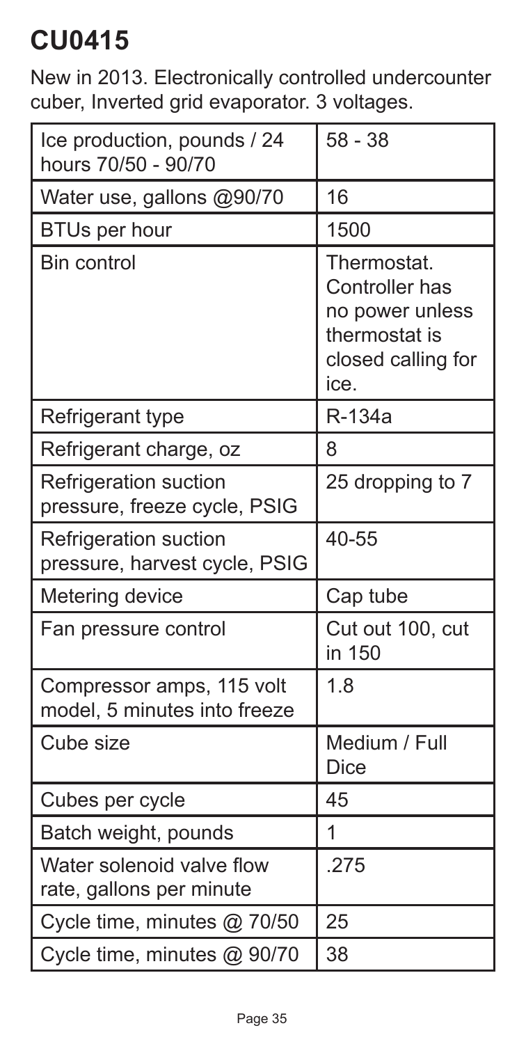# CU0415

New in 2013. Electronically controlled undercounter cuber, Inverted grid evaporator. 3 voltages.

| | |
|---|---|
| Ice production, pounds / 24 hours 70/50 - 90/70 | 58 - 38 |
| Water use, gallons @90/70 | 16 |
| BTUs per hour | 1500 |
| Bin control | Thermostat. Controller has no power unless thermostat is closed calling for ice. |
| Refrigerant type | R-134a |
| Refrigerant charge, oz | 8 |
| Refrigeration suction pressure, freeze cycle, PSIG | 25 dropping to 7 |
| Refrigeration suction pressure, harvest cycle, PSIG | 40-55 |
| Metering device | Cap tube |
| Fan pressure control | Cut out 100, cut in 150 |
| Compressor amps, 115 volt model, 5 minutes into freeze | 1.8 |
| Cube size | Medium / Full Dice |
| Cubes per cycle | 45 |
| Batch weight, pounds | 1 |
| Water solenoid valve flow rate, gallons per minute | .275 |
| Cycle time, minutes @ 70/50 | 25 |
| Cycle time, minutes @ 90/70 | 38 |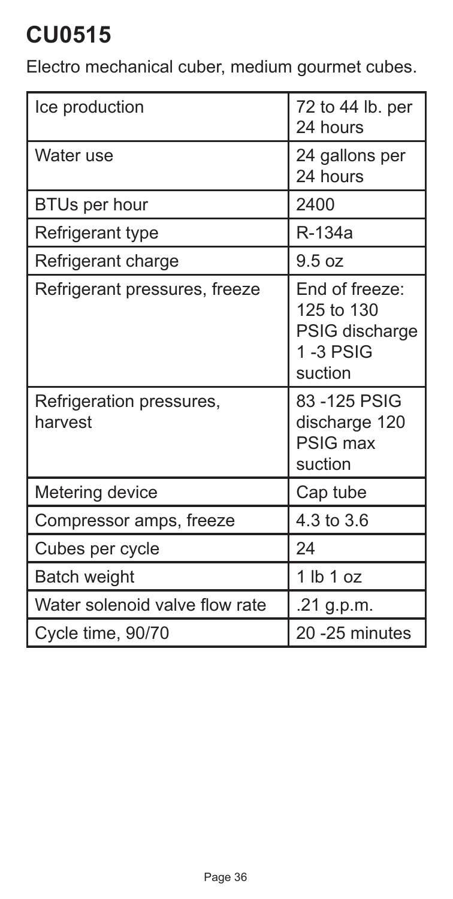# CU0515

Electro mechanical cuber, medium gourmet cubes.

| Ice production | 72 to 44 lb. per 24 hours |
|---|---|
| Water use | 24 gallons per 24 hours |
| BTUs per hour | 2400 |
| Refrigerant type | R-134a |
| Refrigerant charge | 9.5 oz |
| Refrigerant pressures, freeze | End of freeze: 125 to 130 PSIG discharge 1 -3 PSIG suction |
| Refrigeration pressures, harvest | 83 -125 PSIG discharge 120 PSIG max suction |
| Metering device | Cap tube |
| Compressor amps, freeze | 4.3 to 3.6 |
| Cubes per cycle | 24 |
| Batch weight | 1 lb 1 oz |
| Water solenoid valve flow rate | .21 g.p.m. |
| Cycle time, 90/70 | 20 -25 minutes |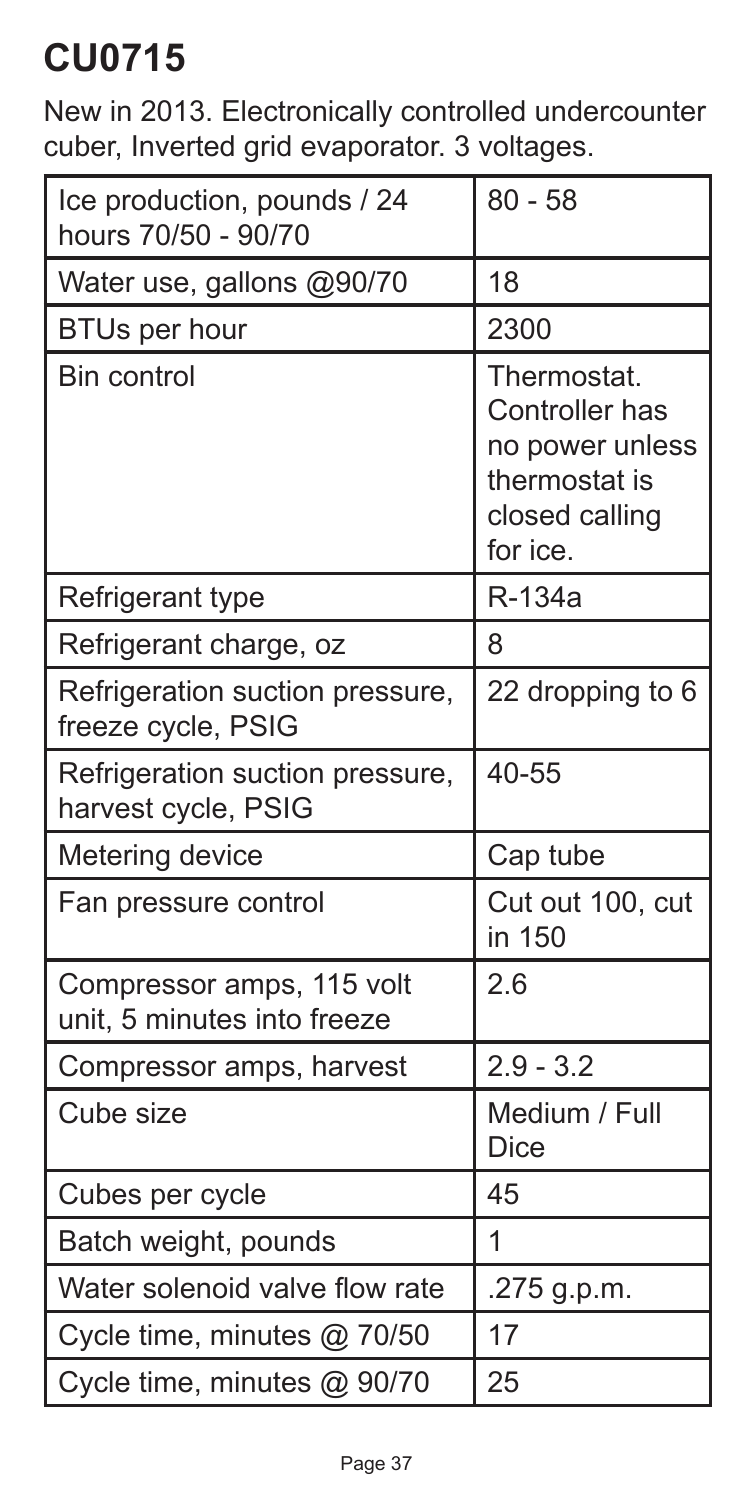# CU0715

New in 2013. Electronically controlled undercounter cuber, Inverted grid evaporator. 3 voltages.

| | |
|---|---|
| Ice production, pounds / 24 hours 70/50 - 90/70 | 80 - 58 |
| Water use, gallons @90/70 | 18 |
| BTUs per hour | 2300 |
| Bin control | Thermostat. Controller has no power unless thermostat is closed calling for ice. |
| Refrigerant type | R-134a |
| Refrigerant charge, oz | 8 |
| Refrigeration suction pressure, freeze cycle, PSIG | 22 dropping to 6 |
| Refrigeration suction pressure, harvest cycle, PSIG | 40-55 |
| Metering device | Cap tube |
| Fan pressure control | Cut out 100, cut in 150 |
| Compressor amps, 115 volt unit, 5 minutes into freeze | 2.6 |
| Compressor amps, harvest | 2.9 - 3.2 |
| Cube size | Medium / Full Dice |
| Cubes per cycle | 45 |
| Batch weight, pounds | 1 |
| Water solenoid valve flow rate | .275 g.p.m. |
| Cycle time, minutes @ 70/50 | 17 |
| Cycle time, minutes @ 90/70 | 25 |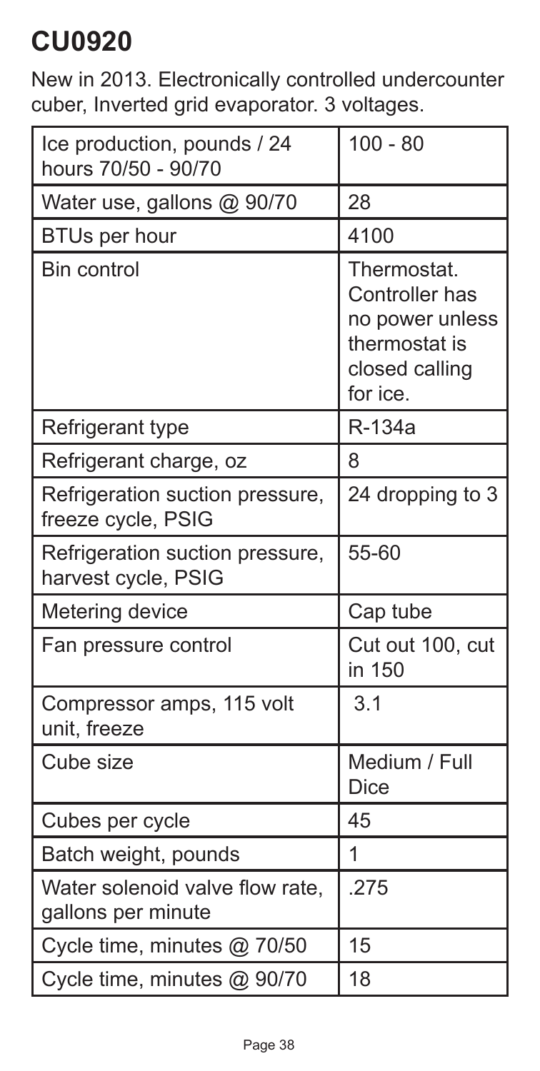# CU0920

New in 2013. Electronically controlled undercounter cuber, Inverted grid evaporator. 3 voltages.

| | |
|---|---|
| Ice production, pounds / 24 hours 70/50 - 90/70 | 100 - 80 |
| Water use, gallons @ 90/70 | 28 |
| BTUs per hour | 4100 |
| Bin control | Thermostat. Controller has no power unless thermostat is closed calling for ice. |
| Refrigerant type | R-134a |
| Refrigerant charge, oz | 8 |
| Refrigeration suction pressure, freeze cycle, PSIG | 24 dropping to 3 |
| Refrigeration suction pressure, harvest cycle, PSIG | 55-60 |
| Metering device | Cap tube |
| Fan pressure control | Cut out 100, cut in 150 |
| Compressor amps, 115 volt unit, freeze | 3.1 |
| Cube size | Medium / Full Dice |
| Cubes per cycle | 45 |
| Batch weight, pounds | 1 |
| Water solenoid valve flow rate, gallons per minute | .275 |
| Cycle time, minutes @ 70/50 | 15 |
| Cycle time, minutes @ 90/70 | 18 |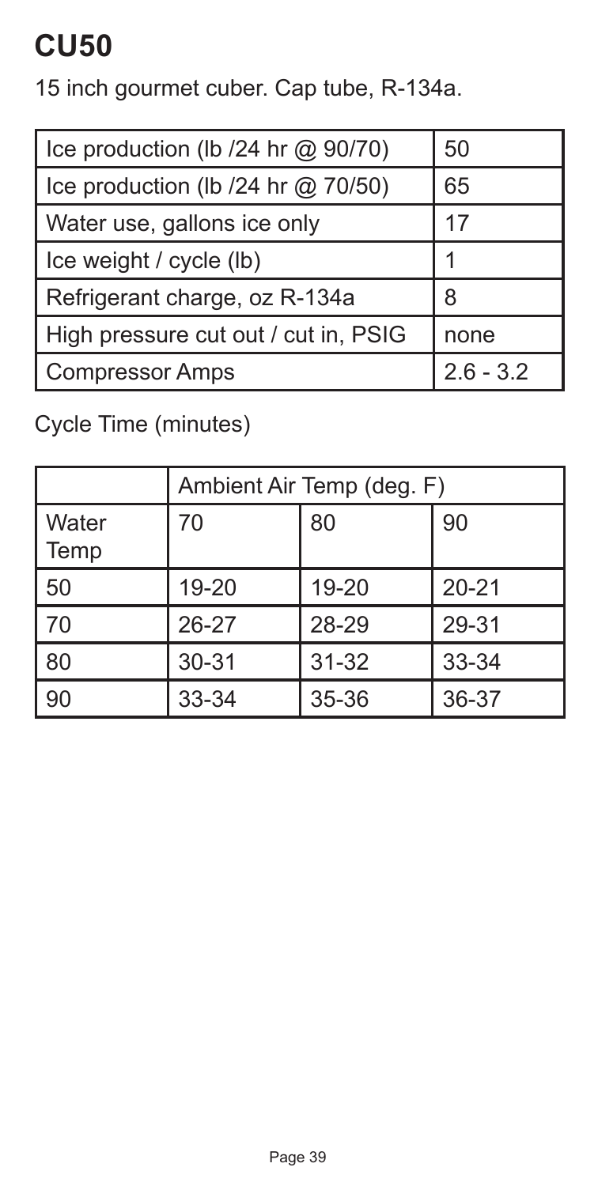# CU50

15 inch gourmet cuber. Cap tube, R-134a.

| Ice production (lb /24 hr @ 90/70) | 50 |
|---|---|
| Ice production (lb /24 hr @ 70/50) | 65 |
| Water use, gallons ice only | 17 |
| Ice weight / cycle (lb) | 1 |
| Refrigerant charge, oz R-134a | 8 |
| High pressure cut out / cut in, PSIG | none |
| Compressor Amps | 2.6 - 3.2 |

Cycle Time (minutes)

| | Ambient Air Temp (deg. F) | | |
|---|---|---|---|
| Water Temp | 70 | 80 | 90 |
| 50 | 19-20 | 19-20 | 20-21 |
| 70 | 26-27 | 28-29 | 29-31 |
| 80 | 30-31 | 31-32 | 33-34 |
| 90 | 33-34 | 35-36 | 36-37 |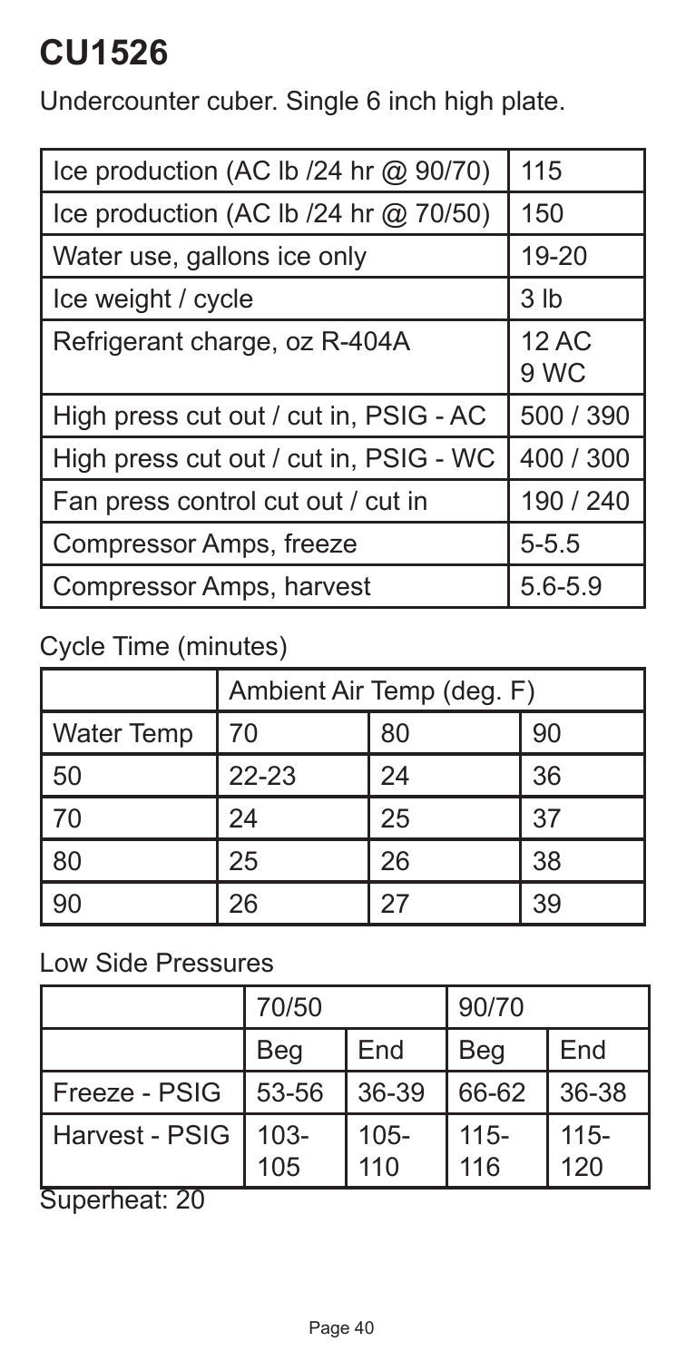# CU1526

Undercounter cuber. Single 6 inch high plate.

| | |
|---|---|
| Ice production (AC lb /24 hr @ 90/70) | 115 |
| Ice production (AC lb /24 hr @ 70/50) | 150 |
| Water use, gallons ice only | 19-20 |
| Ice weight / cycle | 3 lb |
| Refrigerant charge, oz R-404A | 12 AC<br>9 WC |
| High press cut out / cut in, PSIG - AC | 500 / 390 |
| High press cut out / cut in, PSIG - WC | 400 / 300 |
| Fan press control cut out / cut in | 190 / 240 |
| Compressor Amps, freeze | 5-5.5 |
| Compressor Amps, harvest | 5.6-5.9 |

Cycle Time (minutes)

| | Ambient Air Temp (deg. F) | | |
|---|---|---|---|
| Water Temp | 70 | 80 | 90 |
| 50 | 22-23 | 24 | 36 |
| 70 | 24 | 25 | 37 |
| 80 | 25 | 26 | 38 |
| 90 | 26 | 27 | 39 |

Low Side Pressures

| | 70/50 | | 90/70 | |
|---|---|---|---|---|
| | Beg | End | Beg | End |
| Freeze - PSIG | 53-56 | 36-39 | 66-62 | 36-38 |
| Harvest - PSIG | 103-105 | 105-110 | 115-116 | 115-120 |

Superheat: 20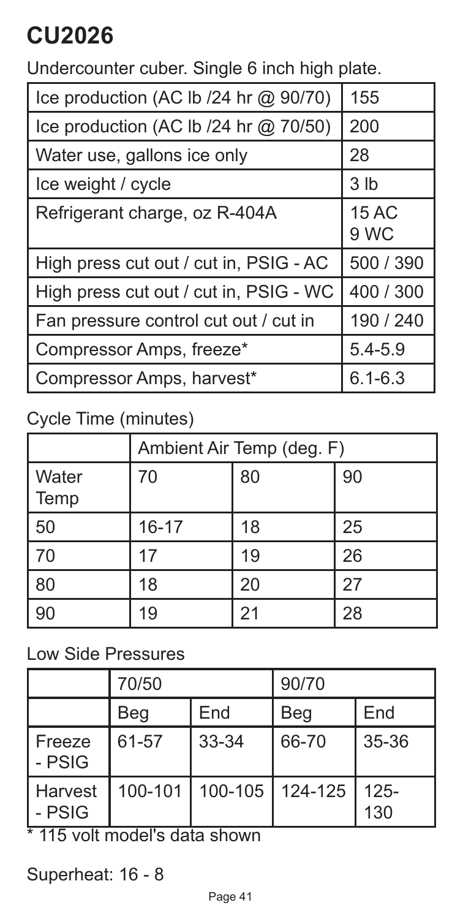# CU2026

Undercounter cuber. Single 6 inch high plate.

| | |
|---|---|
| Ice production (AC lb /24 hr @ 90/70) | 155 |
| Ice production (AC lb /24 hr @ 70/50) | 200 |
| Water use, gallons ice only | 28 |
| Ice weight / cycle | 3 lb |
| Refrigerant charge, oz R-404A | 15 AC<br>9 WC |
| High press cut out / cut in, PSIG - AC | 500 / 390 |
| High press cut out / cut in, PSIG - WC | 400 / 300 |
| Fan pressure control cut out / cut in | 190 / 240 |
| Compressor Amps, freeze* | 5.4-5.9 |
| Compressor Amps, harvest* | 6.1-6.3 |

Cycle Time (minutes)

| | Ambient Air Temp (deg. F) | | |
|---|---|---|---|
| Water Temp | 70 | 80 | 90 |
| 50 | 16-17 | 18 | 25 |
| 70 | 17 | 19 | 26 |
| 80 | 18 | 20 | 27 |
| 90 | 19 | 21 | 28 |

Low Side Pressures

| | 70/50 | | 90/70 | |
|---|---|---|---|---|
| | Beg | End | Beg | End |
| Freeze - PSIG | 61-57 | 33-34 | 66-70 | 35-36 |
| Harvest - PSIG | 100-101 | 100-105 | 124-125 | 125-130 |

* 115 volt model's data shown

Superheat: 16 - 8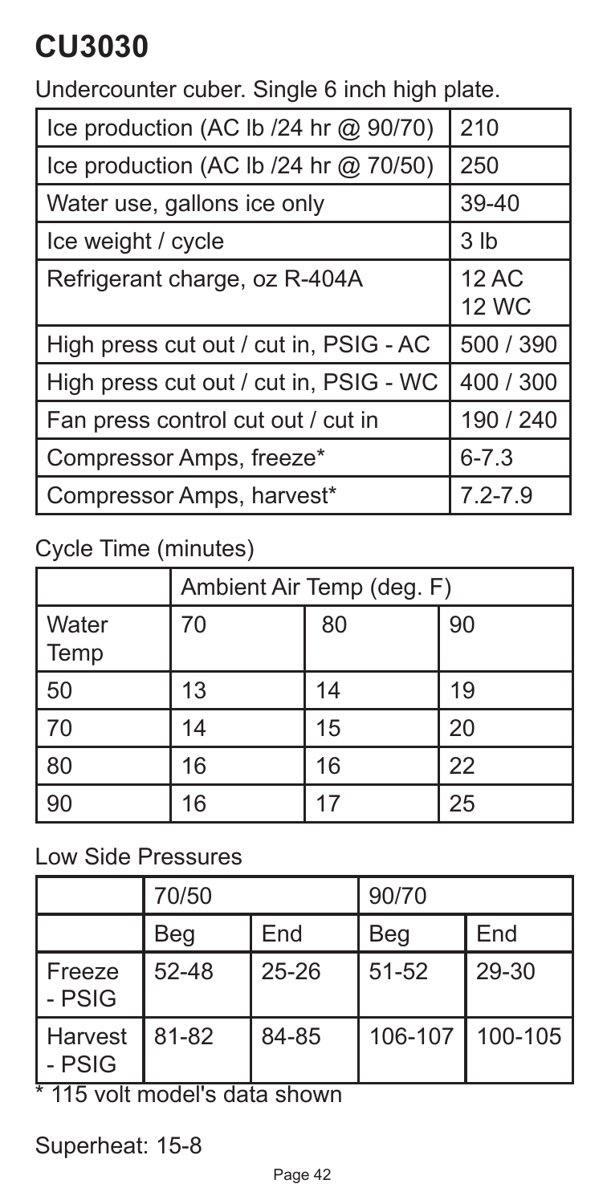# CU3030

Undercounter cuber. Single 6 inch high plate.

| | |
|---|---|
| Ice production (AC lb /24 hr @ 90/70) | 210 |
| Ice production (AC lb /24 hr @ 70/50) | 250 |
| Water use, gallons ice only | 39-40 |
| Ice weight / cycle | 3 lb |
| Refrigerant charge, oz R-404A | 12 AC<br>12 WC |
| High press cut out / cut in, PSIG - AC | 500 / 390 |
| High press cut out / cut in, PSIG - WC | 400 / 300 |
| Fan press control cut out / cut in | 190 / 240 |
| Compressor Amps, freeze* | 6-7.3 |
| Compressor Amps, harvest* | 7.2-7.9 |

Cycle Time (minutes)

| | Ambient Air Temp (deg. F) | | |
|---|---|---|---|
| Water Temp | 70 | 80 | 90 |
| 50 | 13 | 14 | 19 |
| 70 | 14 | 15 | 20 |
| 80 | 16 | 16 | 22 |
| 90 | 16 | 17 | 25 |

Low Side Pressures

| | 70/50 | | 90/70 | |
|---|---|---|---|---|
| | Beg | End | Beg | End |
| Freeze - PSIG | 52-48 | 25-26 | 51-52 | 29-30 |
| Harvest - PSIG | 81-82 | 84-85 | 106-107 | 100-105 |

* 115 volt model's data shown

Superheat: 15-8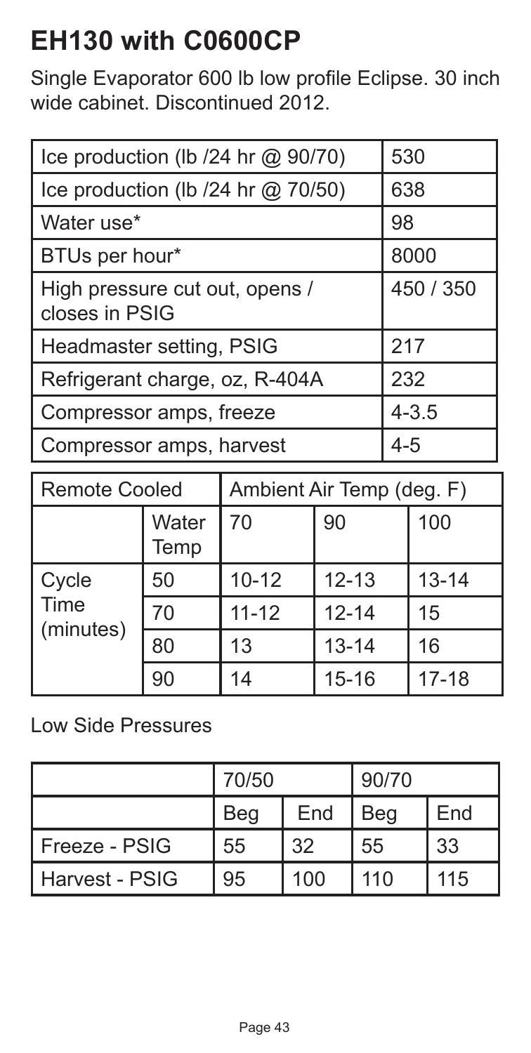# EH130 with C0600CP

Single Evaporator 600 lb low profile Eclipse. 30 inch wide cabinet. Discontinued 2012.

| | |
|---|---|
| Ice production (lb /24 hr @ 90/70) | 530 |
| Ice production (lb /24 hr @ 70/50) | 638 |
| Water use* | 98 |
| BTUs per hour* | 8000 |
| High pressure cut out, opens / closes in PSIG | 450 / 350 |
| Headmaster setting, PSIG | 217 |
| Refrigerant charge, oz, R-404A | 232 |
| Compressor amps, freeze | 4-3.5 |
| Compressor amps, harvest | 4-5 |

| Remote Cooled | | Ambient Air Temp (deg. F) | | |
|---|---|---|---|---|
| | Water Temp | 70 | 90 | 100 |
| Cycle Time (minutes) | 50 | 10-12 | 12-13 | 13-14 |
| | 70 | 11-12 | 12-14 | 15 |
| | 80 | 13 | 13-14 | 16 |
| | 90 | 14 | 15-16 | 17-18 |

Low Side Pressures

| | 70/50 | | 90/70 | |
|---|---|---|---|---|
| | Beg | End | Beg | End |
| Freeze - PSIG | 55 | 32 | 55 | 33 |
| Harvest - PSIG | 95 | 100 | 110 | 115 |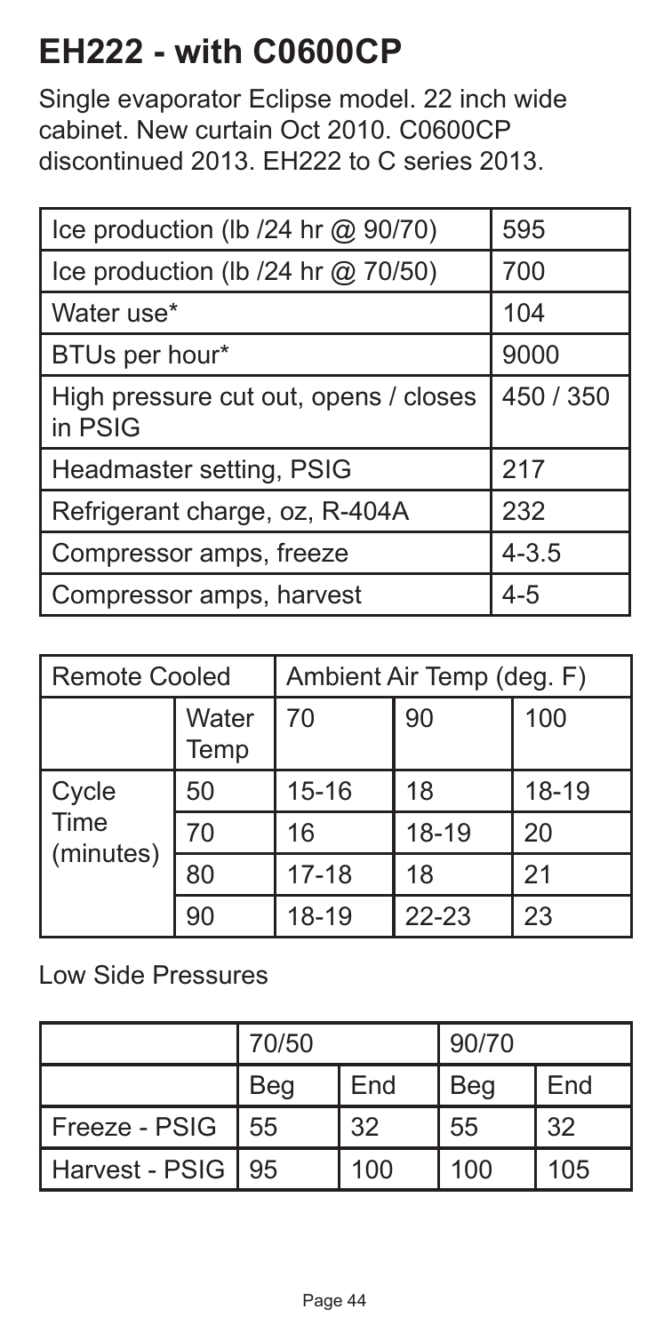# EH222 - with C0600CP

Single evaporator Eclipse model. 22 inch wide cabinet. New curtain Oct 2010. C0600CP discontinued 2013. EH222 to C series 2013.

| | |
|---|---|
| Ice production (lb /24 hr @ 90/70) | 595 |
| Ice production (lb /24 hr @ 70/50) | 700 |
| Water use* | 104 |
| BTUs per hour* | 9000 |
| High pressure cut out, opens / closes in PSIG | 450 / 350 |
| Headmaster setting, PSIG | 217 |
| Refrigerant charge, oz, R-404A | 232 |
| Compressor amps, freeze | 4-3.5 |
| Compressor amps, harvest | 4-5 |

| Remote Cooled | | Ambient Air Temp (deg. F) | | |
|---|---|---|---|---|
| | Water Temp | 70 | 90 | 100 |
| Cycle Time (minutes) | 50 | 15-16 | 18 | 18-19 |
| | 70 | 16 | 18-19 | 20 |
| | 80 | 17-18 | 18 | 21 |
| | 90 | 18-19 | 22-23 | 23 |

Low Side Pressures

| | 70/50 | | 90/70 | |
|---|---|---|---|---|
| | Beg | End | Beg | End |
| Freeze - PSIG | 55 | 32 | 55 | 32 |
| Harvest - PSIG | 95 | 100 | 100 | 105 |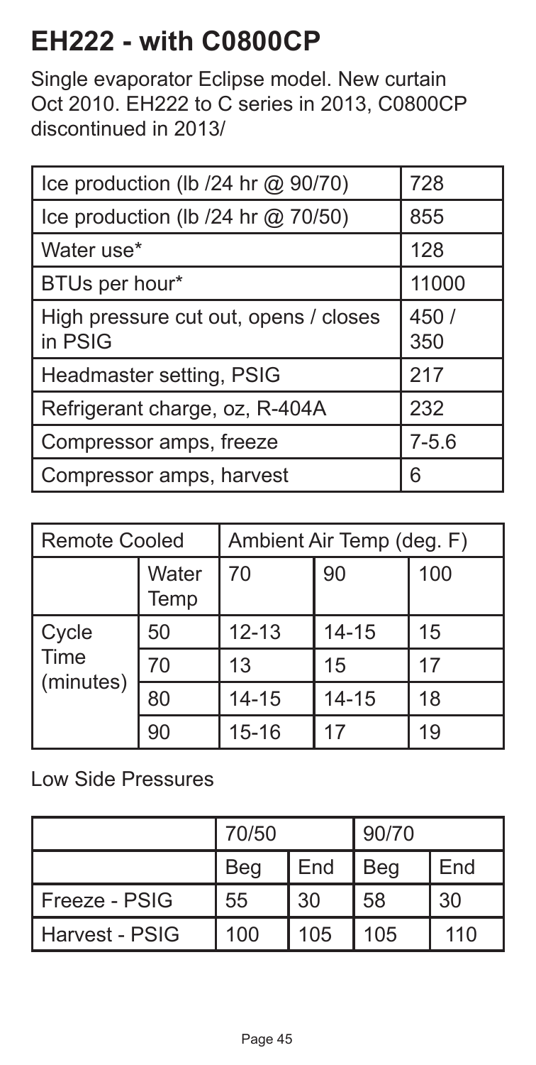# EH222 - with C0800CP

Single evaporator Eclipse model. New curtain Oct 2010. EH222 to C series in 2013, C0800CP discontinued in 2013/

| | |
|---|---|
| Ice production (lb /24 hr @ 90/70) | 728 |
| Ice production (lb /24 hr @ 70/50) | 855 |
| Water use* | 128 |
| BTUs per hour* | 11000 |
| High pressure cut out, opens / closes in PSIG | 450 / 350 |
| Headmaster setting, PSIG | 217 |
| Refrigerant charge, oz, R-404A | 232 |
| Compressor amps, freeze | 7-5.6 |
| Compressor amps, harvest | 6 |

| Remote Cooled | | Ambient Air Temp (deg. F) | | |
|---|---|---|---|---|
| | Water Temp | 70 | 90 | 100 |
| Cycle Time (minutes) | 50 | 12-13 | 14-15 | 15 |
| | 70 | 13 | 15 | 17 |
| | 80 | 14-15 | 14-15 | 18 |
| | 90 | 15-16 | 17 | 19 |

Low Side Pressures

| | 70/50 | | 90/70 | |
|---|---|---|---|---|
| | Beg | End | Beg | End |
| Freeze - PSIG | 55 | 30 | 58 | 30 |
| Harvest - PSIG | 100 | 105 | 105 | 110 |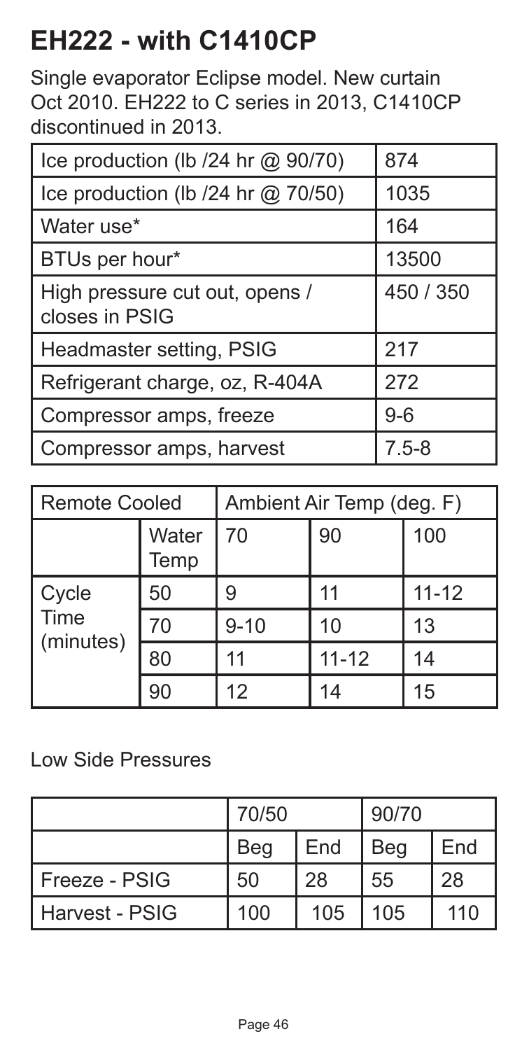# EH222 - with C1410CP

Single evaporator Eclipse model. New curtain Oct 2010. EH222 to C series in 2013, C1410CP discontinued in 2013.

| | |
|---|---|
| Ice production (lb /24 hr @ 90/70) | 874 |
| Ice production (lb /24 hr @ 70/50) | 1035 |
| Water use* | 164 |
| BTUs per hour* | 13500 |
| High pressure cut out, opens / closes in PSIG | 450 / 350 |
| Headmaster setting, PSIG | 217 |
| Refrigerant charge, oz, R-404A | 272 |
| Compressor amps, freeze | 9-6 |
| Compressor amps, harvest | 7.5-8 |

| Remote Cooled | | Ambient Air Temp (deg. F) | | |
|---|---|---|---|---|
| | Water Temp | 70 | 90 | 100 |
| Cycle Time (minutes) | 50 | 9 | 11 | 11-12 |
| | 70 | 9-10 | 10 | 13 |
| | 80 | 11 | 11-12 | 14 |
| | 90 | 12 | 14 | 15 |

Low Side Pressures

| | 70/50 | | 90/70 | |
|---|---|---|---|---|
| | Beg | End | Beg | End |
| Freeze - PSIG | 50 | 28 | 55 | 28 |
| Harvest - PSIG | 100 | 105 | 105 | 110 |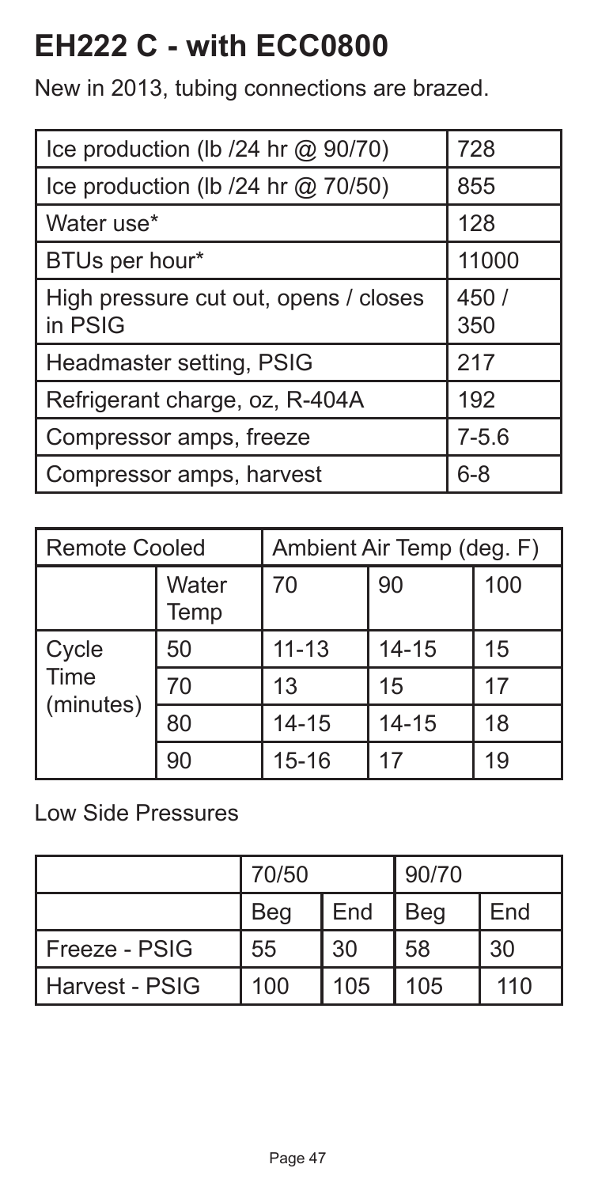# EH222 C - with ECC0800

New in 2013, tubing connections are brazed.

| | |
|---|---|
| Ice production (lb /24 hr @ 90/70) | 728 |
| Ice production (lb /24 hr @ 70/50) | 855 |
| Water use* | 128 |
| BTUs per hour* | 11000 |
| High pressure cut out, opens / closes in PSIG | 450 / 350 |
| Headmaster setting, PSIG | 217 |
| Refrigerant charge, oz, R-404A | 192 |
| Compressor amps, freeze | 7-5.6 |
| Compressor amps, harvest | 6-8 |

| Remote Cooled | | Ambient Air Temp (deg. F) | | |
|---|---|---|---|---|
| | Water Temp | 70 | 90 | 100 |
| Cycle Time (minutes) | 50 | 11-13 | 14-15 | 15 |
| | 70 | 13 | 15 | 17 |
| | 80 | 14-15 | 14-15 | 18 |
| | 90 | 15-16 | 17 | 19 |

Low Side Pressures

| | 70/50 | | 90/70 | |
|---|---|---|---|---|
| | Beg | End | Beg | End |
| Freeze - PSIG | 55 | 30 | 58 | 30 |
| Harvest - PSIG | 100 | 105 | 105 | 110 |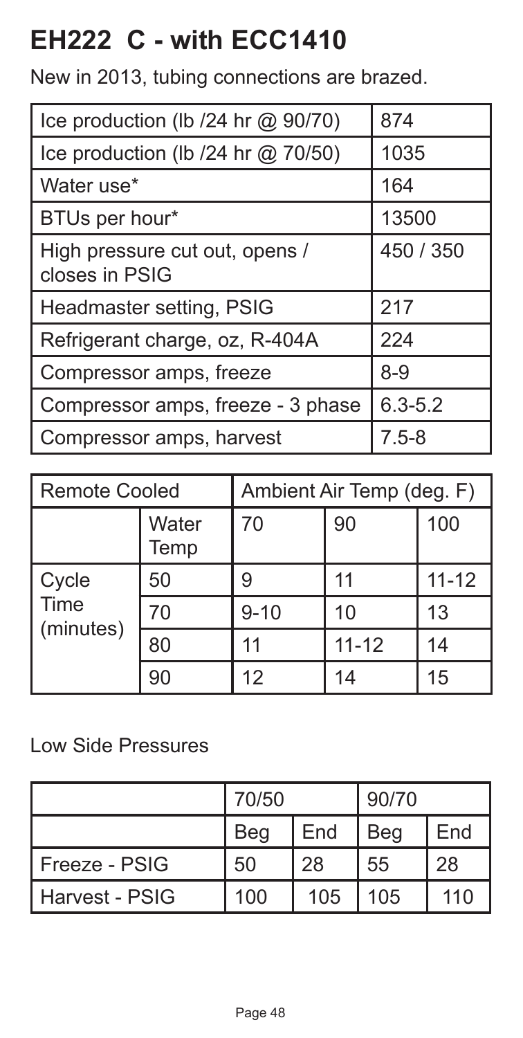# EH222 C - with ECC1410

New in 2013, tubing connections are brazed.

| | |
|---|---|
| Ice production (lb /24 hr @ 90/70) | 874 |
| Ice production (lb /24 hr @ 70/50) | 1035 |
| Water use* | 164 |
| BTUs per hour* | 13500 |
| High pressure cut out, opens / closes in PSIG | 450 / 350 |
| Headmaster setting, PSIG | 217 |
| Refrigerant charge, oz, R-404A | 224 |
| Compressor amps, freeze | 8-9 |
| Compressor amps, freeze - 3 phase | 6.3-5.2 |
| Compressor amps, harvest | 7.5-8 |

| Remote Cooled | | Ambient Air Temp (deg. F) | | |
|---|---|---|---|---|
| | Water Temp | 70 | 90 | 100 |
| Cycle Time (minutes) | 50 | 9 | 11 | 11-12 |
| | 70 | 9-10 | 10 | 13 |
| | 80 | 11 | 11-12 | 14 |
| | 90 | 12 | 14 | 15 |

Low Side Pressures

| | 70/50 | | 90/70 | |
|---|---|---|---|---|
| | Beg | End | Beg | End |
| Freeze - PSIG | 50 | 28 | 55 | 28 |
| Harvest - PSIG | 100 | 105 | 105 | 110 |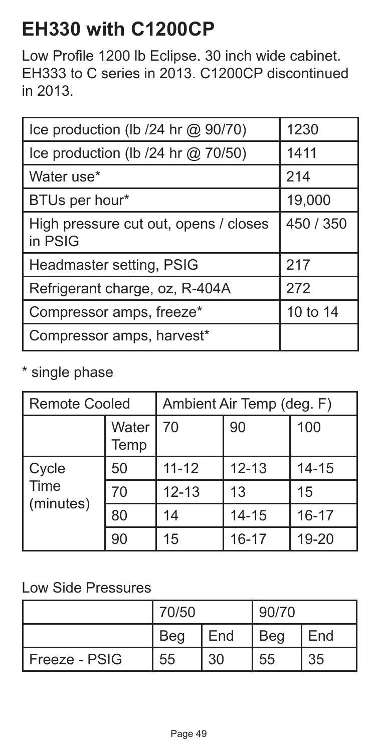# EH330 with C1200CP

Low Profile 1200 lb Eclipse. 30 inch wide cabinet. EH333 to C series in 2013. C1200CP discontinued in 2013.

| | |
|---|---|
| Ice production (lb /24 hr @ 90/70) | 1230 |
| Ice production (lb /24 hr @ 70/50) | 1411 |
| Water use* | 214 |
| BTUs per hour* | 19,000 |
| High pressure cut out, opens / closes in PSIG | 450 / 350 |
| Headmaster setting, PSIG | 217 |
| Refrigerant charge, oz, R-404A | 272 |
| Compressor amps, freeze* | 10 to 14 |
| Compressor amps, harvest* | |

* single phase

| Remote Cooled | | Ambient Air Temp (deg. F) | | |
|---|---|---|---|---|
| | Water Temp | 70 | 90 | 100 |
| Cycle Time (minutes) | 50 | 11-12 | 12-13 | 14-15 |
| | 70 | 12-13 | 13 | 15 |
| | 80 | 14 | 14-15 | 16-17 |
| | 90 | 15 | 16-17 | 19-20 |

Low Side Pressures

| | 70/50 | | 90/70 | |
|---|---|---|---|---|
| | Beg | End | Beg | End |
| Freeze - PSIG | 55 | 30 | 55 | 35 |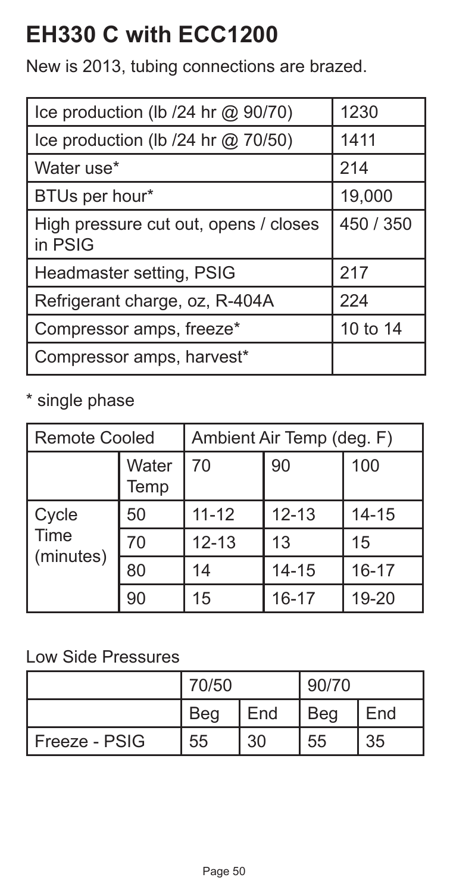# EH330 C with ECC1200

New is 2013, tubing connections are brazed.

| | |
|---|---|
| Ice production (lb /24 hr @ 90/70) | 1230 |
| Ice production (lb /24 hr @ 70/50) | 1411 |
| Water use* | 214 |
| BTUs per hour* | 19,000 |
| High pressure cut out, opens / closes in PSIG | 450 / 350 |
| Headmaster setting, PSIG | 217 |
| Refrigerant charge, oz, R-404A | 224 |
| Compressor amps, freeze* | 10 to 14 |
| Compressor amps, harvest* | |

\* single phase

| Remote Cooled | | Ambient Air Temp (deg. F) | | |
|---|---|---|---|---|
| | Water Temp | 70 | 90 | 100 |
| Cycle Time (minutes) | 50 | 11-12 | 12-13 | 14-15 |
| | 70 | 12-13 | 13 | 15 |
| | 80 | 14 | 14-15 | 16-17 |
| | 90 | 15 | 16-17 | 19-20 |

Low Side Pressures

| | 70/50 | | 90/70 | |
|---|---|---|---|---|
| | Beg | End | Beg | End |
| Freeze - PSIG | 55 | 30 | 55 | 35 |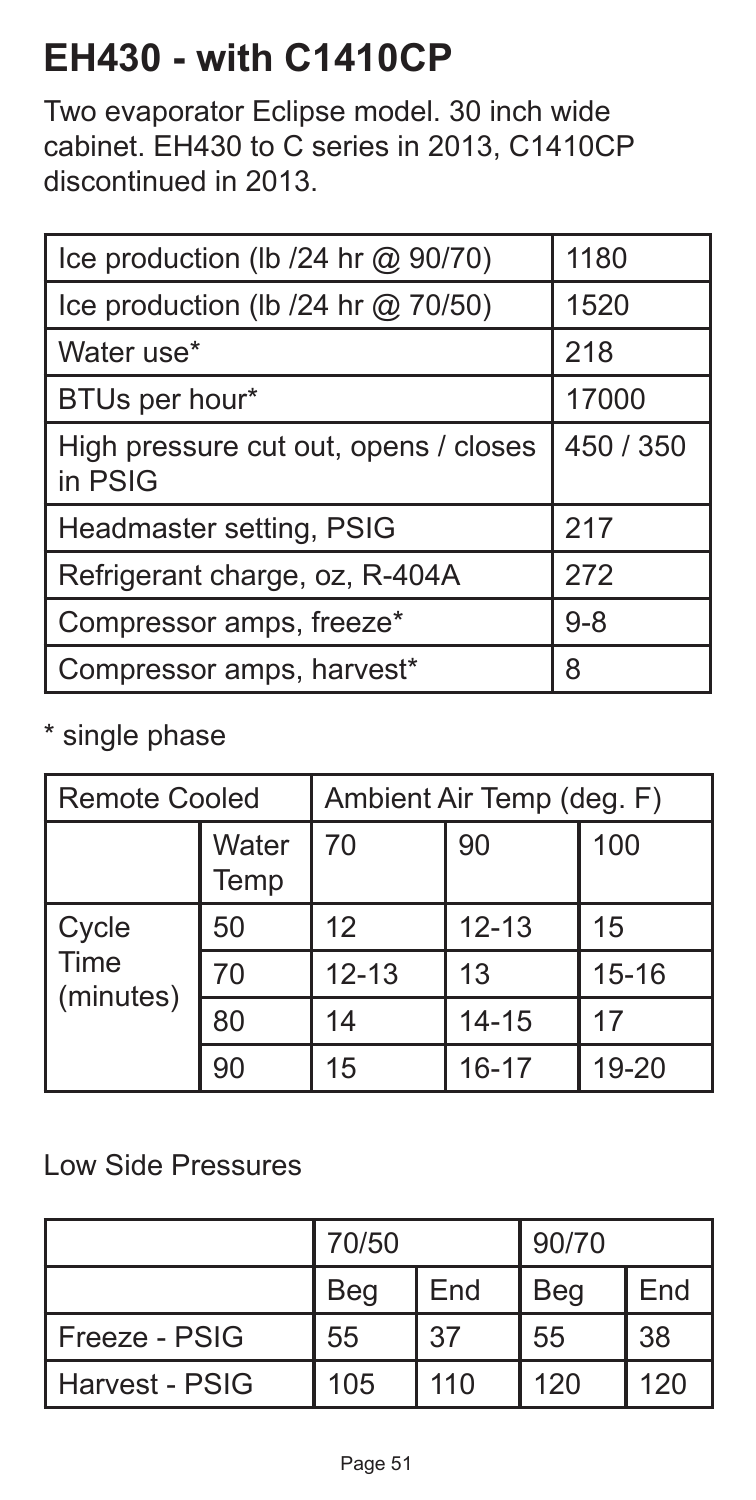# EH430 - with C1410CP

Two evaporator Eclipse model. 30 inch wide cabinet. EH430 to C series in 2013, C1410CP discontinued in 2013.

| | |
|---|---|
| Ice production (lb /24 hr @ 90/70) | 1180 |
| Ice production (lb /24 hr @ 70/50) | 1520 |
| Water use* | 218 |
| BTUs per hour* | 17000 |
| High pressure cut out, opens / closes in PSIG | 450 / 350 |
| Headmaster setting, PSIG | 217 |
| Refrigerant charge, oz, R-404A | 272 |
| Compressor amps, freeze* | 9-8 |
| Compressor amps, harvest* | 8 |

* single phase

| Remote Cooled | | Ambient Air Temp (deg. F) | | |
|---|---|---|---|---|
| | Water Temp | 70 | 90 | 100 |
| Cycle Time (minutes) | 50 | 12 | 12-13 | 15 |
| | 70 | 12-13 | 13 | 15-16 |
| | 80 | 14 | 14-15 | 17 |
| | 90 | 15 | 16-17 | 19-20 |

Low Side Pressures

| | 70/50 | | 90/70 | |
|---|---|---|---|---|
| | Beg | End | Beg | End |
| Freeze - PSIG | 55 | 37 | 55 | 38 |
| Harvest - PSIG | 105 | 110 | 120 | 120 |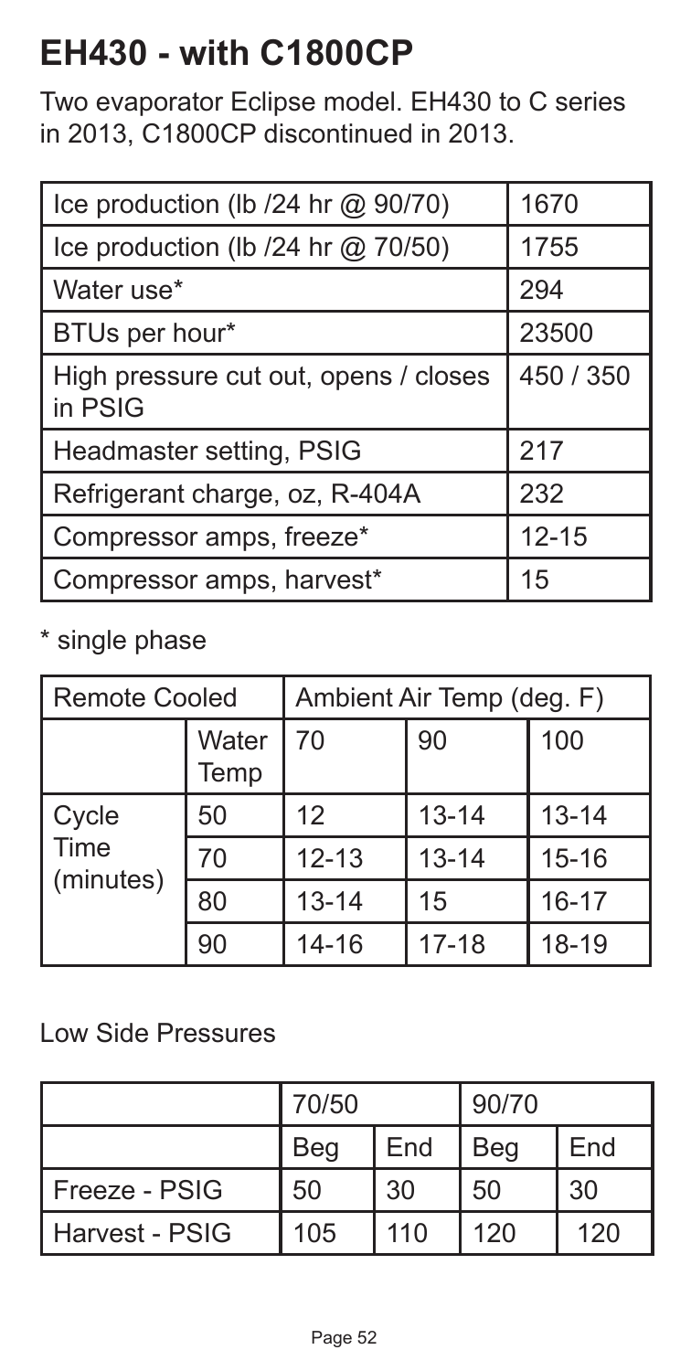# EH430 - with C1800CP

Two evaporator Eclipse model. EH430 to C series in 2013, C1800CP discontinued in 2013.

| | |
|---|---|
| Ice production (lb /24 hr @ 90/70) | 1670 |
| Ice production (lb /24 hr @ 70/50) | 1755 |
| Water use* | 294 |
| BTUs per hour* | 23500 |
| High pressure cut out, opens / closes in PSIG | 450 / 350 |
| Headmaster setting, PSIG | 217 |
| Refrigerant charge, oz, R-404A | 232 |
| Compressor amps, freeze* | 12-15 |
| Compressor amps, harvest* | 15 |

* single phase

| Remote Cooled | | Ambient Air Temp (deg. F) | | |
|---|---|---|---|---|
| | Water Temp | 70 | 90 | 100 |
| Cycle Time (minutes) | 50 | 12 | 13-14 | 13-14 |
| | 70 | 12-13 | 13-14 | 15-16 |
| | 80 | 13-14 | 15 | 16-17 |
| | 90 | 14-16 | 17-18 | 18-19 |

Low Side Pressures

| | 70/50 | | 90/70 | |
|---|---|---|---|---|
| | Beg | End | Beg | End |
| Freeze - PSIG | 50 | 30 | 50 | 30 |
| Harvest - PSIG | 105 | 110 | 120 | 120 |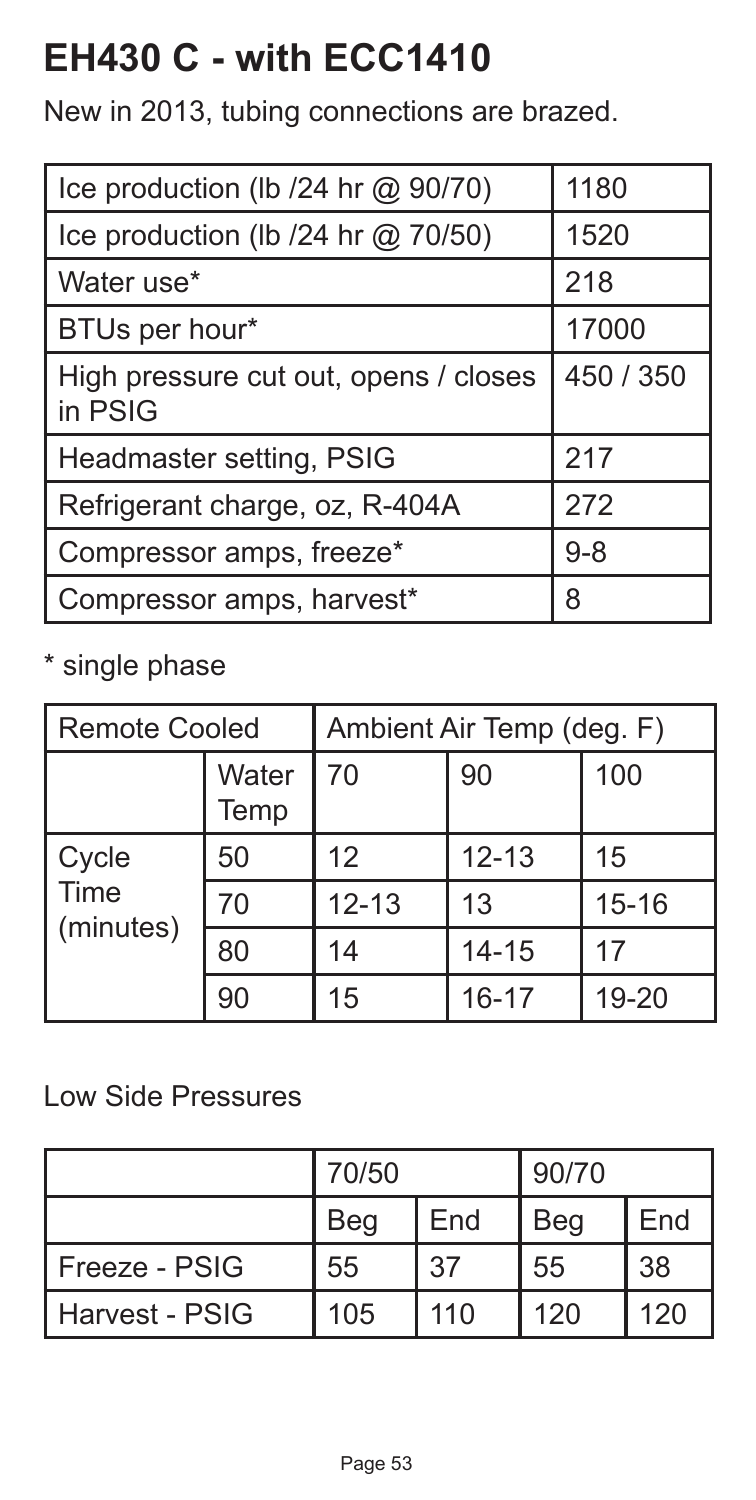# EH430 C - with ECC1410

New in 2013, tubing connections are brazed.

| | |
|---|---|
| Ice production (lb /24 hr @ 90/70) | 1180 |
| Ice production (lb /24 hr @ 70/50) | 1520 |
| Water use* | 218 |
| BTUs per hour* | 17000 |
| High pressure cut out, opens / closes in PSIG | 450 / 350 |
| Headmaster setting, PSIG | 217 |
| Refrigerant charge, oz, R-404A | 272 |
| Compressor amps, freeze* | 9-8 |
| Compressor amps, harvest* | 8 |

* single phase

| Remote Cooled | | Ambient Air Temp (deg. F) | | |
|---|---|---|---|---|
| | Water Temp | 70 | 90 | 100 |
| Cycle Time (minutes) | 50 | 12 | 12-13 | 15 |
| | 70 | 12-13 | 13 | 15-16 |
| | 80 | 14 | 14-15 | 17 |
| | 90 | 15 | 16-17 | 19-20 |

Low Side Pressures

| | 70/50 | | 90/70 | |
|---|---|---|---|---|
| | Beg | End | Beg | End |
| Freeze - PSIG | 55 | 37 | 55 | 38 |
| Harvest - PSIG | 105 | 110 | 120 | 120 |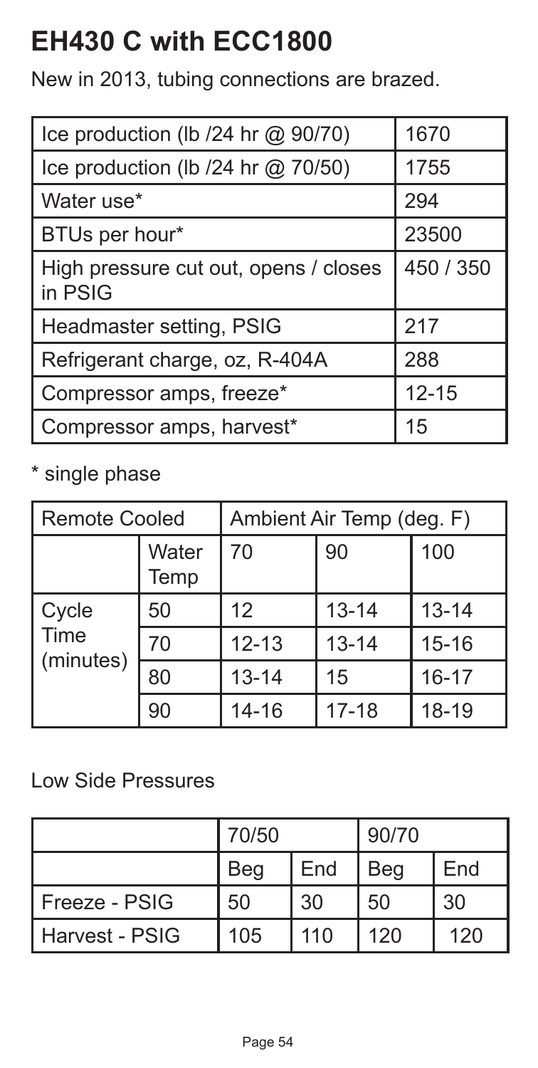# EH430 C with ECC1800

New in 2013, tubing connections are brazed.

| Ice production (lb /24 hr @ 90/70) | 1670 |
|---|---|
| Ice production (lb /24 hr @ 70/50) | 1755 |
| Water use* | 294 |
| BTUs per hour* | 23500 |
| High pressure cut out, opens / closes in PSIG | 450 / 350 |
| Headmaster setting, PSIG | 217 |
| Refrigerant charge, oz, R-404A | 288 |
| Compressor amps, freeze* | 12-15 |
| Compressor amps, harvest* | 15 |

* single phase

| Remote Cooled | | Ambient Air Temp (deg. F) | | |
|---|---|---|---|---|
| | Water Temp | 70 | 90 | 100 |
| Cycle Time (minutes) | 50 | 12 | 13-14 | 13-14 |
| | 70 | 12-13 | 13-14 | 15-16 |
| | 80 | 13-14 | 15 | 16-17 |
| | 90 | 14-16 | 17-18 | 18-19 |

Low Side Pressures

| | 70/50 | | 90/70 | |
|---|---|---|---|---|
| | Beg | End | Beg | End |
| Freeze - PSIG | 50 | 30 | 50 | 30 |
| Harvest - PSIG | 105 | 110 | 120 | 120 |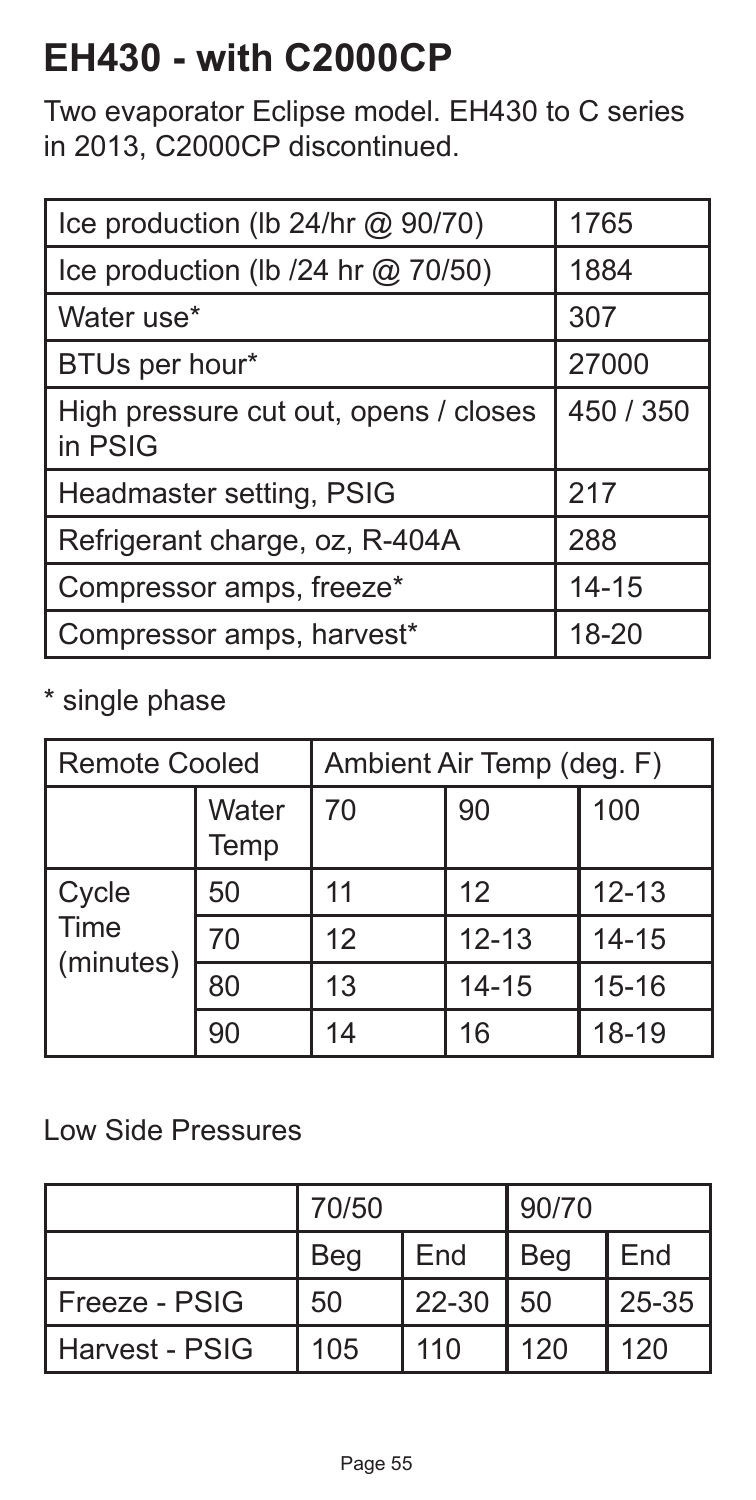# EH430 - with C2000CP

Two evaporator Eclipse model. EH430 to C series in 2013, C2000CP discontinued.

| | |
|---|---|
| Ice production (lb 24/hr @ 90/70) | 1765 |
| Ice production (lb /24 hr @ 70/50) | 1884 |
| Water use* | 307 |
| BTUs per hour* | 27000 |
| High pressure cut out, opens / closes in PSIG | 450 / 350 |
| Headmaster setting, PSIG | 217 |
| Refrigerant charge, oz, R-404A | 288 |
| Compressor amps, freeze* | 14-15 |
| Compressor amps, harvest* | 18-20 |

* single phase

| Remote Cooled | | Ambient Air Temp (deg. F) | | |
|---|---|---|---|---|
| | Water Temp | 70 | 90 | 100 |
| Cycle Time (minutes) | 50 | 11 | 12 | 12-13 |
| | 70 | 12 | 12-13 | 14-15 |
| | 80 | 13 | 14-15 | 15-16 |
| | 90 | 14 | 16 | 18-19 |

Low Side Pressures

| | 70/50 | | 90/70 | |
|---|---|---|---|---|
| | Beg | End | Beg | End |
| Freeze - PSIG | 50 | 22-30 | 50 | 25-35 |
| Harvest - PSIG | 105 | 110 | 120 | 120 |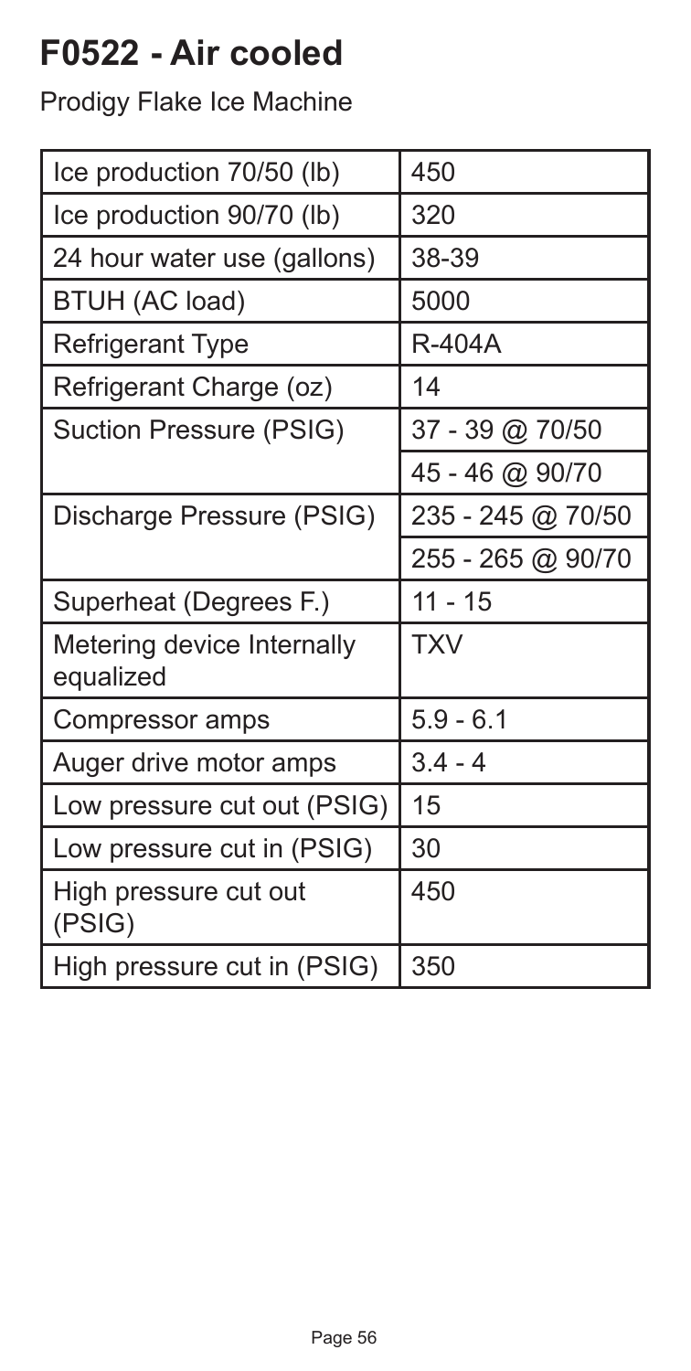# F0522 - Air cooled

Prodigy Flake Ice Machine

| | |
|---|---|
| Ice production 70/50 (lb) | 450 |
| Ice production 90/70 (lb) | 320 |
| 24 hour water use (gallons) | 38-39 |
| BTUH (AC load) | 5000 |
| Refrigerant Type | R-404A |
| Refrigerant Charge (oz) | 14 |
| Suction Pressure (PSIG) | 37 - 39 @ 70/50 |
| | 45 - 46 @ 90/70 |
| Discharge Pressure (PSIG) | 235 - 245 @ 70/50 |
| | 255 - 265 @ 90/70 |
| Superheat (Degrees F.) | 11 - 15 |
| Metering device Internally equalized | TXV |
| Compressor amps | 5.9 - 6.1 |
| Auger drive motor amps | 3.4 - 4 |
| Low pressure cut out (PSIG) | 15 |
| Low pressure cut in (PSIG) | 30 |
| High pressure cut out (PSIG) | 450 |
| High pressure cut in (PSIG) | 350 |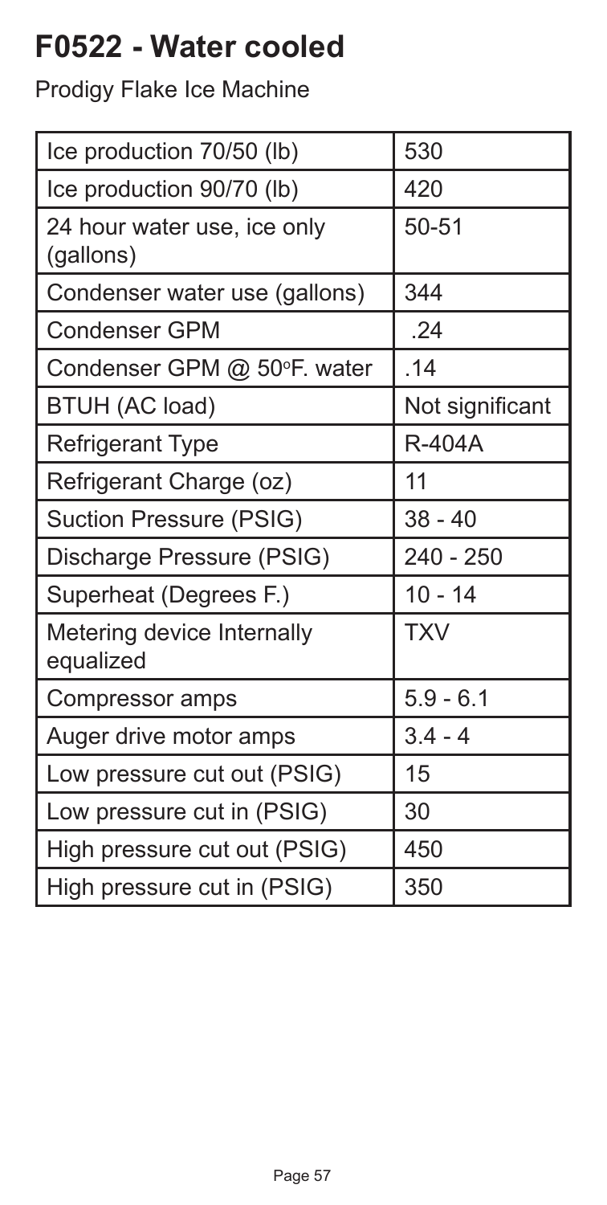# F0522 - Water cooled

Prodigy Flake Ice Machine

| | |
|---|---|
| Ice production 70/50 (lb) | 530 |
| Ice production 90/70 (lb) | 420 |
| 24 hour water use, ice only (gallons) | 50-51 |
| Condenser water use (gallons) | 344 |
| Condenser GPM | .24 |
| Condenser GPM @ 50°F. water | .14 |
| BTUH (AC load) | Not significant |
| Refrigerant Type | R-404A |
| Refrigerant Charge (oz) | 11 |
| Suction Pressure (PSIG) | 38 - 40 |
| Discharge Pressure (PSIG) | 240 - 250 |
| Superheat (Degrees F.) | 10 - 14 |
| Metering device Internally equalized | TXV |
| Compressor amps | 5.9 - 6.1 |
| Auger drive motor amps | 3.4 - 4 |
| Low pressure cut out (PSIG) | 15 |
| Low pressure cut in (PSIG) | 30 |
| High pressure cut out (PSIG) | 450 |
| High pressure cut in (PSIG) | 350 |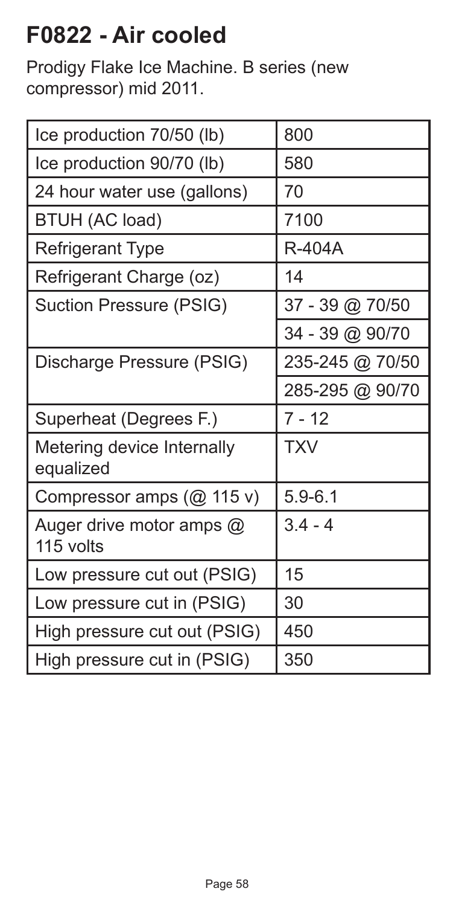# F0822 - Air cooled

Prodigy Flake Ice Machine. B series (new compressor) mid 2011.

| | |
|---|---|
| Ice production 70/50 (lb) | 800 |
| Ice production 90/70 (lb) | 580 |
| 24 hour water use (gallons) | 70 |
| BTUH (AC load) | 7100 |
| Refrigerant Type | R-404A |
| Refrigerant Charge (oz) | 14 |
| Suction Pressure (PSIG) | 37 - 39 @ 70/50 |
| | 34 - 39 @ 90/70 |
| Discharge Pressure (PSIG) | 235-245 @ 70/50 |
| | 285-295 @ 90/70 |
| Superheat (Degrees F.) | 7 - 12 |
| Metering device Internally equalized | TXV |
| Compressor amps (@ 115 v) | 5.9-6.1 |
| Auger drive motor amps @ 115 volts | 3.4 - 4 |
| Low pressure cut out (PSIG) | 15 |
| Low pressure cut in (PSIG) | 30 |
| High pressure cut out (PSIG) | 450 |
| High pressure cut in (PSIG) | 350 |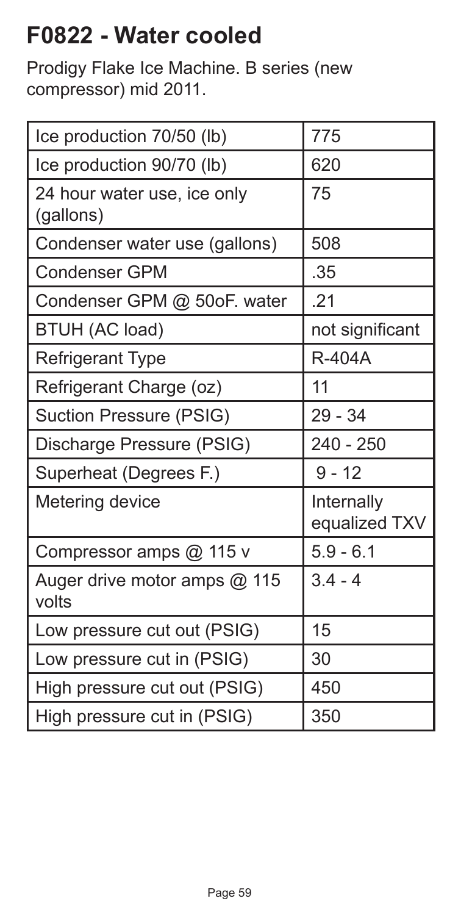# F0822 - Water cooled

Prodigy Flake Ice Machine. B series (new compressor) mid 2011.

| | |
|---|---|
| Ice production 70/50 (lb) | 775 |
| Ice production 90/70 (lb) | 620 |
| 24 hour water use, ice only (gallons) | 75 |
| Condenser water use (gallons) | 508 |
| Condenser GPM | .35 |
| Condenser GPM @ 50oF. water | .21 |
| BTUH (AC load) | not significant |
| Refrigerant Type | R-404A |
| Refrigerant Charge (oz) | 11 |
| Suction Pressure (PSIG) | 29 - 34 |
| Discharge Pressure (PSIG) | 240 - 250 |
| Superheat (Degrees F.) | 9 - 12 |
| Metering device | Internally equalized TXV |
| Compressor amps @ 115 v | 5.9 - 6.1 |
| Auger drive motor amps @ 115 volts | 3.4 - 4 |
| Low pressure cut out (PSIG) | 15 |
| Low pressure cut in (PSIG) | 30 |
| High pressure cut out (PSIG) | 450 |
| High pressure cut in (PSIG) | 350 |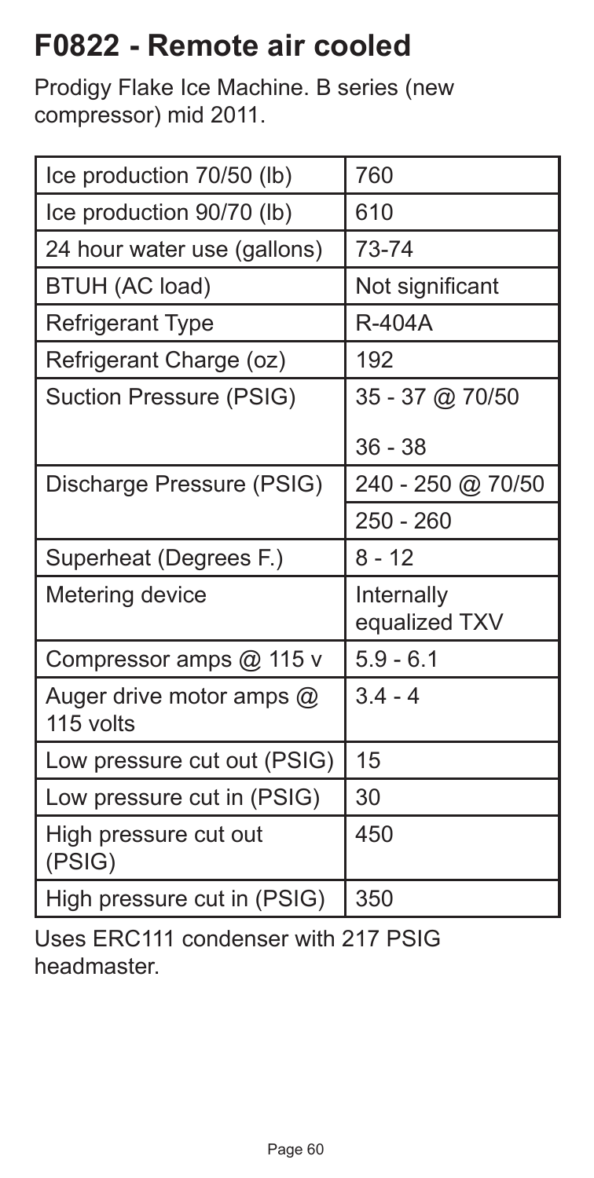# F0822 - Remote air cooled

Prodigy Flake Ice Machine. B series (new compressor) mid 2011.

| | |
|---|---|
| Ice production 70/50 (lb) | 760 |
| Ice production 90/70 (lb) | 610 |
| 24 hour water use (gallons) | 73-74 |
| BTUH (AC load) | Not significant |
| Refrigerant Type | R-404A |
| Refrigerant Charge (oz) | 192 |
| Suction Pressure (PSIG) | 35 - 37 @ 70/50 |
| | 36 - 38 |
| Discharge Pressure (PSIG) | 240 - 250 @ 70/50 |
| | 250 - 260 |
| Superheat (Degrees F.) | 8 - 12 |
| Metering device | Internally equalized TXV |
| Compressor amps @ 115 v | 5.9 - 6.1 |
| Auger drive motor amps @ 115 volts | 3.4 - 4 |
| Low pressure cut out (PSIG) | 15 |
| Low pressure cut in (PSIG) | 30 |
| High pressure cut out (PSIG) | 450 |
| High pressure cut in (PSIG) | 350 |

Uses ERC111 condenser with 217 PSIG headmaster.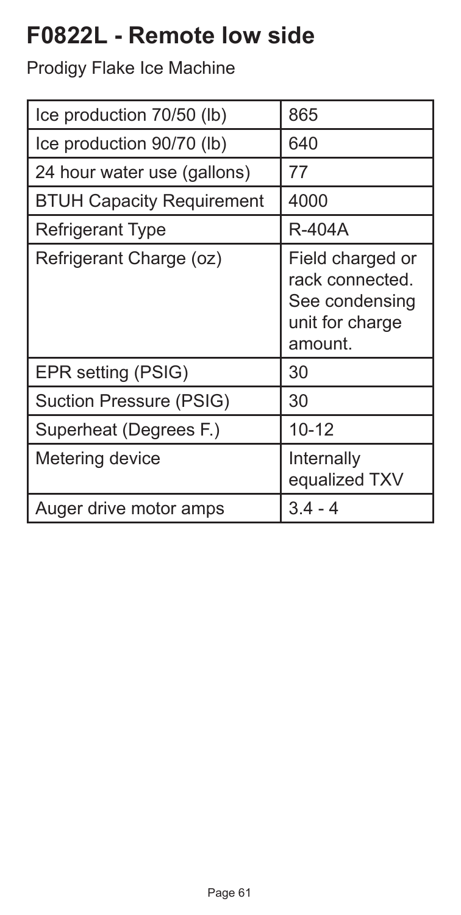# F0822L - Remote low side

Prodigy Flake Ice Machine

| | |
|---|---|
| Ice production 70/50 (lb) | 865 |
| Ice production 90/70 (lb) | 640 |
| 24 hour water use (gallons) | 77 |
| BTUH Capacity Requirement | 4000 |
| Refrigerant Type | R-404A |
| Refrigerant Charge (oz) | Field charged or rack connected. See condensing unit for charge amount. |
| EPR setting (PSIG) | 30 |
| Suction Pressure (PSIG) | 30 |
| Superheat (Degrees F.) | 10-12 |
| Metering device | Internally equalized TXV |
| Auger drive motor amps | 3.4 - 4 |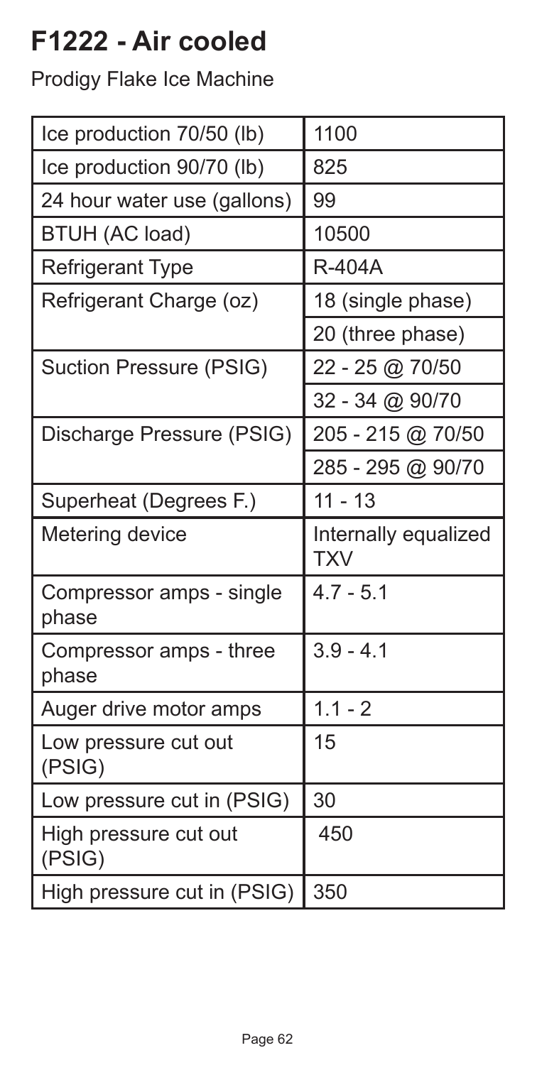# F1222 - Air cooled

Prodigy Flake Ice Machine

| | |
|---|---|
| Ice production 70/50 (lb) | 1100 |
| Ice production 90/70 (lb) | 825 |
| 24 hour water use (gallons) | 99 |
| BTUH (AC load) | 10500 |
| Refrigerant Type | R-404A |
| Refrigerant Charge (oz) | 18 (single phase) |
| | 20 (three phase) |
| Suction Pressure (PSIG) | 22 - 25 @ 70/50 |
| | 32 - 34 @ 90/70 |
| Discharge Pressure (PSIG) | 205 - 215 @ 70/50 |
| | 285 - 295 @ 90/70 |
| Superheat (Degrees F.) | 11 - 13 |
| Metering device | Internally equalized TXV |
| Compressor amps - single phase | 4.7 - 5.1 |
| Compressor amps - three phase | 3.9 - 4.1 |
| Auger drive motor amps | 1.1 - 2 |
| Low pressure cut out (PSIG) | 15 |
| Low pressure cut in (PSIG) | 30 |
| High pressure cut out (PSIG) | 450 |
| High pressure cut in (PSIG) | 350 |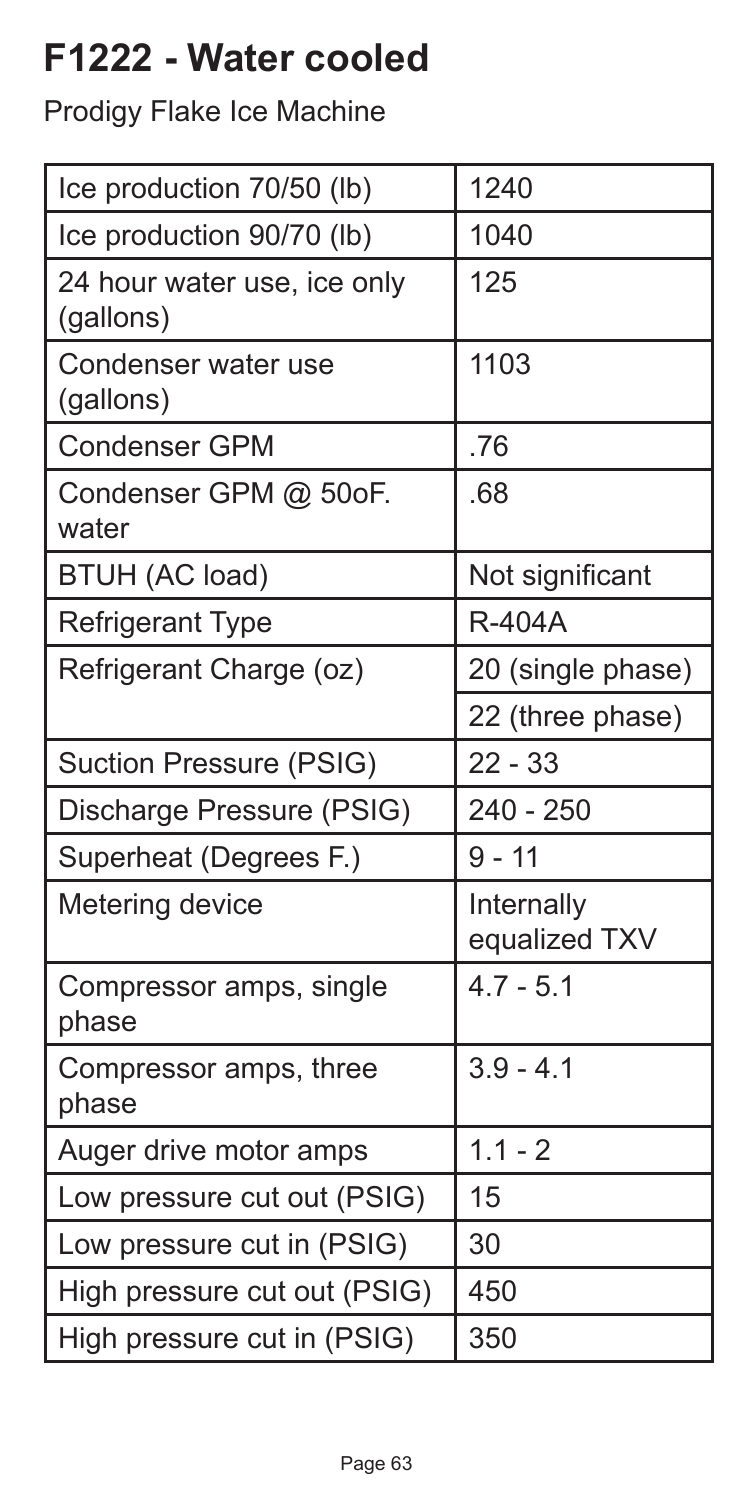# F1222 - Water cooled

Prodigy Flake Ice Machine

| | |
|---|---|
| Ice production 70/50 (lb) | 1240 |
| Ice production 90/70 (lb) | 1040 |
| 24 hour water use, ice only (gallons) | 125 |
| Condenser water use (gallons) | 1103 |
| Condenser GPM | .76 |
| Condenser GPM @ 50oF. water | .68 |
| BTUH (AC load) | Not significant |
| Refrigerant Type | R-404A |
| Refrigerant Charge (oz) | 20 (single phase) |
| | 22 (three phase) |
| Suction Pressure (PSIG) | 22 - 33 |
| Discharge Pressure (PSIG) | 240 - 250 |
| Superheat (Degrees F.) | 9 - 11 |
| Metering device | Internally equalized TXV |
| Compressor amps, single phase | 4.7 - 5.1 |
| Compressor amps, three phase | 3.9 - 4.1 |
| Auger drive motor amps | 1.1 - 2 |
| Low pressure cut out (PSIG) | 15 |
| Low pressure cut in (PSIG) | 30 |
| High pressure cut out (PSIG) | 450 |
| High pressure cut in (PSIG) | 350 |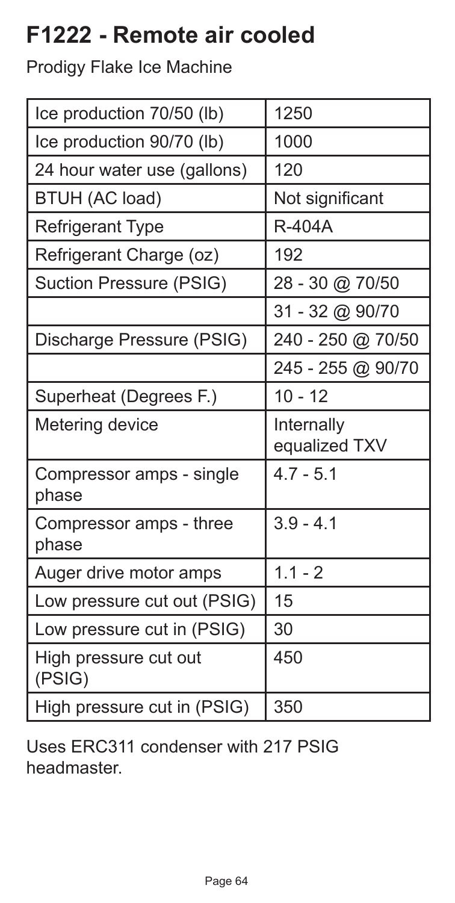# F1222 - Remote air cooled

Prodigy Flake Ice Machine

| | |
|---|---|
| Ice production 70/50 (lb) | 1250 |
| Ice production 90/70 (lb) | 1000 |
| 24 hour water use (gallons) | 120 |
| BTUH (AC load) | Not significant |
| Refrigerant Type | R-404A |
| Refrigerant Charge (oz) | 192 |
| Suction Pressure (PSIG) | 28 - 30 @ 70/50 |
| | 31 - 32 @ 90/70 |
| Discharge Pressure (PSIG) | 240 - 250 @ 70/50 |
| | 245 - 255 @ 90/70 |
| Superheat (Degrees F.) | 10 - 12 |
| Metering device | Internally equalized TXV |
| Compressor amps - single phase | 4.7 - 5.1 |
| Compressor amps - three phase | 3.9 - 4.1 |
| Auger drive motor amps | 1.1 - 2 |
| Low pressure cut out (PSIG) | 15 |
| Low pressure cut in (PSIG) | 30 |
| High pressure cut out (PSIG) | 450 |
| High pressure cut in (PSIG) | 350 |

Uses ERC311 condenser with 217 PSIG headmaster.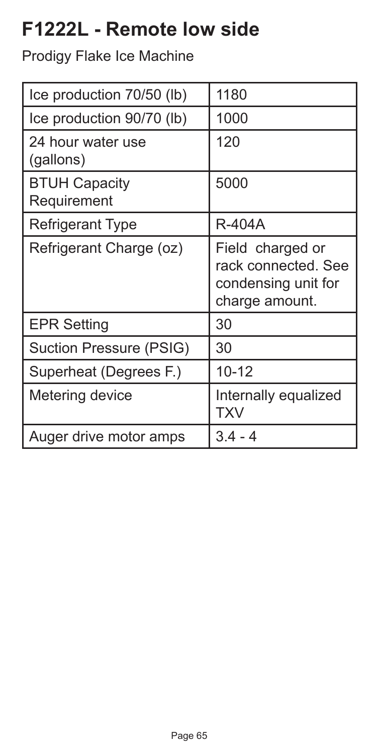# F1222L - Remote low side

Prodigy Flake Ice Machine

| | |
|---|---|
| Ice production 70/50 (lb) | 1180 |
| Ice production 90/70 (lb) | 1000 |
| 24 hour water use (gallons) | 120 |
| BTUH Capacity Requirement | 5000 |
| Refrigerant Type | R-404A |
| Refrigerant Charge (oz) | Field charged or rack connected. See condensing unit for charge amount. |
| EPR Setting | 30 |
| Suction Pressure (PSIG) | 30 |
| Superheat (Degrees F.) | 10-12 |
| Metering device | Internally equalized TXV |
| Auger drive motor amps | 3.4 - 4 |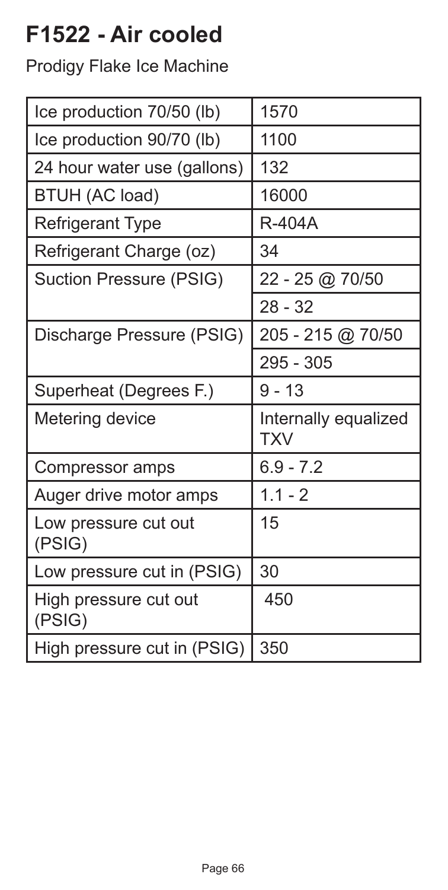# F1522 - Air cooled

Prodigy Flake Ice Machine

| | |
|---|---|
| Ice production 70/50 (lb) | 1570 |
| Ice production 90/70 (lb) | 1100 |
| 24 hour water use (gallons) | 132 |
| BTUH (AC load) | 16000 |
| Refrigerant Type | R-404A |
| Refrigerant Charge (oz) | 34 |
| Suction Pressure (PSIG) | 22 - 25 @ 70/50 |
| | 28 - 32 |
| Discharge Pressure (PSIG) | 205 - 215 @ 70/50 |
| | 295 - 305 |
| Superheat (Degrees F.) | 9 - 13 |
| Metering device | Internally equalized TXV |
| Compressor amps | 6.9 - 7.2 |
| Auger drive motor amps | 1.1 - 2 |
| Low pressure cut out (PSIG) | 15 |
| Low pressure cut in (PSIG) | 30 |
| High pressure cut out (PSIG) | 450 |
| High pressure cut in (PSIG) | 350 |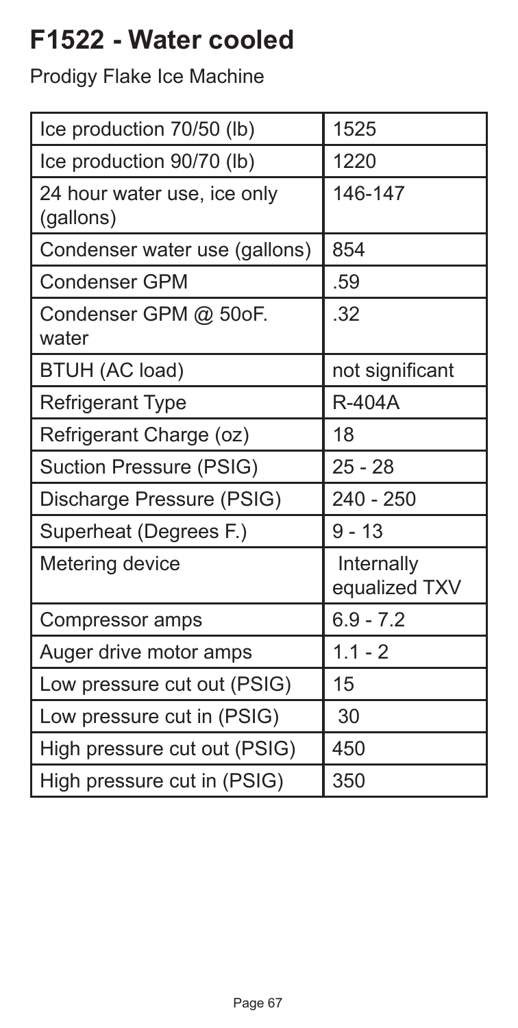# F1522 - Water cooled

Prodigy Flake Ice Machine

| | |
|---|---|
| Ice production 70/50 (lb) | 1525 |
| Ice production 90/70 (lb) | 1220 |
| 24 hour water use, ice only (gallons) | 146-147 |
| Condenser water use (gallons) | 854 |
| Condenser GPM | .59 |
| Condenser GPM @ 50oF. water | .32 |
| BTUH (AC load) | not significant |
| Refrigerant Type | R-404A |
| Refrigerant Charge (oz) | 18 |
| Suction Pressure (PSIG) | 25 - 28 |
| Discharge Pressure (PSIG) | 240 - 250 |
| Superheat (Degrees F.) | 9 - 13 |
| Metering device | Internally equalized TXV |
| Compressor amps | 6.9 - 7.2 |
| Auger drive motor amps | 1.1 - 2 |
| Low pressure cut out (PSIG) | 15 |
| Low pressure cut in (PSIG) | 30 |
| High pressure cut out (PSIG) | 450 |
| High pressure cut in (PSIG) | 350 |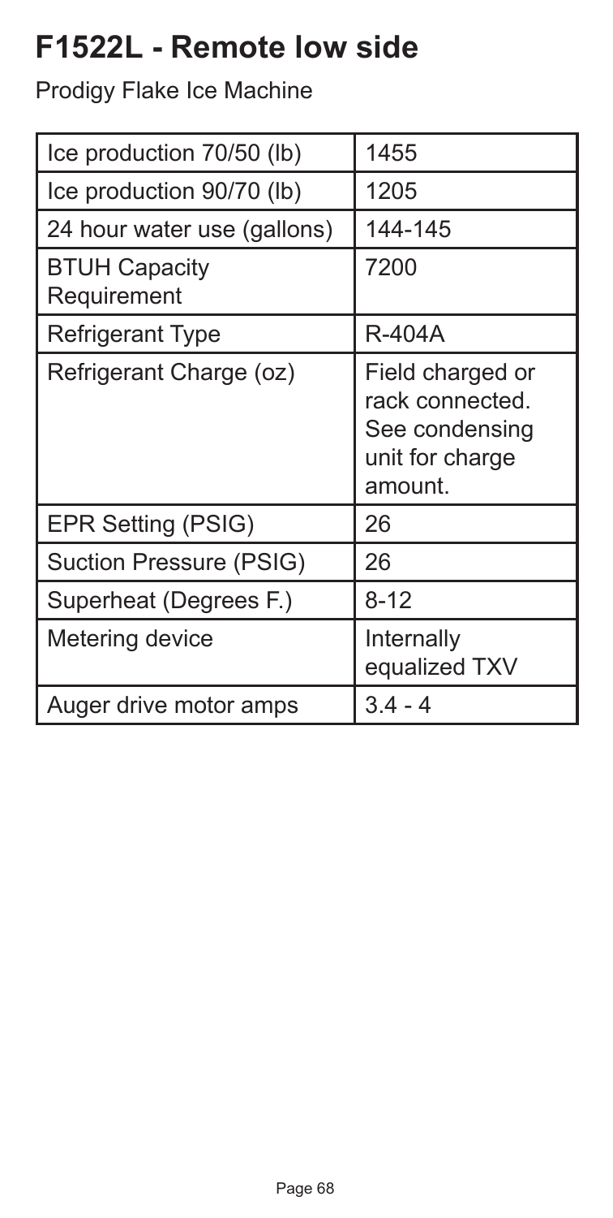# F1522L - Remote low side

Prodigy Flake Ice Machine

| | |
|---|---|
| Ice production 70/50 (lb) | 1455 |
| Ice production 90/70 (lb) | 1205 |
| 24 hour water use (gallons) | 144-145 |
| BTUH Capacity Requirement | 7200 |
| Refrigerant Type | R-404A |
| Refrigerant Charge (oz) | Field charged or rack connected. See condensing unit for charge amount. |
| EPR Setting (PSIG) | 26 |
| Suction Pressure (PSIG) | 26 |
| Superheat (Degrees F.) | 8-12 |
| Metering device | Internally equalized TXV |
| Auger drive motor amps | 3.4 - 4 |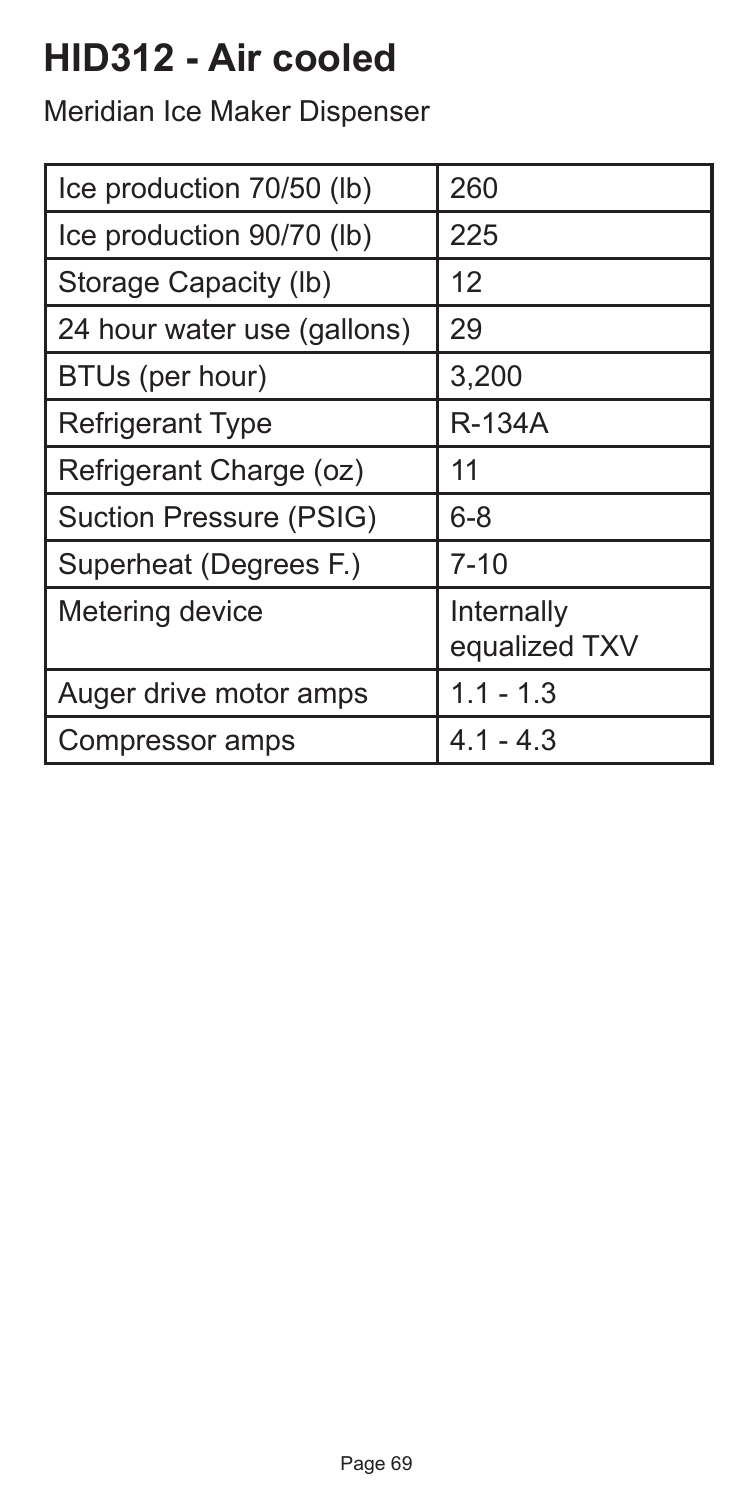# HID312 - Air cooled

Meridian Ice Maker Dispenser

| | |
|---|---|
| Ice production 70/50 (lb) | 260 |
| Ice production 90/70 (lb) | 225 |
| Storage Capacity (lb) | 12 |
| 24 hour water use (gallons) | 29 |
| BTUs (per hour) | 3,200 |
| Refrigerant Type | R-134A |
| Refrigerant Charge (oz) | 11 |
| Suction Pressure (PSIG) | 6-8 |
| Superheat (Degrees F.) | 7-10 |
| Metering device | Internally equalized TXV |
| Auger drive motor amps | 1.1 - 1.3 |
| Compressor amps | 4.1 - 4.3 |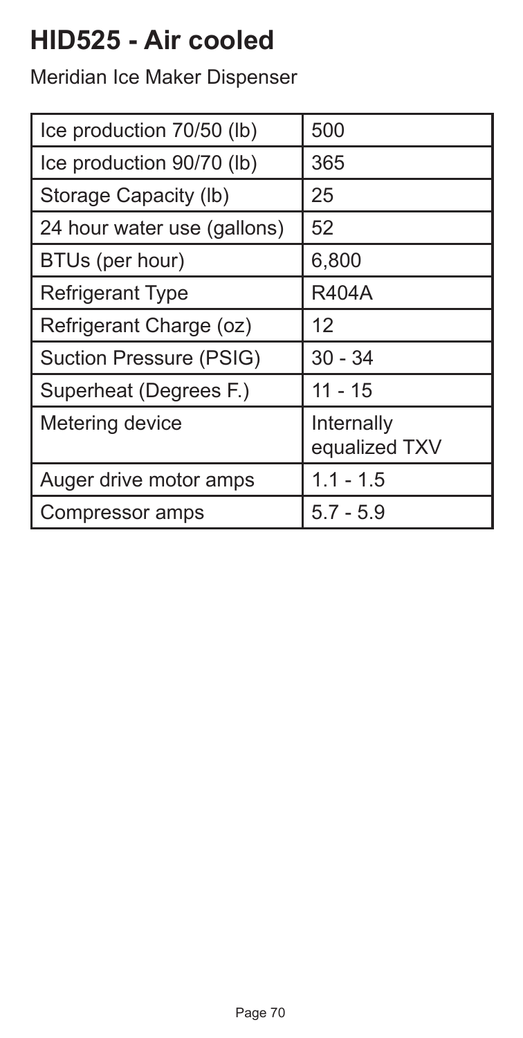# HID525 - Air cooled

Meridian Ice Maker Dispenser

| | |
|---|---|
| Ice production 70/50 (lb) | 500 |
| Ice production 90/70 (lb) | 365 |
| Storage Capacity (lb) | 25 |
| 24 hour water use (gallons) | 52 |
| BTUs (per hour) | 6,800 |
| Refrigerant Type | R404A |
| Refrigerant Charge (oz) | 12 |
| Suction Pressure (PSIG) | 30 - 34 |
| Superheat (Degrees F.) | 11 - 15 |
| Metering device | Internally equalized TXV |
| Auger drive motor amps | 1.1 - 1.5 |
| Compressor amps | 5.7 - 5.9 |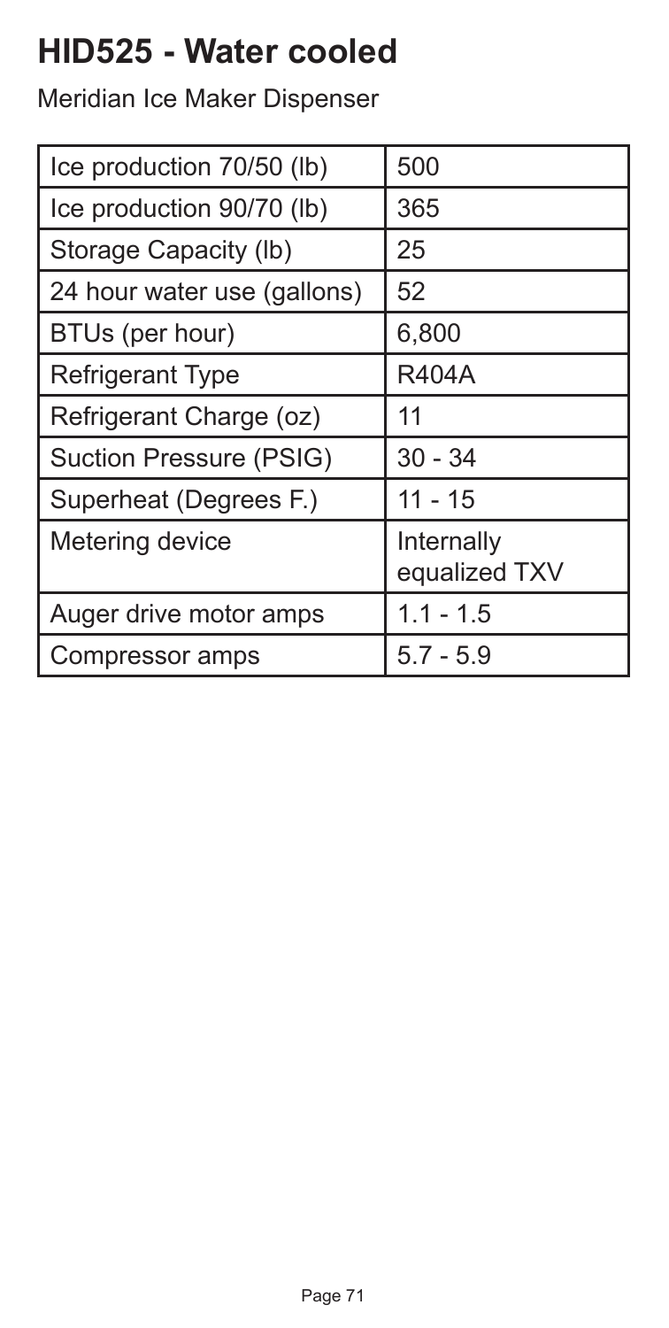# HID525 - Water cooled

Meridian Ice Maker Dispenser

| | |
|---|---|
| Ice production 70/50 (lb) | 500 |
| Ice production 90/70 (lb) | 365 |
| Storage Capacity (lb) | 25 |
| 24 hour water use (gallons) | 52 |
| BTUs (per hour) | 6,800 |
| Refrigerant Type | R404A |
| Refrigerant Charge (oz) | 11 |
| Suction Pressure (PSIG) | 30 - 34 |
| Superheat (Degrees F.) | 11 - 15 |
| Metering device | Internally equalized TXV |
| Auger drive motor amps | 1.1 - 1.5 |
| Compressor amps | 5.7 - 5.9 |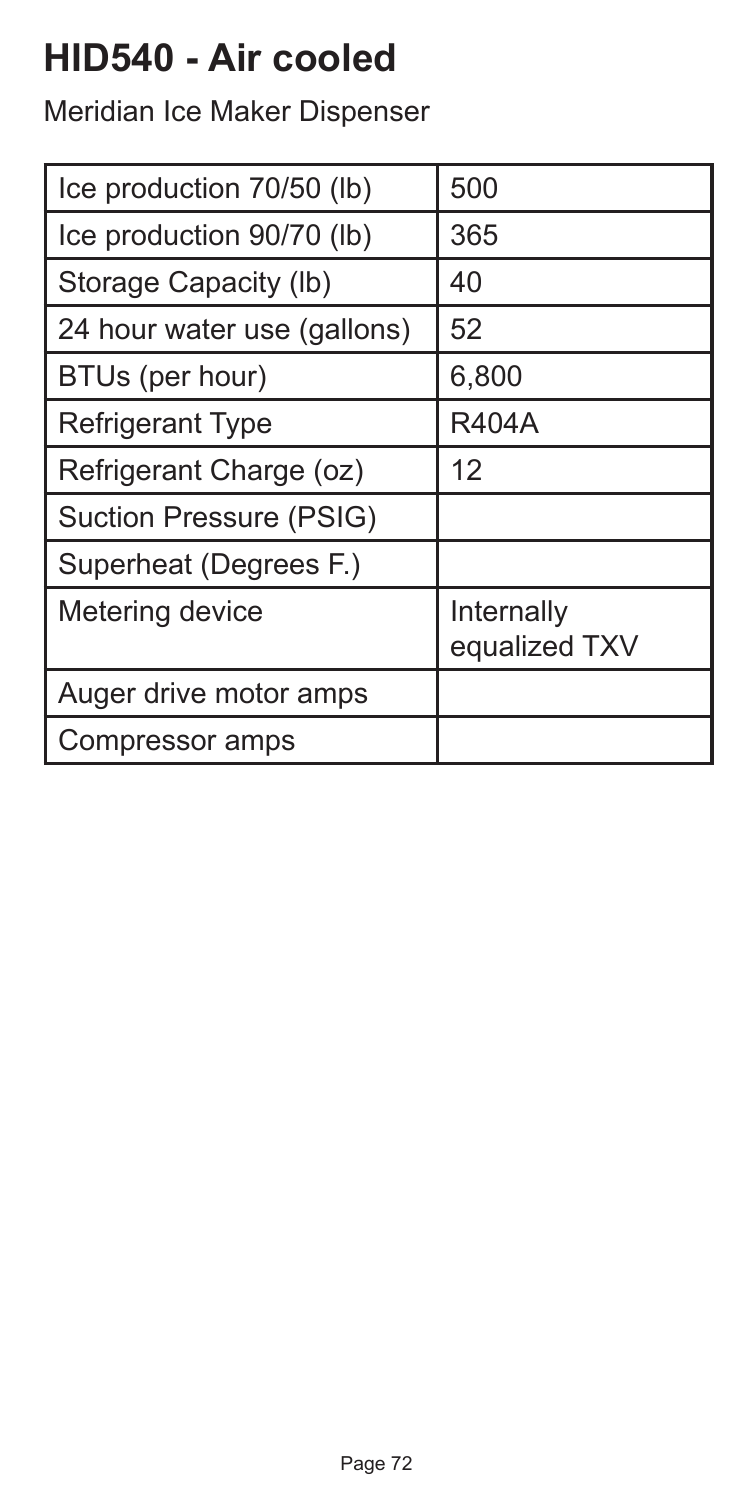# HID540 - Air cooled

Meridian Ice Maker Dispenser

| Ice production 70/50 (lb) | 500 |
|---|---|
| Ice production 90/70 (lb) | 365 |
| Storage Capacity (lb) | 40 |
| 24 hour water use (gallons) | 52 |
| BTUs (per hour) | 6,800 |
| Refrigerant Type | R404A |
| Refrigerant Charge (oz) | 12 |
| Suction Pressure (PSIG) | |
| Superheat (Degrees F.) | |
| Metering device | Internally equalized TXV |
| Auger drive motor amps | |
| Compressor amps | |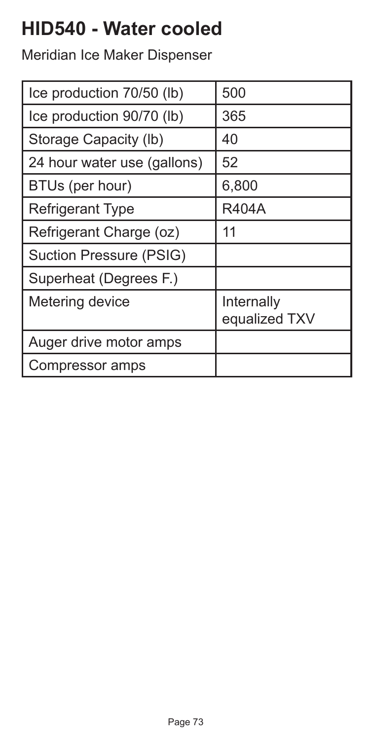# HID540 - Water cooled

Meridian Ice Maker Dispenser

| | |
|---|---|
| Ice production 70/50 (lb) | 500 |
| Ice production 90/70 (lb) | 365 |
| Storage Capacity (lb) | 40 |
| 24 hour water use (gallons) | 52 |
| BTUs (per hour) | 6,800 |
| Refrigerant Type | R404A |
| Refrigerant Charge (oz) | 11 |
| Suction Pressure (PSIG) | |
| Superheat (Degrees F.) | |
| Metering device | Internally equalized TXV |
| Auger drive motor amps | |
| Compressor amps | |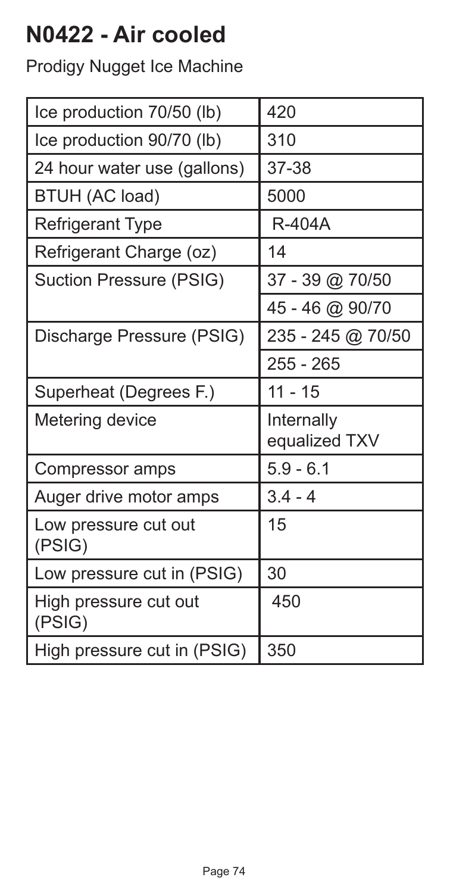# N0422 - Air cooled

Prodigy Nugget Ice Machine

| | |
|---|---|
| Ice production 70/50 (lb) | 420 |
| Ice production 90/70 (lb) | 310 |
| 24 hour water use (gallons) | 37-38 |
| BTUH (AC load) | 5000 |
| Refrigerant Type | R-404A |
| Refrigerant Charge (oz) | 14 |
| Suction Pressure (PSIG) | 37 - 39 @ 70/50 |
| | 45 - 46 @ 90/70 |
| Discharge Pressure (PSIG) | 235 - 245 @ 70/50 |
| | 255 - 265 |
| Superheat (Degrees F.) | 11 - 15 |
| Metering device | Internally equalized TXV |
| Compressor amps | 5.9 - 6.1 |
| Auger drive motor amps | 3.4 - 4 |
| Low pressure cut out (PSIG) | 15 |
| Low pressure cut in (PSIG) | 30 |
| High pressure cut out (PSIG) | 450 |
| High pressure cut in (PSIG) | 350 |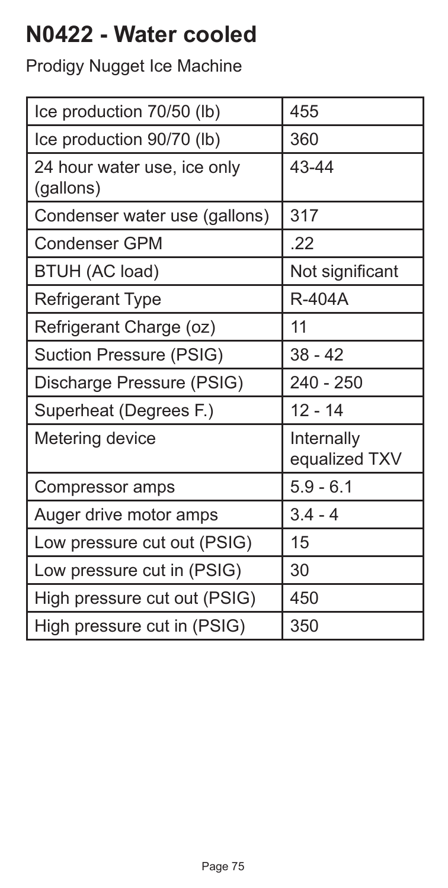# N0422 - Water cooled

Prodigy Nugget Ice Machine

| | |
|---|---|
| Ice production 70/50 (lb) | 455 |
| Ice production 90/70 (lb) | 360 |
| 24 hour water use, ice only (gallons) | 43-44 |
| Condenser water use (gallons) | 317 |
| Condenser GPM | .22 |
| BTUH (AC load) | Not significant |
| Refrigerant Type | R-404A |
| Refrigerant Charge (oz) | 11 |
| Suction Pressure (PSIG) | 38 - 42 |
| Discharge Pressure (PSIG) | 240 - 250 |
| Superheat (Degrees F.) | 12 - 14 |
| Metering device | Internally equalized TXV |
| Compressor amps | 5.9 - 6.1 |
| Auger drive motor amps | 3.4 - 4 |
| Low pressure cut out (PSIG) | 15 |
| Low pressure cut in (PSIG) | 30 |
| High pressure cut out (PSIG) | 450 |
| High pressure cut in (PSIG) | 350 |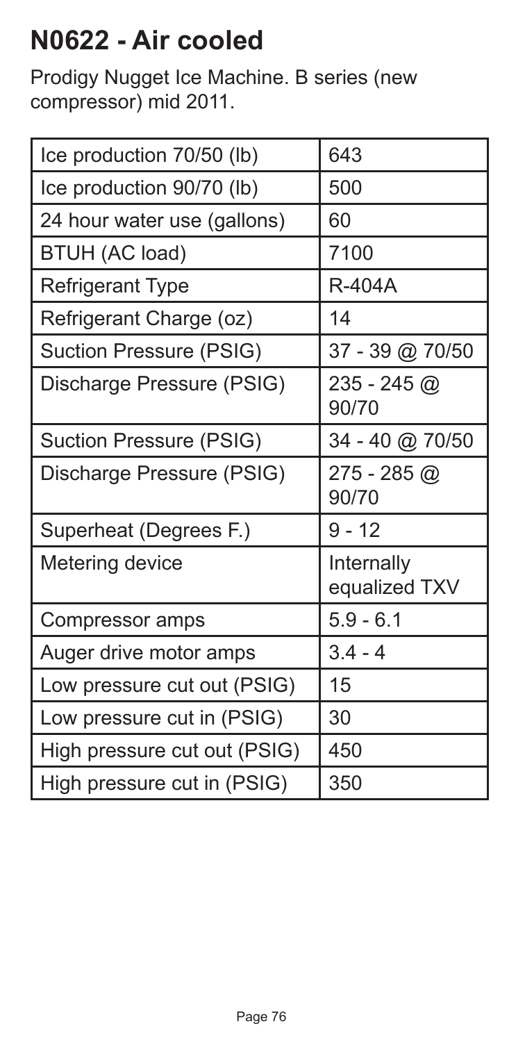# N0622 - Air cooled

Prodigy Nugget Ice Machine. B series (new compressor) mid 2011.

| | |
|---|---|
| Ice production 70/50 (lb) | 643 |
| Ice production 90/70 (lb) | 500 |
| 24 hour water use (gallons) | 60 |
| BTUH (AC load) | 7100 |
| Refrigerant Type | R-404A |
| Refrigerant Charge (oz) | 14 |
| Suction Pressure (PSIG) | 37 - 39 @ 70/50 |
| Discharge Pressure (PSIG) | 235 - 245 @ 90/70 |
| Suction Pressure (PSIG) | 34 - 40 @ 70/50 |
| Discharge Pressure (PSIG) | 275 - 285 @ 90/70 |
| Superheat (Degrees F.) | 9 - 12 |
| Metering device | Internally equalized TXV |
| Compressor amps | 5.9 - 6.1 |
| Auger drive motor amps | 3.4 - 4 |
| Low pressure cut out (PSIG) | 15 |
| Low pressure cut in (PSIG) | 30 |
| High pressure cut out (PSIG) | 450 |
| High pressure cut in (PSIG) | 350 |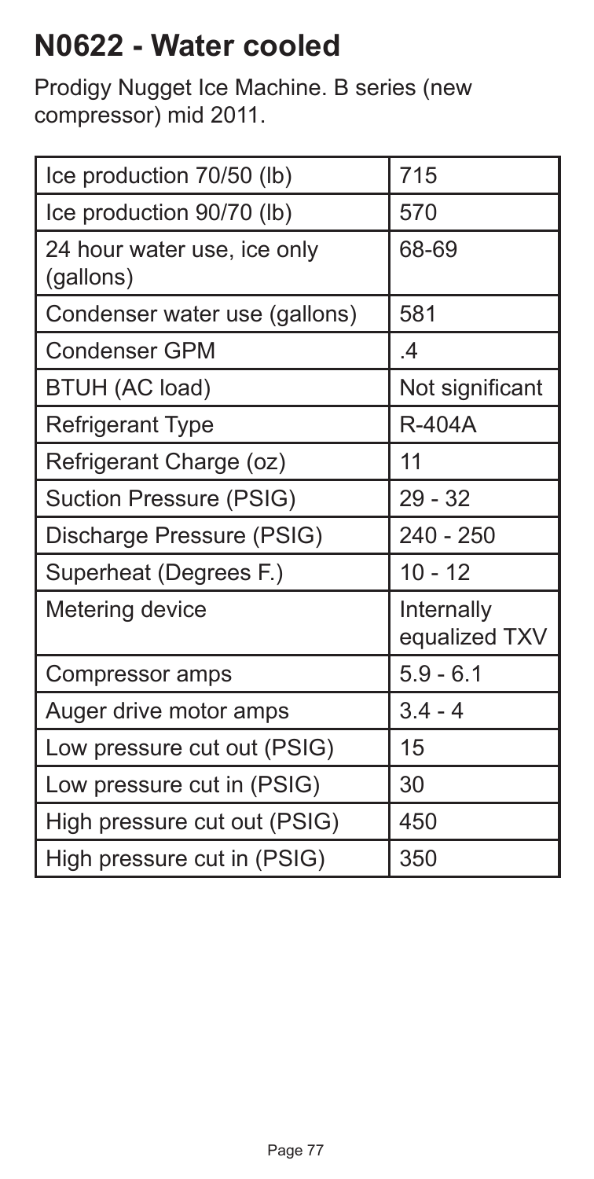# N0622 - Water cooled

Prodigy Nugget Ice Machine. B series (new compressor) mid 2011.

| | |
|---|---|
| Ice production 70/50 (lb) | 715 |
| Ice production 90/70 (lb) | 570 |
| 24 hour water use, ice only (gallons) | 68-69 |
| Condenser water use (gallons) | 581 |
| Condenser GPM | .4 |
| BTUH (AC load) | Not significant |
| Refrigerant Type | R-404A |
| Refrigerant Charge (oz) | 11 |
| Suction Pressure (PSIG) | 29 - 32 |
| Discharge Pressure (PSIG) | 240 - 250 |
| Superheat (Degrees F.) | 10 - 12 |
| Metering device | Internally equalized TXV |
| Compressor amps | 5.9 - 6.1 |
| Auger drive motor amps | 3.4 - 4 |
| Low pressure cut out (PSIG) | 15 |
| Low pressure cut in (PSIG) | 30 |
| High pressure cut out (PSIG) | 450 |
| High pressure cut in (PSIG) | 350 |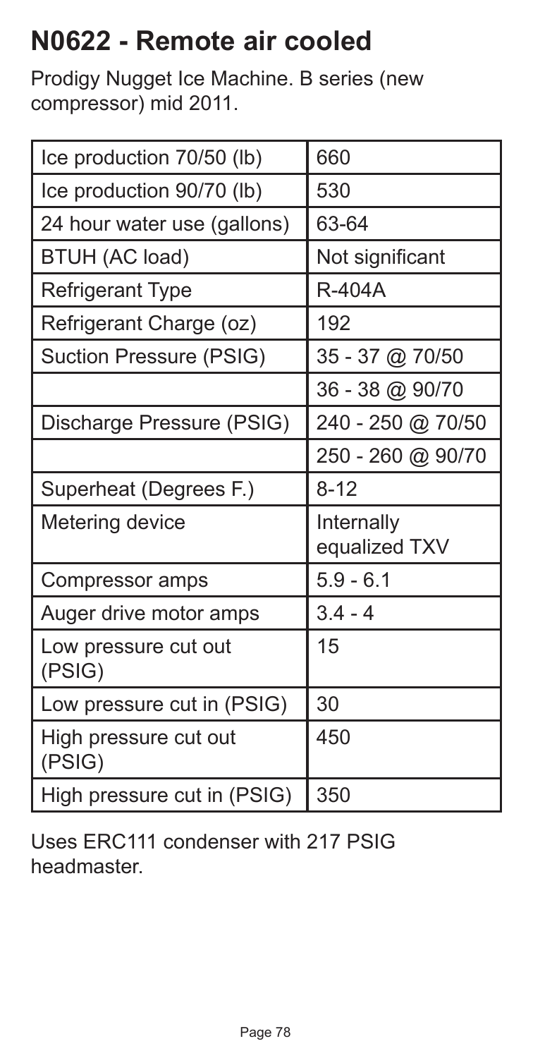# N0622 - Remote air cooled

Prodigy Nugget Ice Machine. B series (new compressor) mid 2011.

| | |
|---|---|
| Ice production 70/50 (lb) | 660 |
| Ice production 90/70 (lb) | 530 |
| 24 hour water use (gallons) | 63-64 |
| BTUH (AC load) | Not significant |
| Refrigerant Type | R-404A |
| Refrigerant Charge (oz) | 192 |
| Suction Pressure (PSIG) | 35 - 37 @ 70/50 |
| | 36 - 38 @ 90/70 |
| Discharge Pressure (PSIG) | 240 - 250 @ 70/50 |
| | 250 - 260 @ 90/70 |
| Superheat (Degrees F.) | 8-12 |
| Metering device | Internally equalized TXV |
| Compressor amps | 5.9 - 6.1 |
| Auger drive motor amps | 3.4 - 4 |
| Low pressure cut out (PSIG) | 15 |
| Low pressure cut in (PSIG) | 30 |
| High pressure cut out (PSIG) | 450 |
| High pressure cut in (PSIG) | 350 |

Uses ERC111 condenser with 217 PSIG headmaster.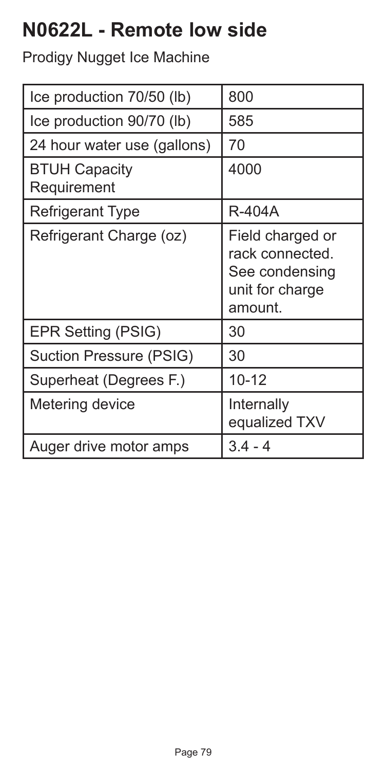# N0622L - Remote low side

Prodigy Nugget Ice Machine

| | |
|---|---|
| Ice production 70/50 (lb) | 800 |
| Ice production 90/70 (lb) | 585 |
| 24 hour water use (gallons) | 70 |
| BTUH Capacity Requirement | 4000 |
| Refrigerant Type | R-404A |
| Refrigerant Charge (oz) | Field charged or rack connected. See condensing unit for charge amount. |
| EPR Setting (PSIG) | 30 |
| Suction Pressure (PSIG) | 30 |
| Superheat (Degrees F.) | 10-12 |
| Metering device | Internally equalized TXV |
| Auger drive motor amps | 3.4 - 4 |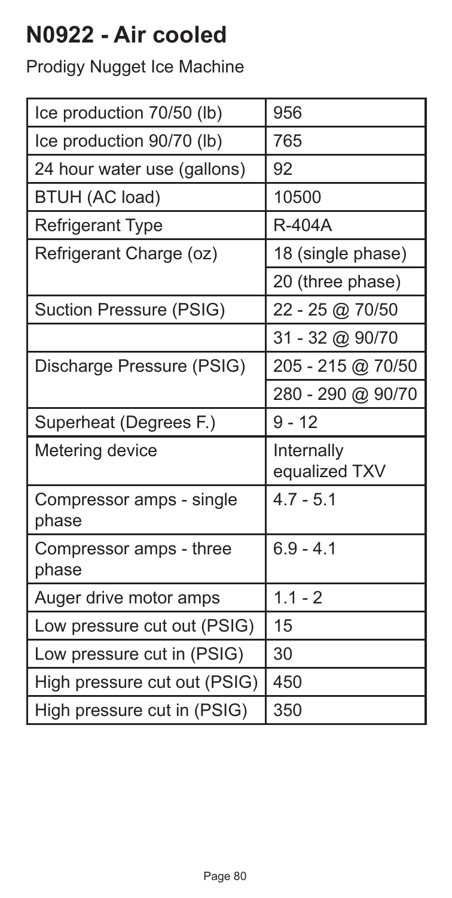# N0922 - Air cooled

Prodigy Nugget Ice Machine

| | |
|---|---|
| Ice production 70/50 (lb) | 956 |
| Ice production 90/70 (lb) | 765 |
| 24 hour water use (gallons) | 92 |
| BTUH (AC load) | 10500 |
| Refrigerant Type | R-404A |
| Refrigerant Charge (oz) | 18 (single phase) |
| | 20 (three phase) |
| Suction Pressure (PSIG) | 22 - 25 @ 70/50 |
| | 31 - 32 @ 90/70 |
| Discharge Pressure (PSIG) | 205 - 215 @ 70/50 |
| | 280 - 290 @ 90/70 |
| Superheat (Degrees F.) | 9 - 12 |
| Metering device | Internally equalized TXV |
| Compressor amps - single phase | 4.7 - 5.1 |
| Compressor amps - three phase | 6.9 - 4.1 |
| Auger drive motor amps | 1.1 - 2 |
| Low pressure cut out (PSIG) | 15 |
| Low pressure cut in (PSIG) | 30 |
| High pressure cut out (PSIG) | 450 |
| High pressure cut in (PSIG) | 350 |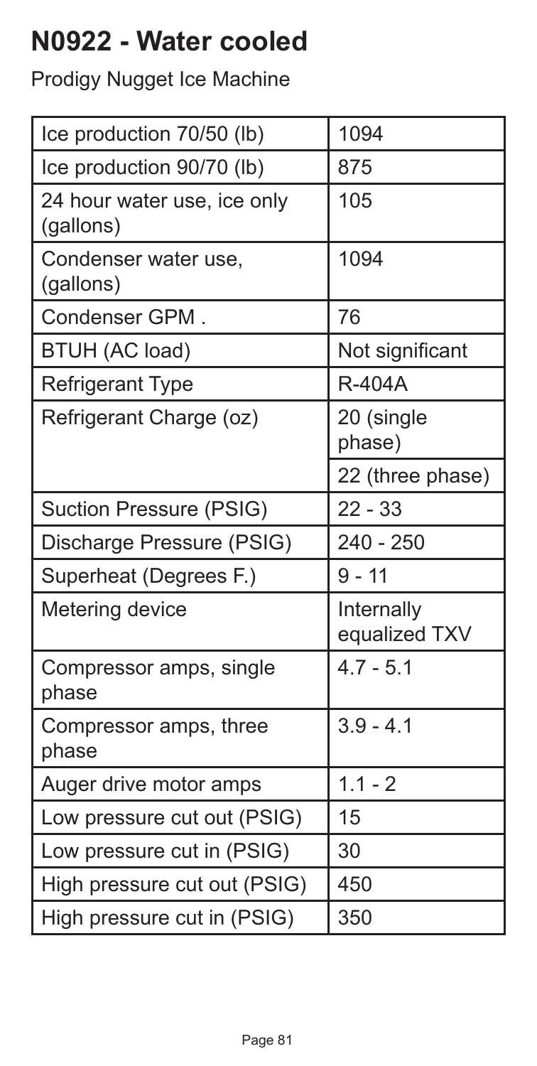# N0922 - Water cooled

Prodigy Nugget Ice Machine

| | |
|---|---|
| Ice production 70/50 (lb) | 1094 |
| Ice production 90/70 (lb) | 875 |
| 24 hour water use, ice only (gallons) | 105 |
| Condenser water use, (gallons) | 1094 |
| Condenser GPM . | 76 |
| BTUH (AC load) | Not significant |
| Refrigerant Type | R-404A |
| Refrigerant Charge (oz) | 20 (single phase) |
| | 22 (three phase) |
| Suction Pressure (PSIG) | 22 - 33 |
| Discharge Pressure (PSIG) | 240 - 250 |
| Superheat (Degrees F.) | 9 - 11 |
| Metering device | Internally equalized TXV |
| Compressor amps, single phase | 4.7 - 5.1 |
| Compressor amps, three phase | 3.9 - 4.1 |
| Auger drive motor amps | 1.1 - 2 |
| Low pressure cut out (PSIG) | 15 |
| Low pressure cut in (PSIG) | 30 |
| High pressure cut out (PSIG) | 450 |
| High pressure cut in (PSIG) | 350 |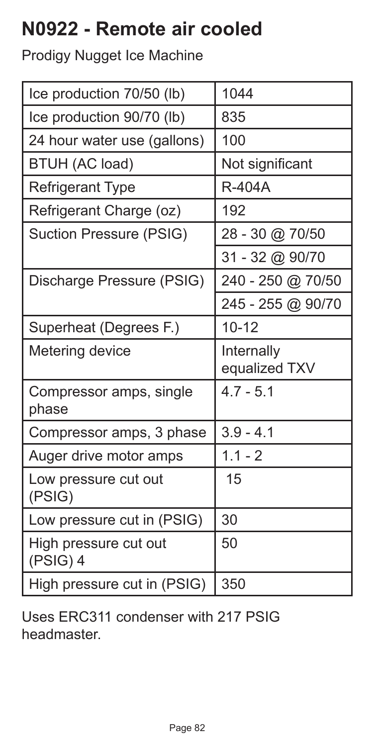# N0922 - Remote air cooled

Prodigy Nugget Ice Machine

| | |
|---|---|
| Ice production 70/50 (lb) | 1044 |
| Ice production 90/70 (lb) | 835 |
| 24 hour water use (gallons) | 100 |
| BTUH (AC load) | Not significant |
| Refrigerant Type | R-404A |
| Refrigerant Charge (oz) | 192 |
| Suction Pressure (PSIG) | 28 - 30 @ 70/50 |
| | 31 - 32 @ 90/70 |
| Discharge Pressure (PSIG) | 240 - 250 @ 70/50 |
| | 245 - 255 @ 90/70 |
| Superheat (Degrees F.) | 10-12 |
| Metering device | Internally equalized TXV |
| Compressor amps, single phase | 4.7 - 5.1 |
| Compressor amps, 3 phase | 3.9 - 4.1 |
| Auger drive motor amps | 1.1 - 2 |
| Low pressure cut out (PSIG) | 15 |
| Low pressure cut in (PSIG) | 30 |
| High pressure cut out (PSIG) 4 | 50 |
| High pressure cut in (PSIG) | 350 |

Uses ERC311 condenser with 217 PSIG headmaster.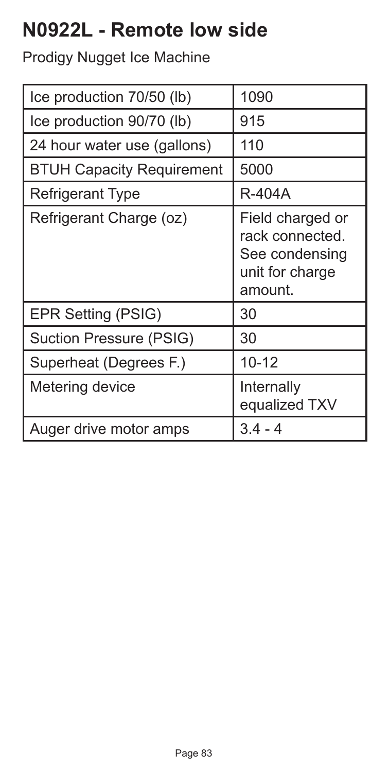# N0922L - Remote low side

Prodigy Nugget Ice Machine

| Ice production 70/50 (lb) | 1090 |
|---|---|
| Ice production 90/70 (lb) | 915 |
| 24 hour water use (gallons) | 110 |
| BTUH Capacity Requirement | 5000 |
| Refrigerant Type | R-404A |
| Refrigerant Charge (oz) | Field charged or rack connected. See condensing unit for charge amount. |
| EPR Setting (PSIG) | 30 |
| Suction Pressure (PSIG) | 30 |
| Superheat (Degrees F.) | 10-12 |
| Metering device | Internally equalized TXV |
| Auger drive motor amps | 3.4 - 4 |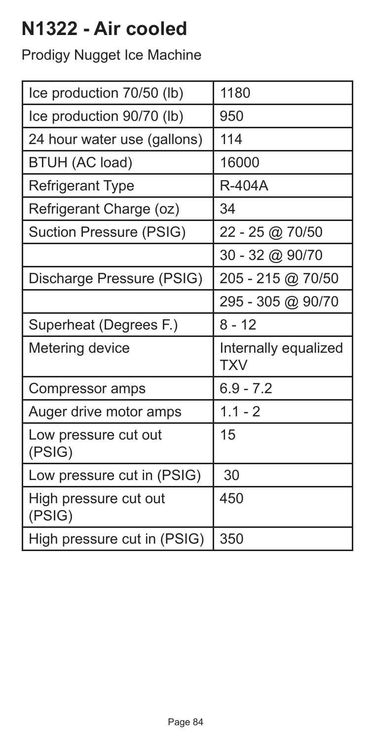# N1322 - Air cooled

Prodigy Nugget Ice Machine

| | |
|---|---|
| Ice production 70/50 (lb) | 1180 |
| Ice production 90/70 (lb) | 950 |
| 24 hour water use (gallons) | 114 |
| BTUH (AC load) | 16000 |
| Refrigerant Type | R-404A |
| Refrigerant Charge (oz) | 34 |
| Suction Pressure (PSIG) | 22 - 25 @ 70/50 |
| | 30 - 32 @ 90/70 |
| Discharge Pressure (PSIG) | 205 - 215 @ 70/50 |
| | 295 - 305 @ 90/70 |
| Superheat (Degrees F.) | 8 - 12 |
| Metering device | Internally equalized TXV |
| Compressor amps | 6.9 - 7.2 |
| Auger drive motor amps | 1.1 - 2 |
| Low pressure cut out (PSIG) | 15 |
| Low pressure cut in (PSIG) | 30 |
| High pressure cut out (PSIG) | 450 |
| High pressure cut in (PSIG) | 350 |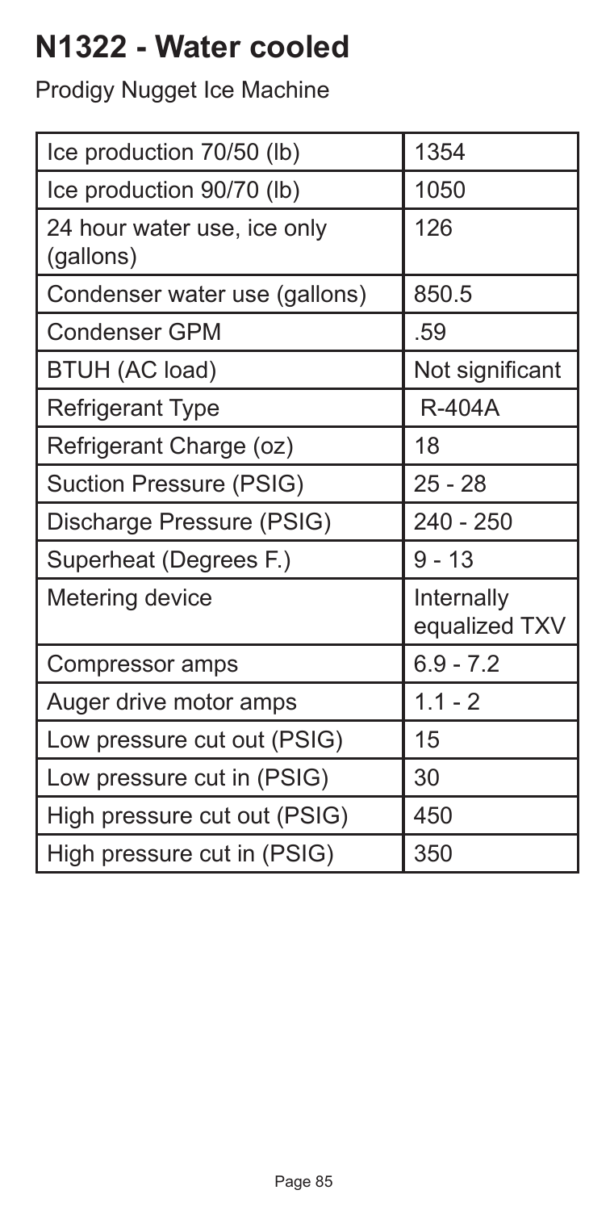# N1322 - Water cooled

Prodigy Nugget Ice Machine

| | |
|---|---|
| Ice production 70/50 (lb) | 1354 |
| Ice production 90/70 (lb) | 1050 |
| 24 hour water use, ice only (gallons) | 126 |
| Condenser water use (gallons) | 850.5 |
| Condenser GPM | .59 |
| BTUH (AC load) | Not significant |
| Refrigerant Type | R-404A |
| Refrigerant Charge (oz) | 18 |
| Suction Pressure (PSIG) | 25 - 28 |
| Discharge Pressure (PSIG) | 240 - 250 |
| Superheat (Degrees F.) | 9 - 13 |
| Metering device | Internally equalized TXV |
| Compressor amps | 6.9 - 7.2 |
| Auger drive motor amps | 1.1 - 2 |
| Low pressure cut out (PSIG) | 15 |
| Low pressure cut in (PSIG) | 30 |
| High pressure cut out (PSIG) | 450 |
| High pressure cut in (PSIG) | 350 |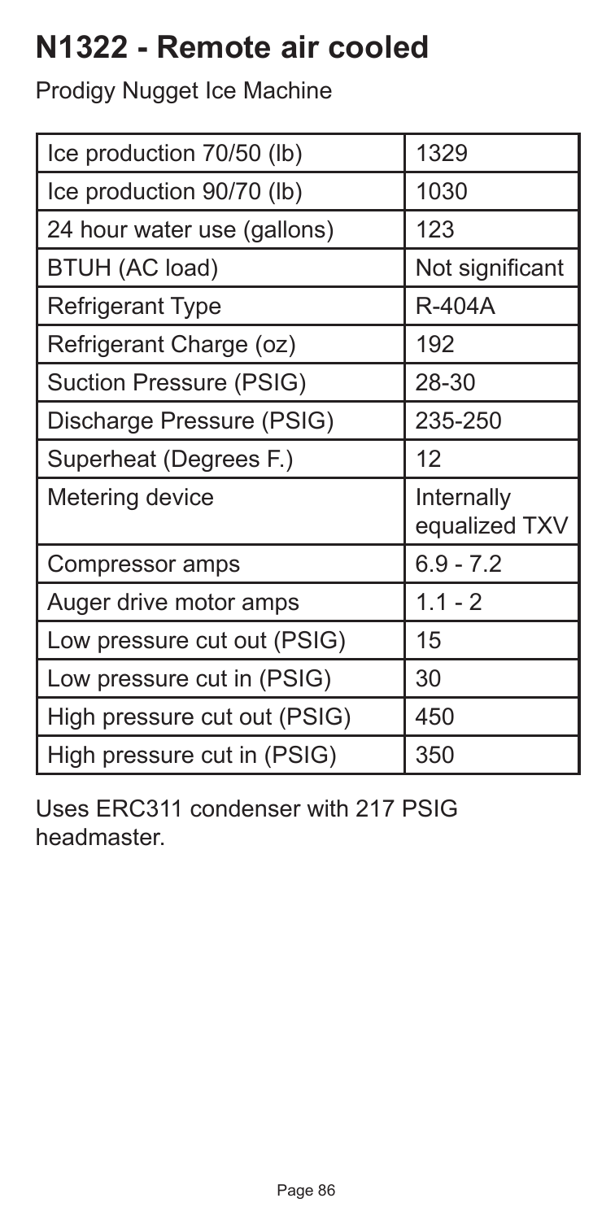# N1322 - Remote air cooled

Prodigy Nugget Ice Machine

| Ice production 70/50 (lb) | 1329 |
|---|---|
| Ice production 90/70 (lb) | 1030 |
| 24 hour water use (gallons) | 123 |
| BTUH (AC load) | Not significant |
| Refrigerant Type | R-404A |
| Refrigerant Charge (oz) | 192 |
| Suction Pressure (PSIG) | 28-30 |
| Discharge Pressure (PSIG) | 235-250 |
| Superheat (Degrees F.) | 12 |
| Metering device | Internally equalized TXV |
| Compressor amps | 6.9 - 7.2 |
| Auger drive motor amps | 1.1 - 2 |
| Low pressure cut out (PSIG) | 15 |
| Low pressure cut in (PSIG) | 30 |
| High pressure cut out (PSIG) | 450 |
| High pressure cut in (PSIG) | 350 |

Uses ERC311 condenser with 217 PSIG headmaster.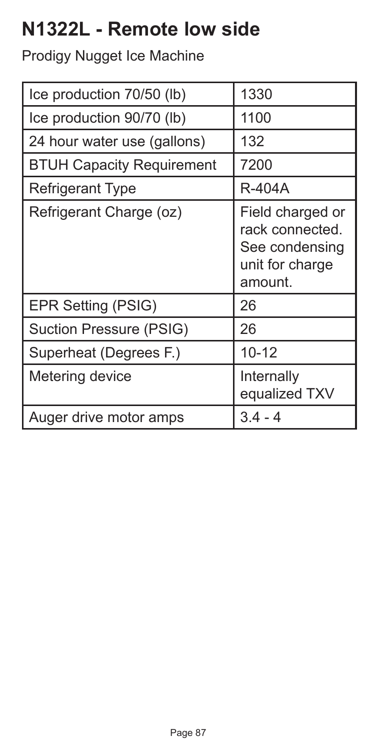# N1322L - Remote low side

Prodigy Nugget Ice Machine

| | |
|---|---|
| Ice production 70/50 (lb) | 1330 |
| Ice production 90/70 (lb) | 1100 |
| 24 hour water use (gallons) | 132 |
| BTUH Capacity Requirement | 7200 |
| Refrigerant Type | R-404A |
| Refrigerant Charge (oz) | Field charged or rack connected. See condensing unit for charge amount. |
| EPR Setting (PSIG) | 26 |
| Suction Pressure (PSIG) | 26 |
| Superheat (Degrees F.) | 10-12 |
| Metering device | Internally equalized TXV |
| Auger drive motor amps | 3.4 - 4 |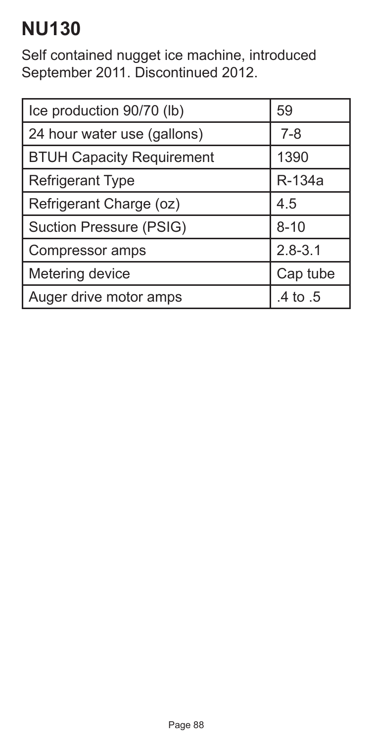# NU130

Self contained nugget ice machine, introduced September 2011. Discontinued 2012.

| Ice production 90/70 (lb) | 59 |
|---|---|
| 24 hour water use (gallons) | 7-8 |
| BTUH Capacity Requirement | 1390 |
| Refrigerant Type | R-134a |
| Refrigerant Charge (oz) | 4.5 |
| Suction Pressure (PSIG) | 8-10 |
| Compressor amps | 2.8-3.1 |
| Metering device | Cap tube |
| Auger drive motor amps | .4 to .5 |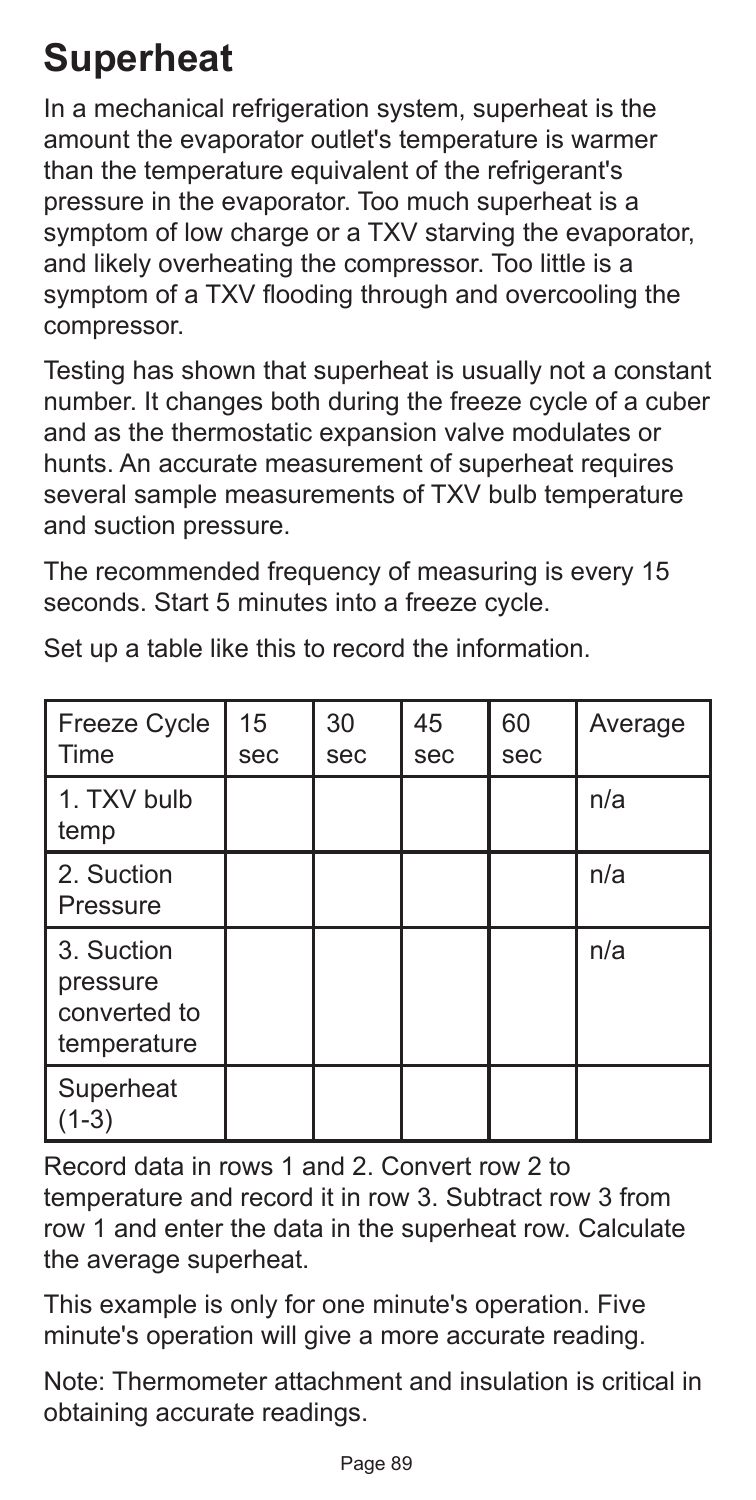# Superheat

In a mechanical refrigeration system, superheat is the amount the evaporator outlet's temperature is warmer than the temperature equivalent of the refrigerant's pressure in the evaporator. Too much superheat is a symptom of low charge or a TXV starving the evaporator, and likely overheating the compressor. Too little is a symptom of a TXV flooding through and overcooling the compressor.

Testing has shown that superheat is usually not a constant number. It changes both during the freeze cycle of a cuber and as the thermostatic expansion valve modulates or hunts. An accurate measurement of superheat requires several sample measurements of TXV bulb temperature and suction pressure.

The recommended frequency of measuring is every 15 seconds. Start 5 minutes into a freeze cycle.

Set up a table like this to record the information.

| Freeze Cycle Time | 15 sec | 30 sec | 45 sec | 60 sec | Average |
|---|---|---|---|---|---|
| 1. TXV bulb temp | | | | | n/a |
| 2. Suction Pressure | | | | | n/a |
| 3. Suction pressure converted to temperature | | | | | n/a |
| Superheat (1-3) | | | | | |

Record data in rows 1 and 2. Convert row 2 to temperature and record it in row 3. Subtract row 3 from row 1 and enter the data in the superheat row. Calculate the average superheat.

This example is only for one minute's operation. Five minute's operation will give a more accurate reading.

Note: Thermometer attachment and insulation is critical in obtaining accurate readings.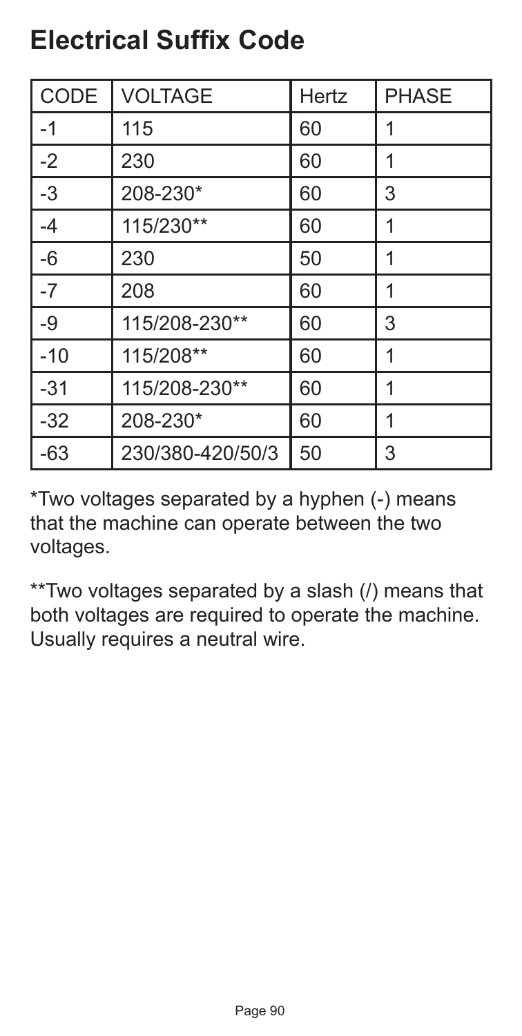# Electrical Suffix Code

| CODE | VOLTAGE | Hertz | PHASE |
| --- | --- | --- | --- |
| -1 | 115 | 60 | 1 |
| -2 | 230 | 60 | 1 |
| -3 | 208-230* | 60 | 3 |
| -4 | 115/230** | 60 | 1 |
| -6 | 230 | 50 | 1 |
| -7 | 208 | 60 | 1 |
| -9 | 115/208-230** | 60 | 3 |
| -10 | 115/208** | 60 | 1 |
| -31 | 115/208-230** | 60 | 1 |
| -32 | 208-230* | 60 | 1 |
| -63 | 230/380-420/50/3 | 50 | 3 |

*Two voltages separated by a hyphen (-) means that the machine can operate between the two voltages.

**Two voltages separated by a slash (/) means that both voltages are required to operate the machine. Usually requires a neutral wire.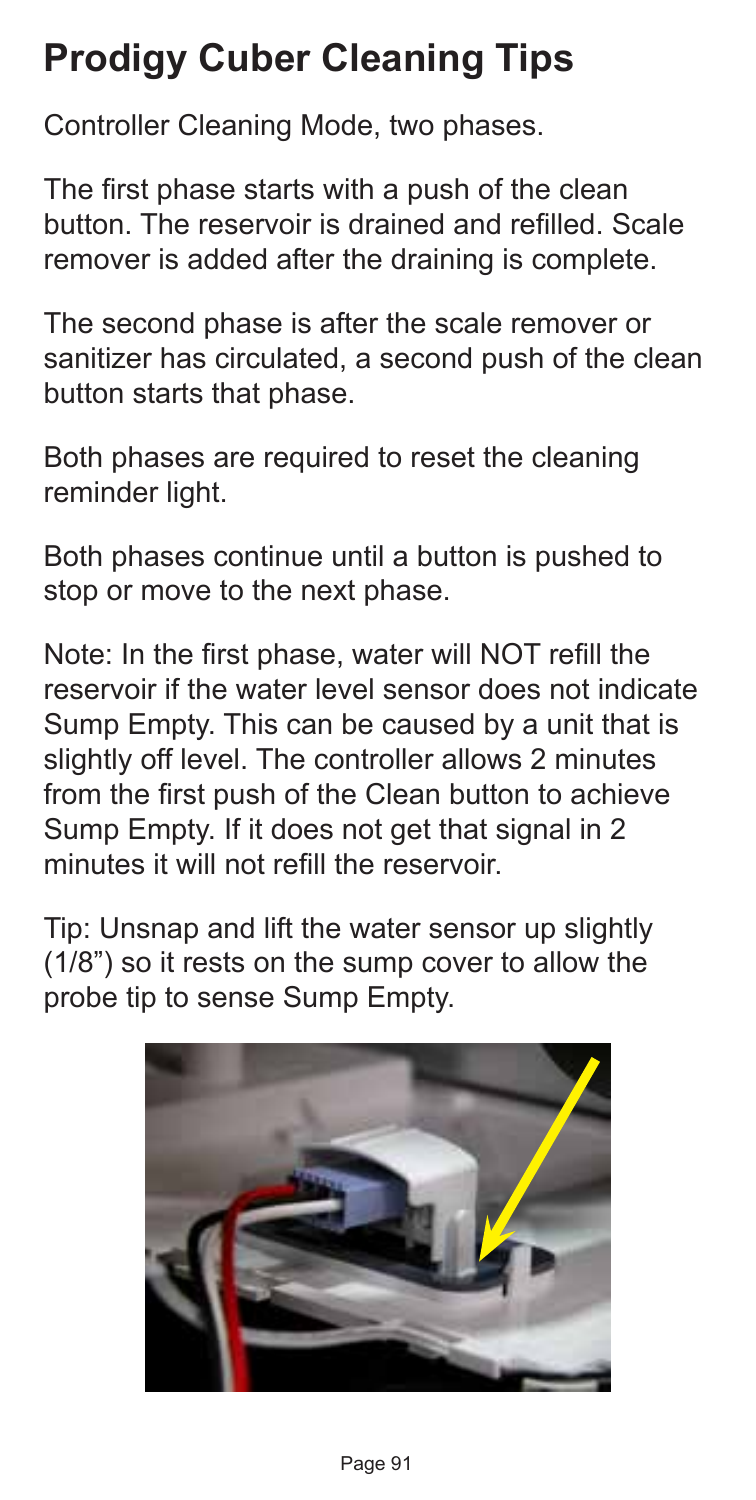# Prodigy Cuber Cleaning Tips

Controller Cleaning Mode, two phases.

The first phase starts with a push of the clean button. The reservoir is drained and refilled. Scale remover is added after the draining is complete.

The second phase is after the scale remover or sanitizer has circulated, a second push of the clean button starts that phase.

Both phases are required to reset the cleaning reminder light.

Both phases continue until a button is pushed to stop or move to the next phase.

Note: In the first phase, water will NOT refill the reservoir if the water level sensor does not indicate Sump Empty. This can be caused by a unit that is slightly off level. The controller allows 2 minutes from the first push of the Clean button to achieve Sump Empty. If it does not get that signal in 2 minutes it will not refill the reservoir.

Tip: Unsnap and lift the water sensor up slightly (1/8") so it rests on the sump cover to allow the probe tip to sense Sump Empty.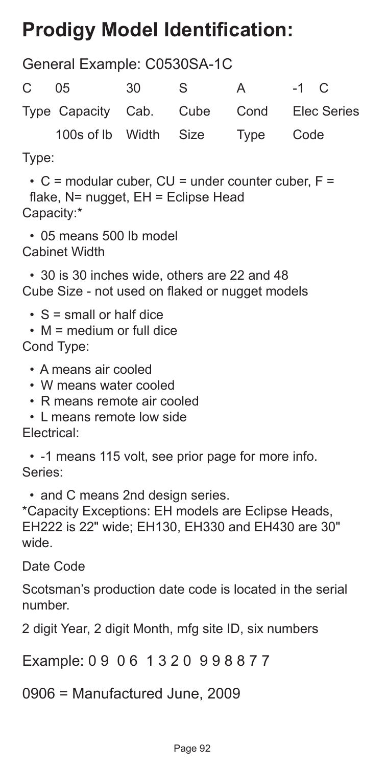# Prodigy Model Identification:

General Example: C0530SA-1C

| C | 05 | 30 | S | A | -1 | C |
|---|---|---|---|---|---|---|
| Type | Capacity 100s of lb | Cab. Width | Cube Size | Cond Type | Elec Code | Series |

Type:

- C = modular cuber, CU = under counter cuber, F = flake, N= nugget, EH = Eclipse Head

Capacity:*

- 05 means 500 lb model

Cabinet Width

- 30 is 30 inches wide, others are 22 and 48

Cube Size - not used on flaked or nugget models

- S = small or half dice
- M = medium or full dice

Cond Type:

- A means air cooled
- W means water cooled
- R means remote air cooled
- L means remote low side

Electrical:

- -1 means 115 volt, see prior page for more info.

Series:

- and C means 2nd design series.

*Capacity Exceptions: EH models are Eclipse Heads, EH222 is 22" wide; EH130, EH330 and EH430 are 30" wide.

Date Code

Scotsman's production date code is located in the serial number.

2 digit Year, 2 digit Month, mfg site ID, six numbers

Example: 0 9 0 6 1 3 2 0 9 9 8 8 7 7

0906 = Manufactured June, 2009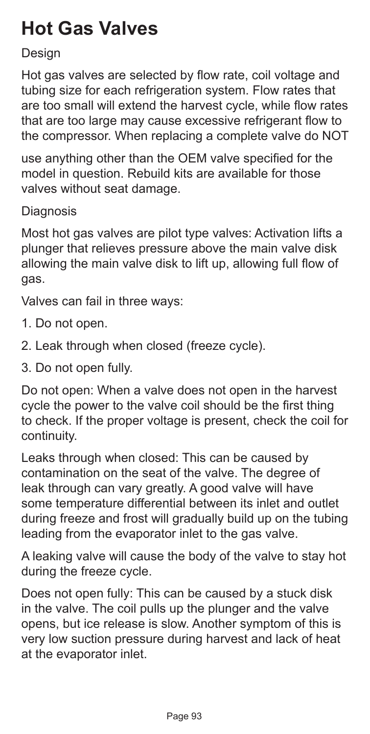# Hot Gas Valves

Design

Hot gas valves are selected by flow rate, coil voltage and tubing size for each refrigeration system. Flow rates that are too small will extend the harvest cycle, while flow rates that are too large may cause excessive refrigerant flow to the compressor. When replacing a complete valve do NOT use anything other than the OEM valve specified for the model in question. Rebuild kits are available for those valves without seat damage.

Diagnosis

Most hot gas valves are pilot type valves: Activation lifts a plunger that relieves pressure above the main valve disk allowing the main valve disk to lift up, allowing full flow of gas.

Valves can fail in three ways:

1. Do not open.
2. Leak through when closed (freeze cycle).
3. Do not open fully.

Do not open: When a valve does not open in the harvest cycle the power to the valve coil should be the first thing to check. If the proper voltage is present, check the coil for continuity.

Leaks through when closed: This can be caused by contamination on the seat of the valve. The degree of leak through can vary greatly. A good valve will have some temperature differential between its inlet and outlet during freeze and frost will gradually build up on the tubing leading from the evaporator inlet to the gas valve.

A leaking valve will cause the body of the valve to stay hot during the freeze cycle.

Does not open fully: This can be caused by a stuck disk in the valve. The coil pulls up the plunger and the valve opens, but ice release is slow. Another symptom of this is very low suction pressure during harvest and lack of heat at the evaporator inlet.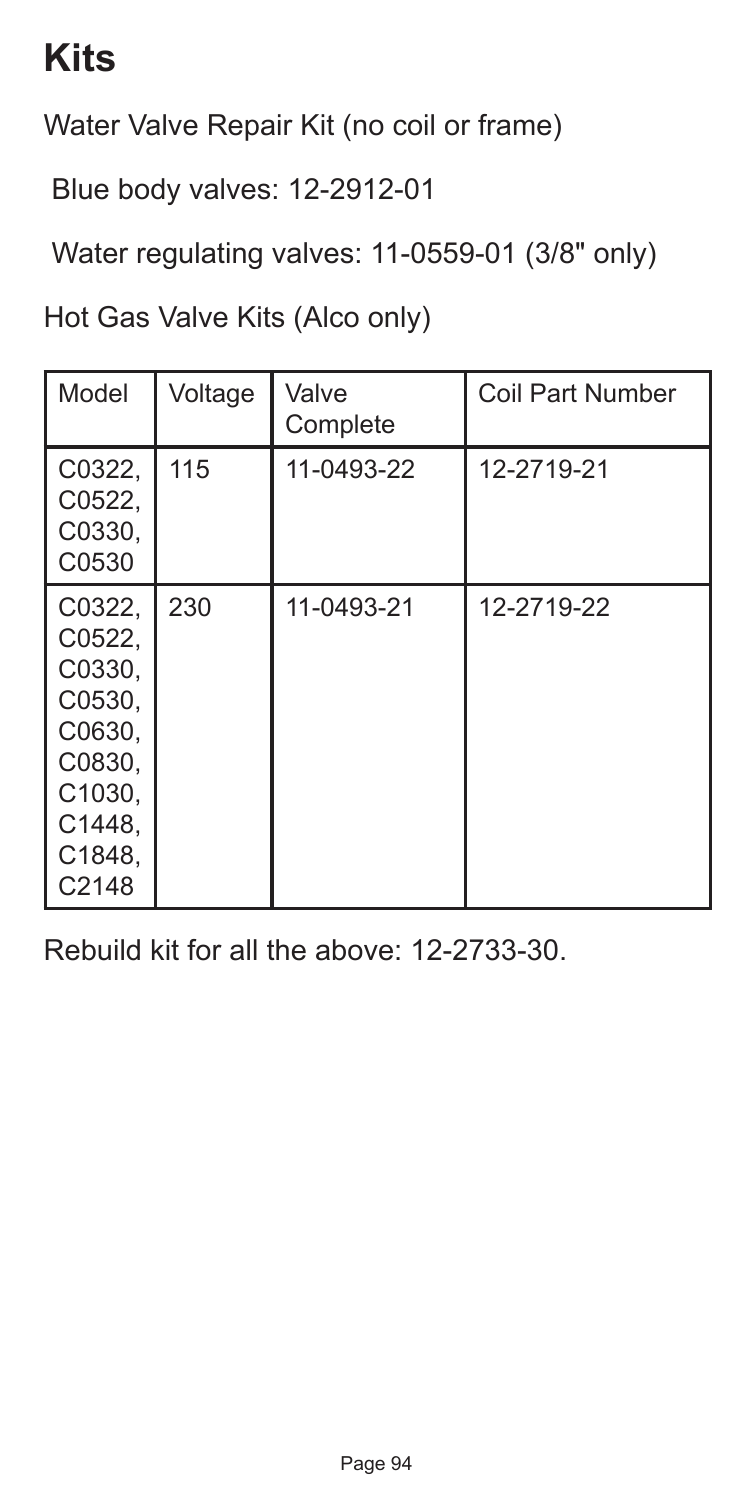# Kits

Water Valve Repair Kit (no coil or frame)

Blue body valves: 12-2912-01

Water regulating valves: 11-0559-01 (3/8" only)

Hot Gas Valve Kits (Alco only)

| Model | Voltage | Valve Complete | Coil Part Number |
|---|---|---|---|
| C0322, C0522, C0330, C0530 | 115 | 11-0493-22 | 12-2719-21 |
| C0322, C0522, C0330, C0530, C0630, C0830, C1030, C1448, C1848, C2148 | 230 | 11-0493-21 | 12-2719-22 |

Rebuild kit for all the above: 12-2733-30.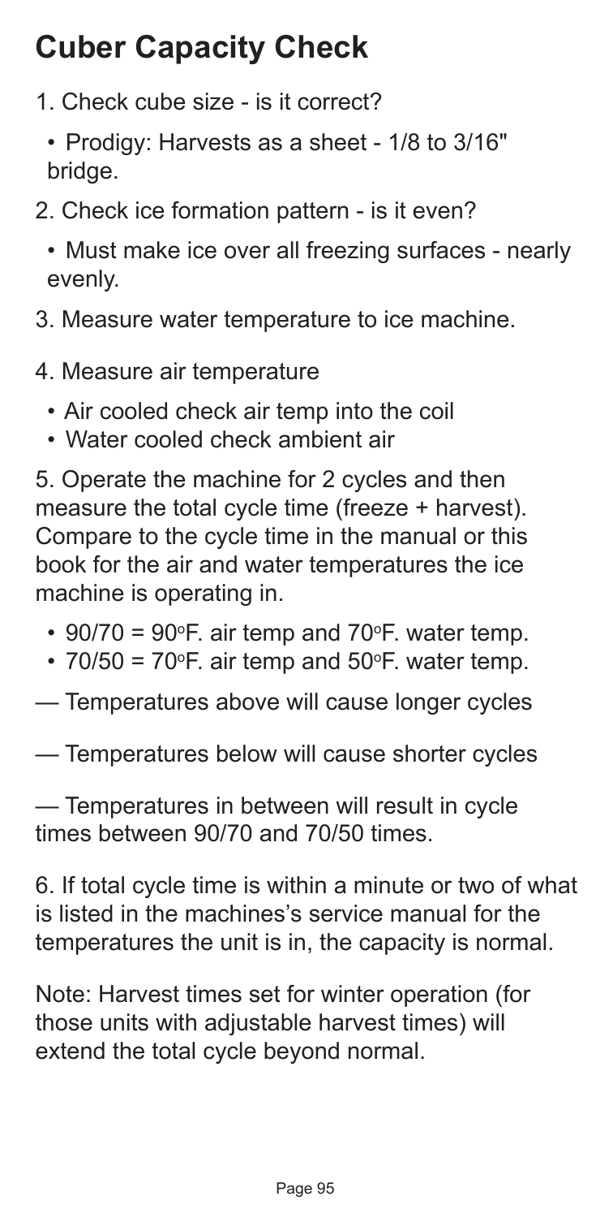# Cuber Capacity Check

1. Check cube size - is it correct?
   - Prodigy: Harvests as a sheet - 1/8 to 3/16" bridge.
2. Check ice formation pattern - is it even?
   - Must make ice over all freezing surfaces - nearly evenly.
3. Measure water temperature to ice machine.
4. Measure air temperature
   - Air cooled check air temp into the coil
   - Water cooled check ambient air
5. Operate the machine for 2 cycles and then measure the total cycle time (freeze + harvest). Compare to the cycle time in the manual or this book for the air and water temperatures the ice machine is operating in.
   - 90/70 = 90°F. air temp and 70°F. water temp.
   - 70/50 = 70°F. air temp and 50°F. water temp.

— Temperatures above will cause longer cycles

— Temperatures below will cause shorter cycles

— Temperatures in between will result in cycle times between 90/70 and 70/50 times.

6. If total cycle time is within a minute or two of what is listed in the machines's service manual for the temperatures the unit is in, the capacity is normal.

Note: Harvest times set for winter operation (for those units with adjustable harvest times) will extend the total cycle beyond normal.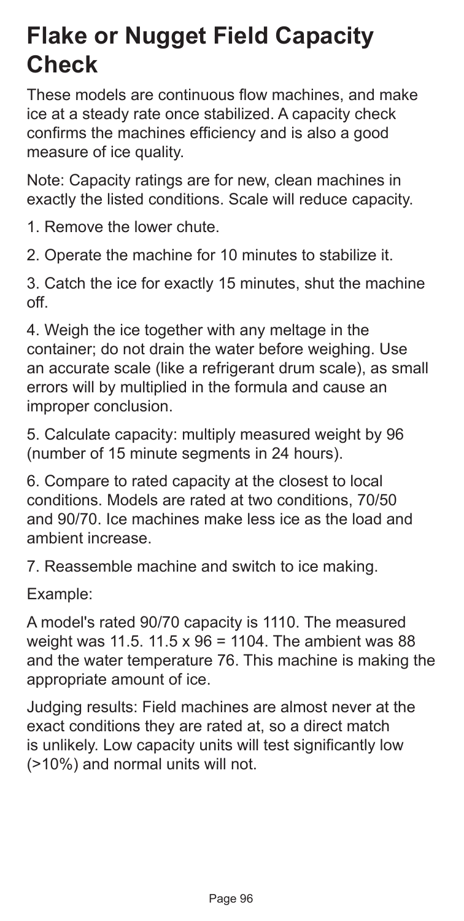# Flake or Nugget Field Capacity Check

These models are continuous flow machines, and make ice at a steady rate once stabilized. A capacity check confirms the machines efficiency and is also a good measure of ice quality.

Note: Capacity ratings are for new, clean machines in exactly the listed conditions. Scale will reduce capacity.

1. Remove the lower chute.

2. Operate the machine for 10 minutes to stabilize it.

3. Catch the ice for exactly 15 minutes, shut the machine off.

4. Weigh the ice together with any meltage in the container; do not drain the water before weighing. Use an accurate scale (like a refrigerant drum scale), as small errors will by multiplied in the formula and cause an improper conclusion.

5. Calculate capacity: multiply measured weight by 96 (number of 15 minute segments in 24 hours).

6. Compare to rated capacity at the closest to local conditions. Models are rated at two conditions, 70/50 and 90/70. Ice machines make less ice as the load and ambient increase.

7. Reassemble machine and switch to ice making.

Example:

A model's rated 90/70 capacity is 1110. The measured weight was 11.5. 11.5 x 96 = 1104. The ambient was 88 and the water temperature 76. This machine is making the appropriate amount of ice.

Judging results: Field machines are almost never at the exact conditions they are rated at, so a direct match is unlikely. Low capacity units will test significantly low (>10%) and normal units will not.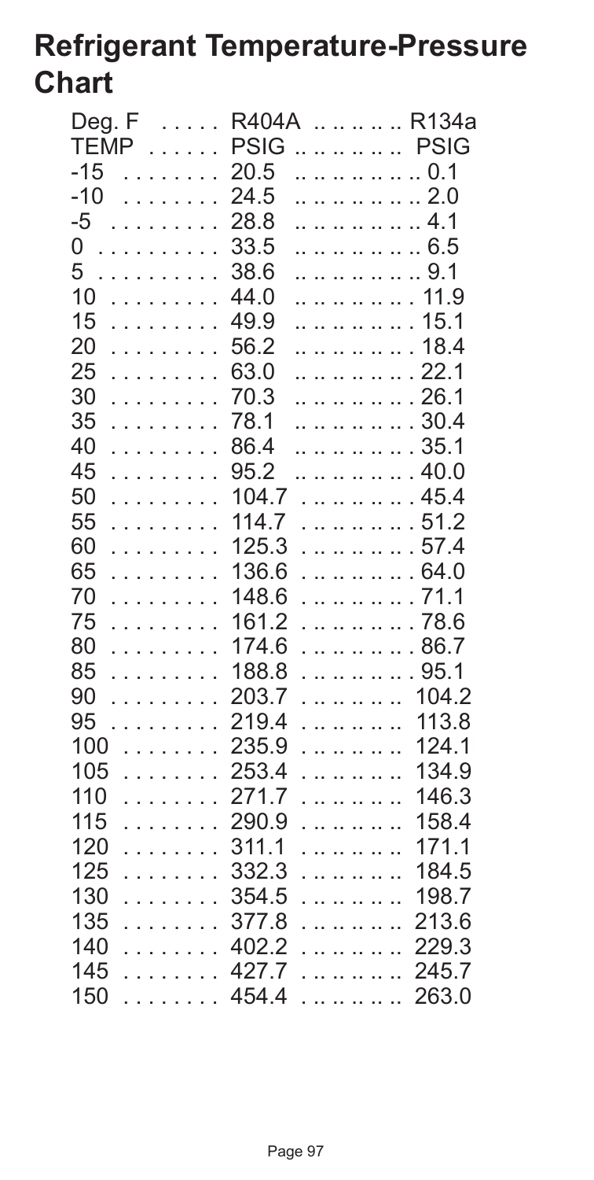# Refrigerant Temperature-Pressure Chart

| Deg. F TEMP | R404A PSIG | R134a PSIG |
|---|---|---|
| -15 | 20.5 | 0.1 |
| -10 | 24.5 | 2.0 |
| -5 | 28.8 | 4.1 |
| 0 | 33.5 | 6.5 |
| 5 | 38.6 | 9.1 |
| 10 | 44.0 | 11.9 |
| 15 | 49.9 | 15.1 |
| 20 | 56.2 | 18.4 |
| 25 | 63.0 | 22.1 |
| 30 | 70.3 | 26.1 |
| 35 | 78.1 | 30.4 |
| 40 | 86.4 | 35.1 |
| 45 | 95.2 | 40.0 |
| 50 | 104.7 | 45.4 |
| 55 | 114.7 | 51.2 |
| 60 | 125.3 | 57.4 |
| 65 | 136.6 | 64.0 |
| 70 | 148.6 | 71.1 |
| 75 | 161.2 | 78.6 |
| 80 | 174.6 | 86.7 |
| 85 | 188.8 | 95.1 |
| 90 | 203.7 | 104.2 |
| 95 | 219.4 | 113.8 |
| 100 | 235.9 | 124.1 |
| 105 | 253.4 | 134.9 |
| 110 | 271.7 | 146.3 |
| 115 | 290.9 | 158.4 |
| 120 | 311.1 | 171.1 |
| 125 | 332.3 | 184.5 |
| 130 | 354.5 | 198.7 |
| 135 | 377.8 | 213.6 |
| 140 | 402.2 | 229.3 |
| 145 | 427.7 | 245.7 |
| 150 | 454.4 | 263.0 |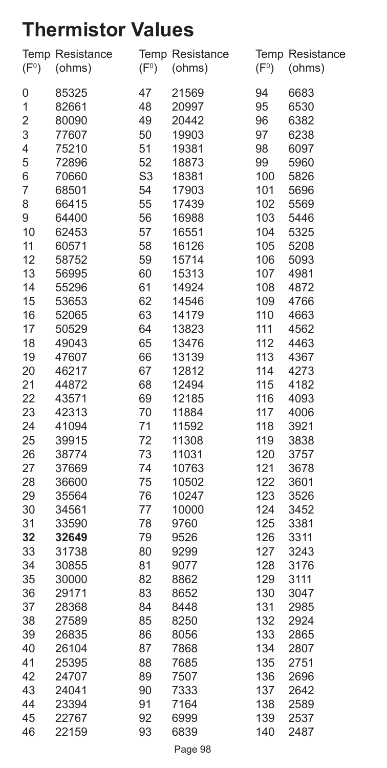# Thermistor Values

| Temp ($F^0$) | Resistance (ohms) | Temp ($F^0$) | Resistance (ohms) | Temp ($F^0$) | Resistance (ohms) |
|---|---|---|---|---|---|
| 0 | 85325 | 47 | 21569 | 94 | 6683 |
| 1 | 82661 | 48 | 20997 | 95 | 6530 |
| 2 | 80090 | 49 | 20442 | 96 | 6382 |
| 3 | 77607 | 50 | 19903 | 97 | 6238 |
| 4 | 75210 | 51 | 19381 | 98 | 6097 |
| 5 | 72896 | 52 | 18873 | 99 | 5960 |
| 6 | 70660 | S3 | 18381 | 100 | 5826 |
| 7 | 68501 | 54 | 17903 | 101 | 5696 |
| 8 | 66415 | 55 | 17439 | 102 | 5569 |
| 9 | 64400 | 56 | 16988 | 103 | 5446 |
| 10 | 62453 | 57 | 16551 | 104 | 5325 |
| 11 | 60571 | 58 | 16126 | 105 | 5208 |
| 12 | 58752 | 59 | 15714 | 106 | 5093 |
| 13 | 56995 | 60 | 15313 | 107 | 4981 |
| 14 | 55296 | 61 | 14924 | 108 | 4872 |
| 15 | 53653 | 62 | 14546 | 109 | 4766 |
| 16 | 52065 | 63 | 14179 | 110 | 4663 |
| 17 | 50529 | 64 | 13823 | 111 | 4562 |
| 18 | 49043 | 65 | 13476 | 112 | 4463 |
| 19 | 47607 | 66 | 13139 | 113 | 4367 |
| 20 | 46217 | 67 | 12812 | 114 | 4273 |
| 21 | 44872 | 68 | 12494 | 115 | 4182 |
| 22 | 43571 | 69 | 12185 | 116 | 4093 |
| 23 | 42313 | 70 | 11884 | 117 | 4006 |
| 24 | 41094 | 71 | 11592 | 118 | 3921 |
| 25 | 39915 | 72 | 11308 | 119 | 3838 |
| 26 | 38774 | 73 | 11031 | 120 | 3757 |
| 27 | 37669 | 74 | 10763 | 121 | 3678 |
| 28 | 36600 | 75 | 10502 | 122 | 3601 |
| 29 | 35564 | 76 | 10247 | 123 | 3526 |
| 30 | 34561 | 77 | 10000 | 124 | 3452 |
| 31 | 33590 | 78 | 9760 | 125 | 3381 |
| **32** | **32649** | 79 | 9526 | 126 | 3311 |
| 33 | 31738 | 80 | 9299 | 127 | 3243 |
| 34 | 30855 | 81 | 9077 | 128 | 3176 |
| 35 | 30000 | 82 | 8862 | 129 | 3111 |
| 36 | 29171 | 83 | 8652 | 130 | 3047 |
| 37 | 28368 | 84 | 8448 | 131 | 2985 |
| 38 | 27589 | 85 | 8250 | 132 | 2924 |
| 39 | 26835 | 86 | 8056 | 133 | 2865 |
| 40 | 26104 | 87 | 7868 | 134 | 2807 |
| 41 | 25395 | 88 | 7685 | 135 | 2751 |
| 42 | 24707 | 89 | 7507 | 136 | 2696 |
| 43 | 24041 | 90 | 7333 | 137 | 2642 |
| 44 | 23394 | 91 | 7164 | 138 | 2589 |
| 45 | 22767 | 92 | 6999 | 139 | 2537 |
| 46 | 22159 | 93 | 6839 | 140 | 2487 |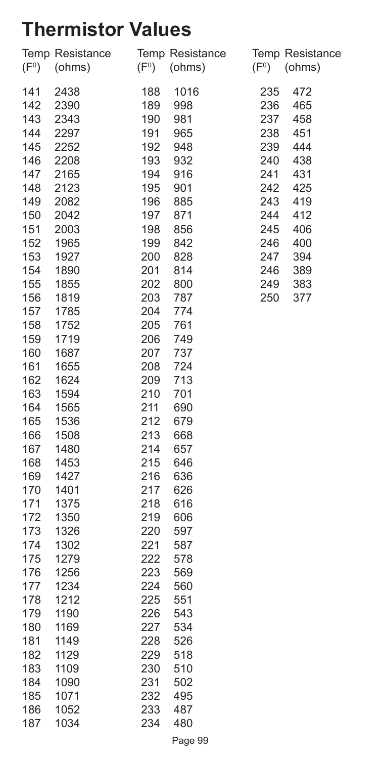# Thermistor Values

| Temp (F⁰) | Resistance (ohms) | Temp (F⁰) | Resistance (ohms) | Temp (F⁰) | Resistance (ohms) |
|---|---|---|---|---|---|
| 141 | 2438 | 188 | 1016 | 235 | 472 |
| 142 | 2390 | 189 | 998 | 236 | 465 |
| 143 | 2343 | 190 | 981 | 237 | 458 |
| 144 | 2297 | 191 | 965 | 238 | 451 |
| 145 | 2252 | 192 | 948 | 239 | 444 |
| 146 | 2208 | 193 | 932 | 240 | 438 |
| 147 | 2165 | 194 | 916 | 241 | 431 |
| 148 | 2123 | 195 | 901 | 242 | 425 |
| 149 | 2082 | 196 | 885 | 243 | 419 |
| 150 | 2042 | 197 | 871 | 244 | 412 |
| 151 | 2003 | 198 | 856 | 245 | 406 |
| 152 | 1965 | 199 | 842 | 246 | 400 |
| 153 | 1927 | 200 | 828 | 247 | 394 |
| 154 | 1890 | 201 | 814 | 246 | 389 |
| 155 | 1855 | 202 | 800 | 249 | 383 |
| 156 | 1819 | 203 | 787 | 250 | 377 |
| 157 | 1785 | 204 | 774 | | |
| 158 | 1752 | 205 | 761 | | |
| 159 | 1719 | 206 | 749 | | |
| 160 | 1687 | 207 | 737 | | |
| 161 | 1655 | 208 | 724 | | |
| 162 | 1624 | 209 | 713 | | |
| 163 | 1594 | 210 | 701 | | |
| 164 | 1565 | 211 | 690 | | |
| 165 | 1536 | 212 | 679 | | |
| 166 | 1508 | 213 | 668 | | |
| 167 | 1480 | 214 | 657 | | |
| 168 | 1453 | 215 | 646 | | |
| 169 | 1427 | 216 | 636 | | |
| 170 | 1401 | 217 | 626 | | |
| 171 | 1375 | 218 | 616 | | |
| 172 | 1350 | 219 | 606 | | |
| 173 | 1326 | 220 | 597 | | |
| 174 | 1302 | 221 | 587 | | |
| 175 | 1279 | 222 | 578 | | |
| 176 | 1256 | 223 | 569 | | |
| 177 | 1234 | 224 | 560 | | |
| 178 | 1212 | 225 | 551 | | |
| 179 | 1190 | 226 | 543 | | |
| 180 | 1169 | 227 | 534 | | |
| 181 | 1149 | 228 | 526 | | |
| 182 | 1129 | 229 | 518 | | |
| 183 | 1109 | 230 | 510 | | |
| 184 | 1090 | 231 | 502 | | |
| 185 | 1071 | 232 | 495 | | |
| 186 | 1052 | 233 | 487 | | |
| 187 | 1034 | 234 | 480 | | |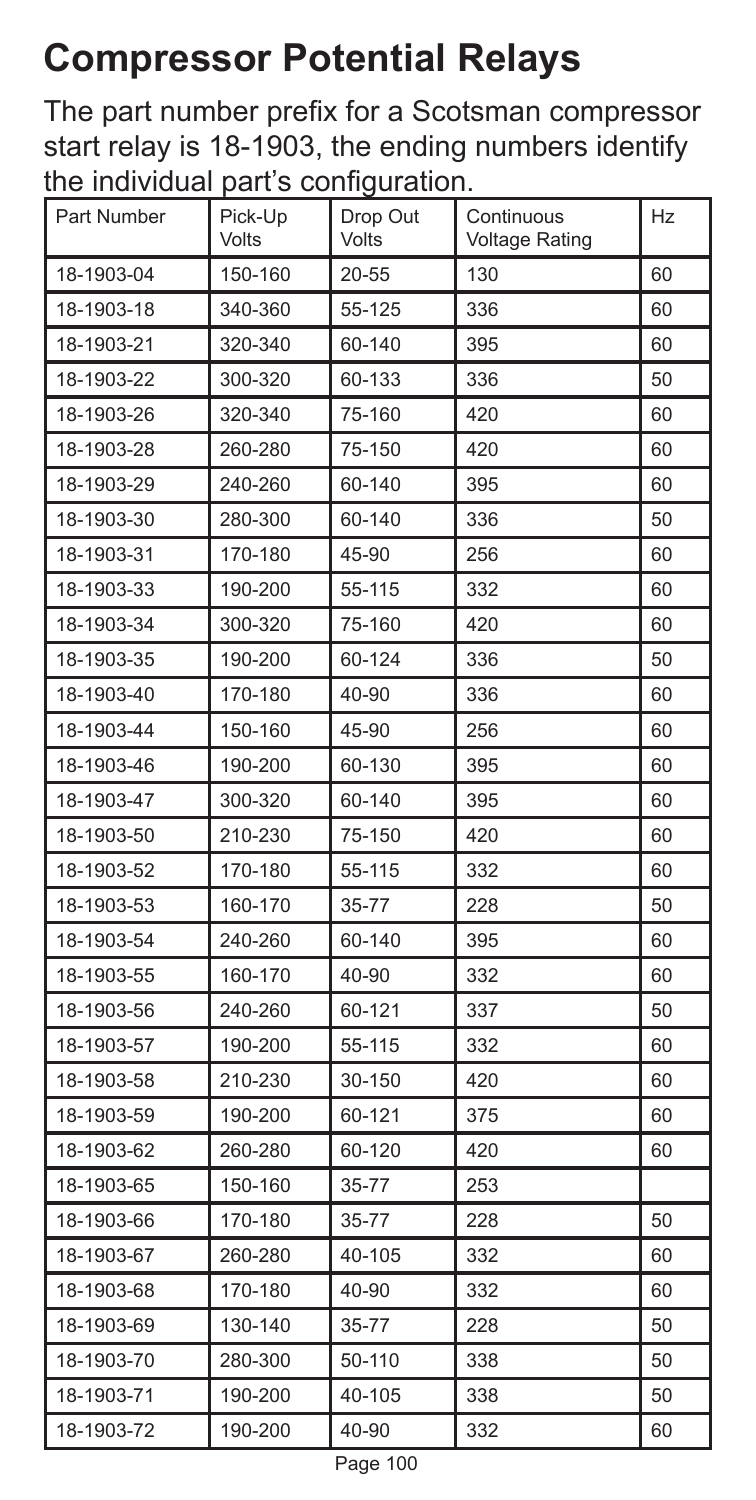# Compressor Potential Relays

The part number prefix for a Scotsman compressor start relay is 18-1903, the ending numbers identify the individual part's configuration.

| Part Number | Pick-Up Volts | Drop Out Volts | Continuous Voltage Rating | Hz |
|---|---|---|---|---|
| 18-1903-04 | 150-160 | 20-55 | 130 | 60 |
| 18-1903-18 | 340-360 | 55-125 | 336 | 60 |
| 18-1903-21 | 320-340 | 60-140 | 395 | 60 |
| 18-1903-22 | 300-320 | 60-133 | 336 | 50 |
| 18-1903-26 | 320-340 | 75-160 | 420 | 60 |
| 18-1903-28 | 260-280 | 75-150 | 420 | 60 |
| 18-1903-29 | 240-260 | 60-140 | 395 | 60 |
| 18-1903-30 | 280-300 | 60-140 | 336 | 50 |
| 18-1903-31 | 170-180 | 45-90 | 256 | 60 |
| 18-1903-33 | 190-200 | 55-115 | 332 | 60 |
| 18-1903-34 | 300-320 | 75-160 | 420 | 60 |
| 18-1903-35 | 190-200 | 60-124 | 336 | 50 |
| 18-1903-40 | 170-180 | 40-90 | 336 | 60 |
| 18-1903-44 | 150-160 | 45-90 | 256 | 60 |
| 18-1903-46 | 190-200 | 60-130 | 395 | 60 |
| 18-1903-47 | 300-320 | 60-140 | 395 | 60 |
| 18-1903-50 | 210-230 | 75-150 | 420 | 60 |
| 18-1903-52 | 170-180 | 55-115 | 332 | 60 |
| 18-1903-53 | 160-170 | 35-77 | 228 | 50 |
| 18-1903-54 | 240-260 | 60-140 | 395 | 60 |
| 18-1903-55 | 160-170 | 40-90 | 332 | 60 |
| 18-1903-56 | 240-260 | 60-121 | 337 | 50 |
| 18-1903-57 | 190-200 | 55-115 | 332 | 60 |
| 18-1903-58 | 210-230 | 30-150 | 420 | 60 |
| 18-1903-59 | 190-200 | 60-121 | 375 | 60 |
| 18-1903-62 | 260-280 | 60-120 | 420 | 60 |
| 18-1903-65 | 150-160 | 35-77 | 253 | |
| 18-1903-66 | 170-180 | 35-77 | 228 | 50 |
| 18-1903-67 | 260-280 | 40-105 | 332 | 60 |
| 18-1903-68 | 170-180 | 40-90 | 332 | 60 |
| 18-1903-69 | 130-140 | 35-77 | 228 | 50 |
| 18-1903-70 | 280-300 | 50-110 | 338 | 50 |
| 18-1903-71 | 190-200 | 40-105 | 338 | 50 |
| 18-1903-72 | 190-200 | 40-90 | 332 | 60 |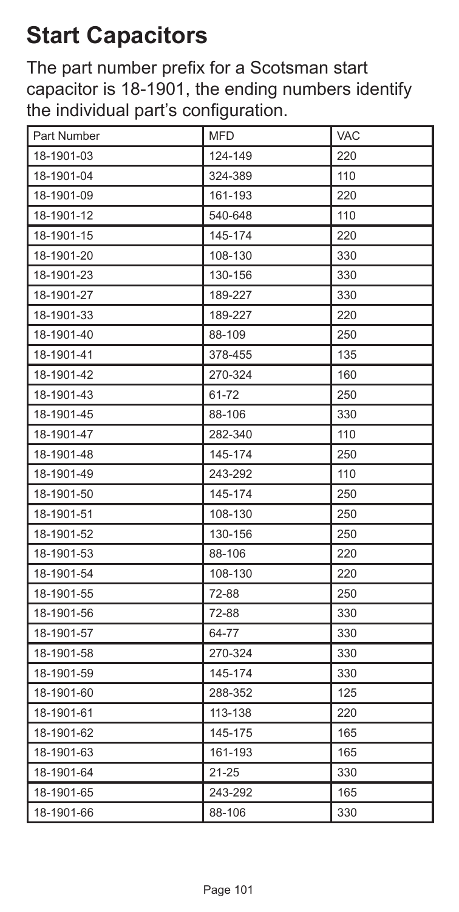# Start Capacitors

The part number prefix for a Scotsman start capacitor is 18-1901, the ending numbers identify the individual part's configuration.

| Part Number | MFD | VAC |
|---|---|---|
| 18-1901-03 | 124-149 | 220 |
| 18-1901-04 | 324-389 | 110 |
| 18-1901-09 | 161-193 | 220 |
| 18-1901-12 | 540-648 | 110 |
| 18-1901-15 | 145-174 | 220 |
| 18-1901-20 | 108-130 | 330 |
| 18-1901-23 | 130-156 | 330 |
| 18-1901-27 | 189-227 | 330 |
| 18-1901-33 | 189-227 | 220 |
| 18-1901-40 | 88-109 | 250 |
| 18-1901-41 | 378-455 | 135 |
| 18-1901-42 | 270-324 | 160 |
| 18-1901-43 | 61-72 | 250 |
| 18-1901-45 | 88-106 | 330 |
| 18-1901-47 | 282-340 | 110 |
| 18-1901-48 | 145-174 | 250 |
| 18-1901-49 | 243-292 | 110 |
| 18-1901-50 | 145-174 | 250 |
| 18-1901-51 | 108-130 | 250 |
| 18-1901-52 | 130-156 | 250 |
| 18-1901-53 | 88-106 | 220 |
| 18-1901-54 | 108-130 | 220 |
| 18-1901-55 | 72-88 | 250 |
| 18-1901-56 | 72-88 | 330 |
| 18-1901-57 | 64-77 | 330 |
| 18-1901-58 | 270-324 | 330 |
| 18-1901-59 | 145-174 | 330 |
| 18-1901-60 | 288-352 | 125 |
| 18-1901-61 | 113-138 | 220 |
| 18-1901-62 | 145-175 | 165 |
| 18-1901-63 | 161-193 | 165 |
| 18-1901-64 | 21-25 | 330 |
| 18-1901-65 | 243-292 | 165 |
| 18-1901-66 | 88-106 | 330 |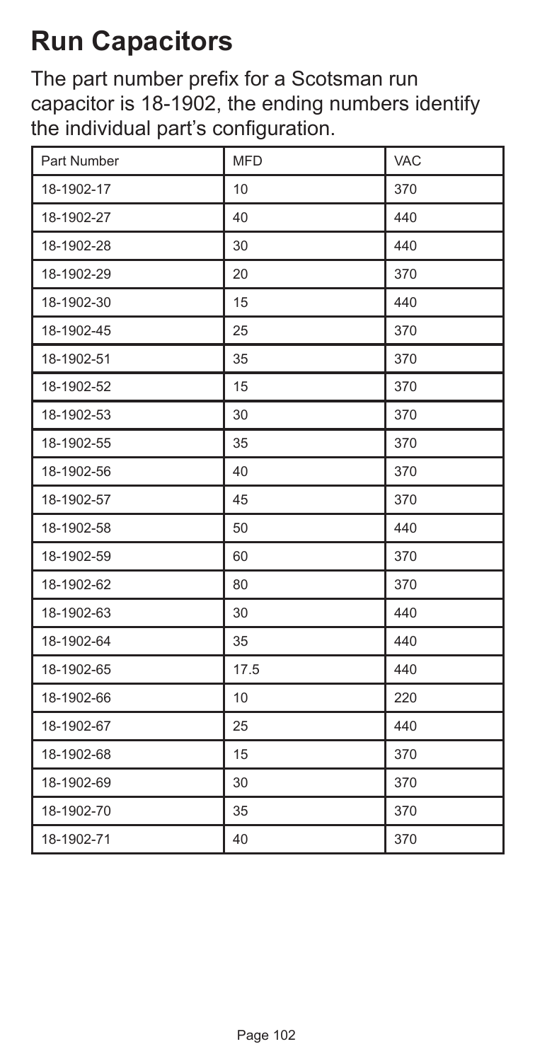# Run Capacitors

The part number prefix for a Scotsman run capacitor is 18-1902, the ending numbers identify the individual part's configuration.

| Part Number | MFD | VAC |
| --- | --- | --- |
| 18-1902-17 | 10 | 370 |
| 18-1902-27 | 40 | 440 |
| 18-1902-28 | 30 | 440 |
| 18-1902-29 | 20 | 370 |
| 18-1902-30 | 15 | 440 |
| 18-1902-45 | 25 | 370 |
| 18-1902-51 | 35 | 370 |
| 18-1902-52 | 15 | 370 |
| 18-1902-53 | 30 | 370 |
| 18-1902-55 | 35 | 370 |
| 18-1902-56 | 40 | 370 |
| 18-1902-57 | 45 | 370 |
| 18-1902-58 | 50 | 440 |
| 18-1902-59 | 60 | 370 |
| 18-1902-62 | 80 | 370 |
| 18-1902-63 | 30 | 440 |
| 18-1902-64 | 35 | 440 |
| 18-1902-65 | 17.5 | 440 |
| 18-1902-66 | 10 | 220 |
| 18-1902-67 | 25 | 440 |
| 18-1902-68 | 15 | 370 |
| 18-1902-69 | 30 | 370 |
| 18-1902-70 | 35 | 370 |
| 18-1902-71 | 40 | 370 |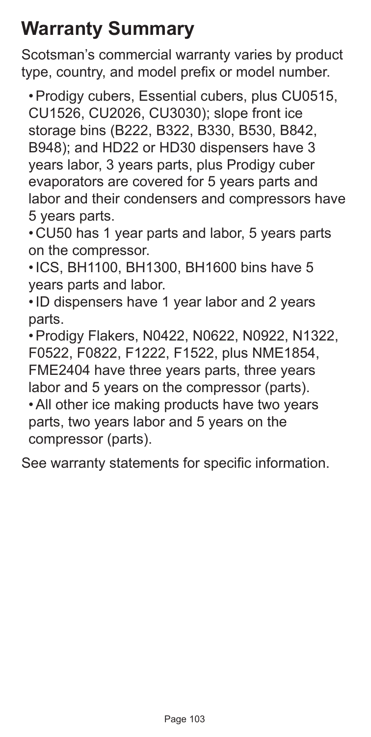# Warranty Summary

Scotsman's commercial warranty varies by product type, country, and model prefix or model number.

- Prodigy cubers, Essential cubers, plus CU0515, CU1526, CU2026, CU3030); slope front ice storage bins (B222, B322, B330, B530, B842, B948); and HD22 or HD30 dispensers have 3 years labor, 3 years parts, plus Prodigy cuber evaporators are covered for 5 years parts and labor and their condensers and compressors have 5 years parts.
- CU50 has 1 year parts and labor, 5 years parts on the compressor.
- ICS, BH1100, BH1300, BH1600 bins have 5 years parts and labor.
- ID dispensers have 1 year labor and 2 years parts.
- Prodigy Flakers, N0422, N0622, N0922, N1322, F0522, F0822, F1222, F1522, plus NME1854, FME2404 have three years parts, three years labor and 5 years on the compressor (parts).
- All other ice making products have two years parts, two years labor and 5 years on the compressor (parts).

See warranty statements for specific information.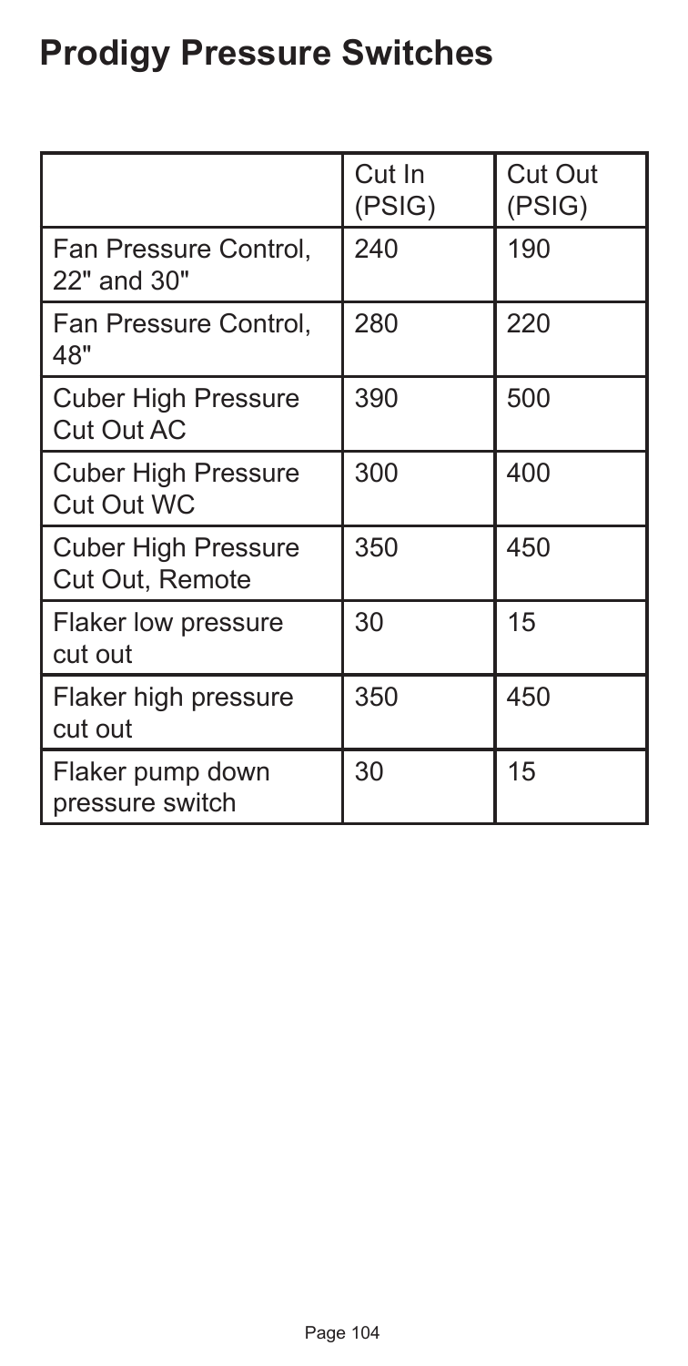# Prodigy Pressure Switches

| | Cut In (PSIG) | Cut Out (PSIG) |
|---|---|---|
| Fan Pressure Control, 22" and 30" | 240 | 190 |
| Fan Pressure Control, 48" | 280 | 220 |
| Cuber High Pressure Cut Out AC | 390 | 500 |
| Cuber High Pressure Cut Out WC | 300 | 400 |
| Cuber High Pressure Cut Out, Remote | 350 | 450 |
| Flaker low pressure cut out | 30 | 15 |
| Flaker high pressure cut out | 350 | 450 |
| Flaker pump down pressure switch | 30 | 15 |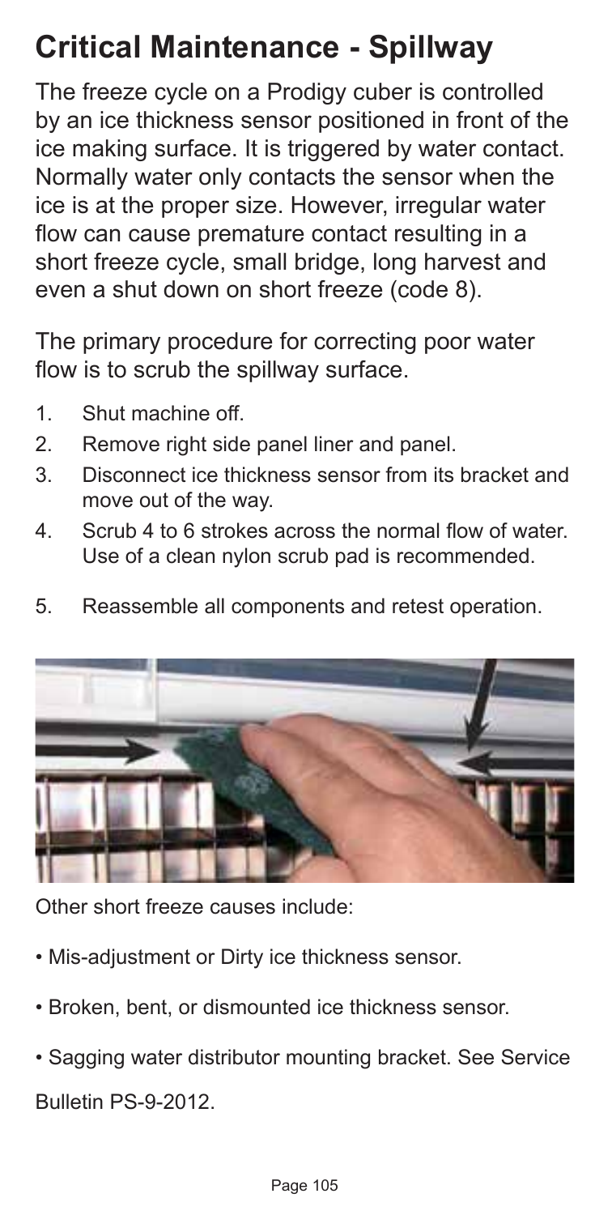# Critical Maintenance - Spillway

The freeze cycle on a Prodigy cuber is controlled by an ice thickness sensor positioned in front of the ice making surface. It is triggered by water contact. Normally water only contacts the sensor when the ice is at the proper size. However, irregular water flow can cause premature contact resulting in a short freeze cycle, small bridge, long harvest and even a shut down on short freeze (code 8).

The primary procedure for correcting poor water flow is to scrub the spillway surface.

1. Shut machine off.
2. Remove right side panel liner and panel.
3. Disconnect ice thickness sensor from its bracket and move out of the way.
4. Scrub 4 to 6 strokes across the normal flow of water. Use of a clean nylon scrub pad is recommended.
5. Reassemble all components and retest operation.

Other short freeze causes include:

- Mis-adjustment or Dirty ice thickness sensor.
- Broken, bent, or dismounted ice thickness sensor.
- Sagging water distributor mounting bracket. See Service Bulletin PS-9-2012.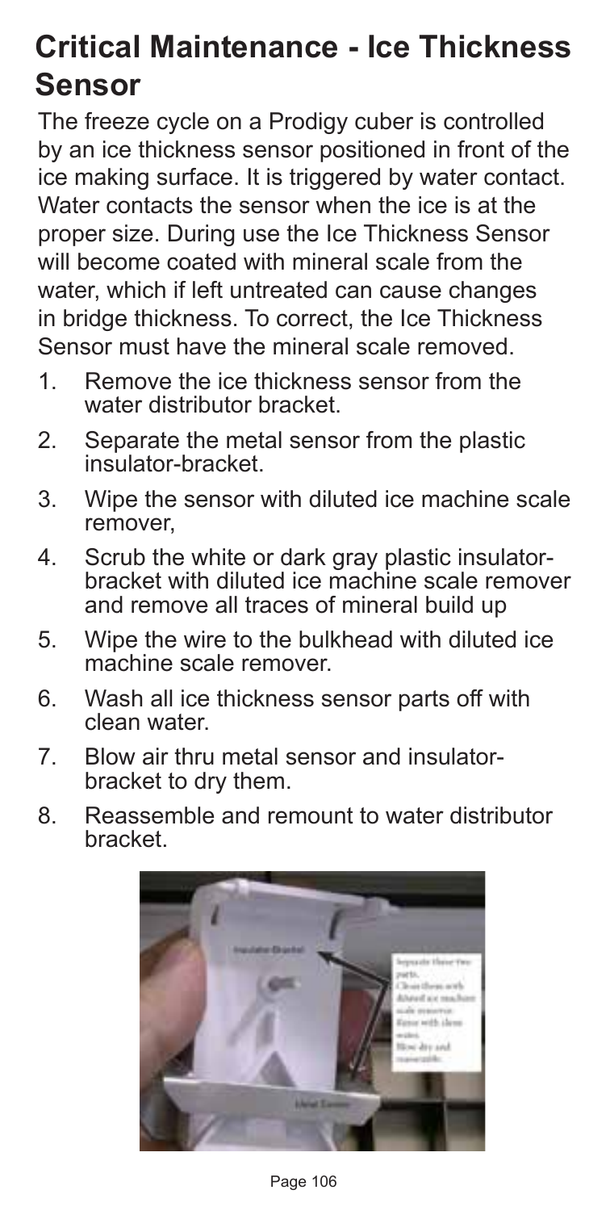# Critical Maintenance - Ice Thickness Sensor

The freeze cycle on a Prodigy cuber is controlled by an ice thickness sensor positioned in front of the ice making surface. It is triggered by water contact. Water contacts the sensor when the ice is at the proper size. During use the Ice Thickness Sensor will become coated with mineral scale from the water, which if left untreated can cause changes in bridge thickness. To correct, the Ice Thickness Sensor must have the mineral scale removed.

1. Remove the ice thickness sensor from the water distributor bracket.
2. Separate the metal sensor from the plastic insulator-bracket.
3. Wipe the sensor with diluted ice machine scale remover,
4. Scrub the white or dark gray plastic insulator-bracket with diluted ice machine scale remover and remove all traces of mineral build up
5. Wipe the wire to the bulkhead with diluted ice machine scale remover.
6. Wash all ice thickness sensor parts off with clean water.
7. Blow air thru metal sensor and insulator-bracket to dry them.
8. Reassemble and remount to water distributor bracket.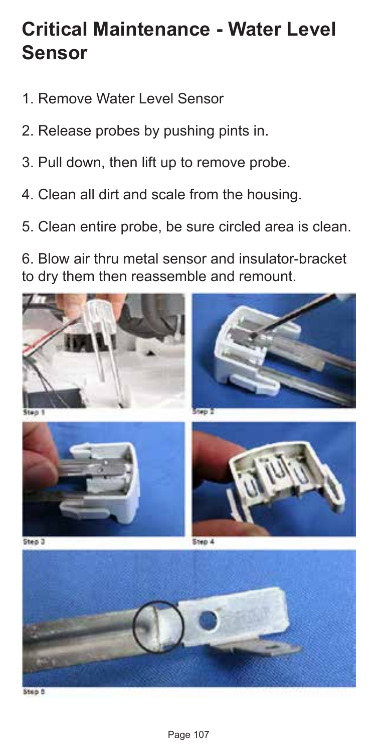# Critical Maintenance - Water Level Sensor

1. Remove Water Level Sensor
2. Release probes by pushing pints in.
3. Pull down, then lift up to remove probe.
4. Clean all dirt and scale from the housing.
5. Clean entire probe, be sure circled area is clean.
6. Blow air thru metal sensor and insulator-bracket to dry them then reassemble and remount.

Step 1

Step 2

Step 3

Step 4

Step 5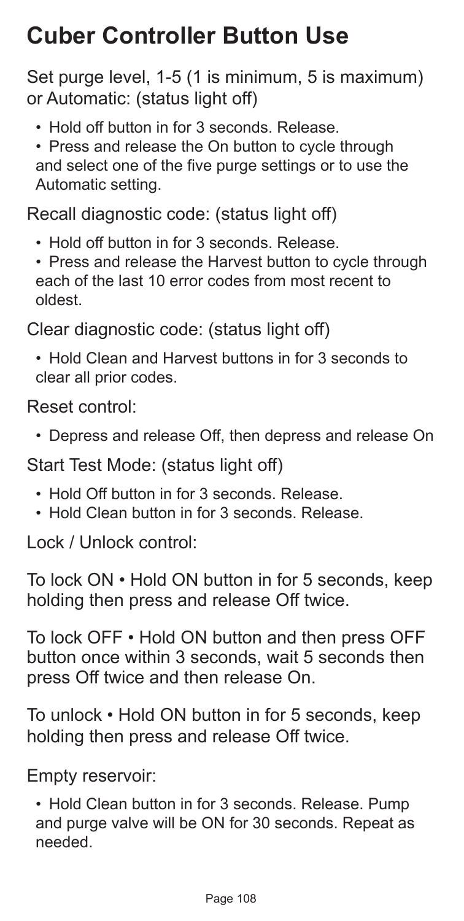# Cuber Controller Button Use

Set purge level, 1-5 (1 is minimum, 5 is maximum) or Automatic: (status light off)

- Hold off button in for 3 seconds. Release.
- Press and release the On button to cycle through and select one of the five purge settings or to use the Automatic setting.

Recall diagnostic code: (status light off)

- Hold off button in for 3 seconds. Release.
- Press and release the Harvest button to cycle through each of the last 10 error codes from most recent to oldest.

Clear diagnostic code: (status light off)

- Hold Clean and Harvest buttons in for 3 seconds to clear all prior codes.

Reset control:

- Depress and release Off, then depress and release On

Start Test Mode: (status light off)

- Hold Off button in for 3 seconds. Release.
- Hold Clean button in for 3 seconds. Release.

Lock / Unlock control:

To lock ON • Hold ON button in for 5 seconds, keep holding then press and release Off twice.

To lock OFF • Hold ON button and then press OFF button once within 3 seconds, wait 5 seconds then press Off twice and then release On.

To unlock • Hold ON button in for 5 seconds, keep holding then press and release Off twice.

Empty reservoir:

- Hold Clean button in for 3 seconds. Release. Pump and purge valve will be ON for 30 seconds. Repeat as needed.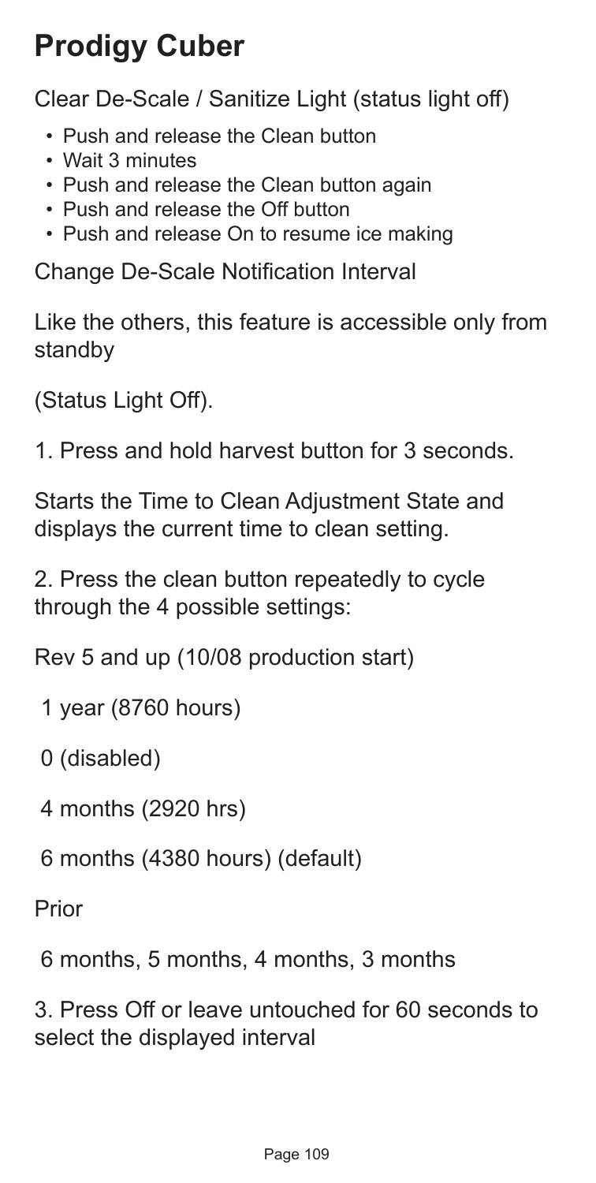# Prodigy Cuber

Clear De-Scale / Sanitize Light (status light off)

- Push and release the Clean button
- Wait 3 minutes
- Push and release the Clean button again
- Push and release the Off button
- Push and release On to resume ice making

Change De-Scale Notification Interval

Like the others, this feature is accessible only from standby

(Status Light Off).

1. Press and hold harvest button for 3 seconds.

Starts the Time to Clean Adjustment State and displays the current time to clean setting.

2. Press the clean button repeatedly to cycle through the 4 possible settings:

Rev 5 and up (10/08 production start)

1 year (8760 hours)

0 (disabled)

4 months (2920 hrs)

6 months (4380 hours) (default)

Prior

6 months, 5 months, 4 months, 3 months

3. Press Off or leave untouched for 60 seconds to select the displayed interval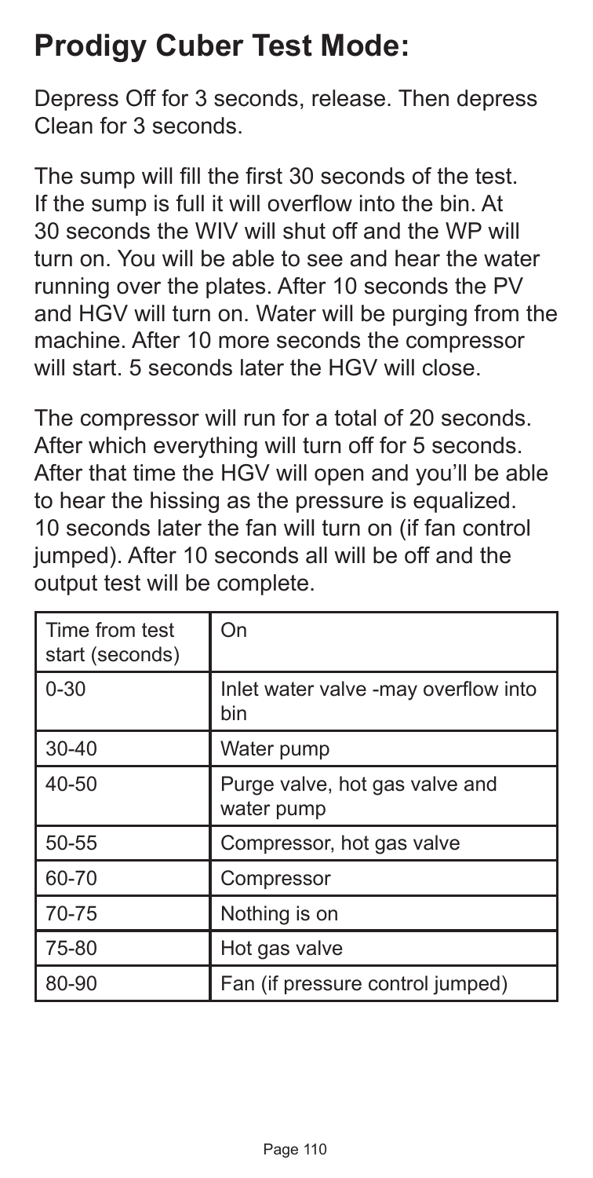# Prodigy Cuber Test Mode:

Depress Off for 3 seconds, release. Then depress Clean for 3 seconds.

The sump will fill the first 30 seconds of the test. If the sump is full it will overflow into the bin. At 30 seconds the WIV will shut off and the WP will turn on. You will be able to see and hear the water running over the plates. After 10 seconds the PV and HGV will turn on. Water will be purging from the machine. After 10 more seconds the compressor will start. 5 seconds later the HGV will close.

The compressor will run for a total of 20 seconds. After which everything will turn off for 5 seconds. After that time the HGV will open and you'll be able to hear the hissing as the pressure is equalized. 10 seconds later the fan will turn on (if fan control jumped). After 10 seconds all will be off and the output test will be complete.

| Time from test start (seconds) | On |
|---|---|
| 0-30 | Inlet water valve -may overflow into bin |
| 30-40 | Water pump |
| 40-50 | Purge valve, hot gas valve and water pump |
| 50-55 | Compressor, hot gas valve |
| 60-70 | Compressor |
| 70-75 | Nothing is on |
| 75-80 | Hot gas valve |
| 80-90 | Fan (if pressure control jumped) |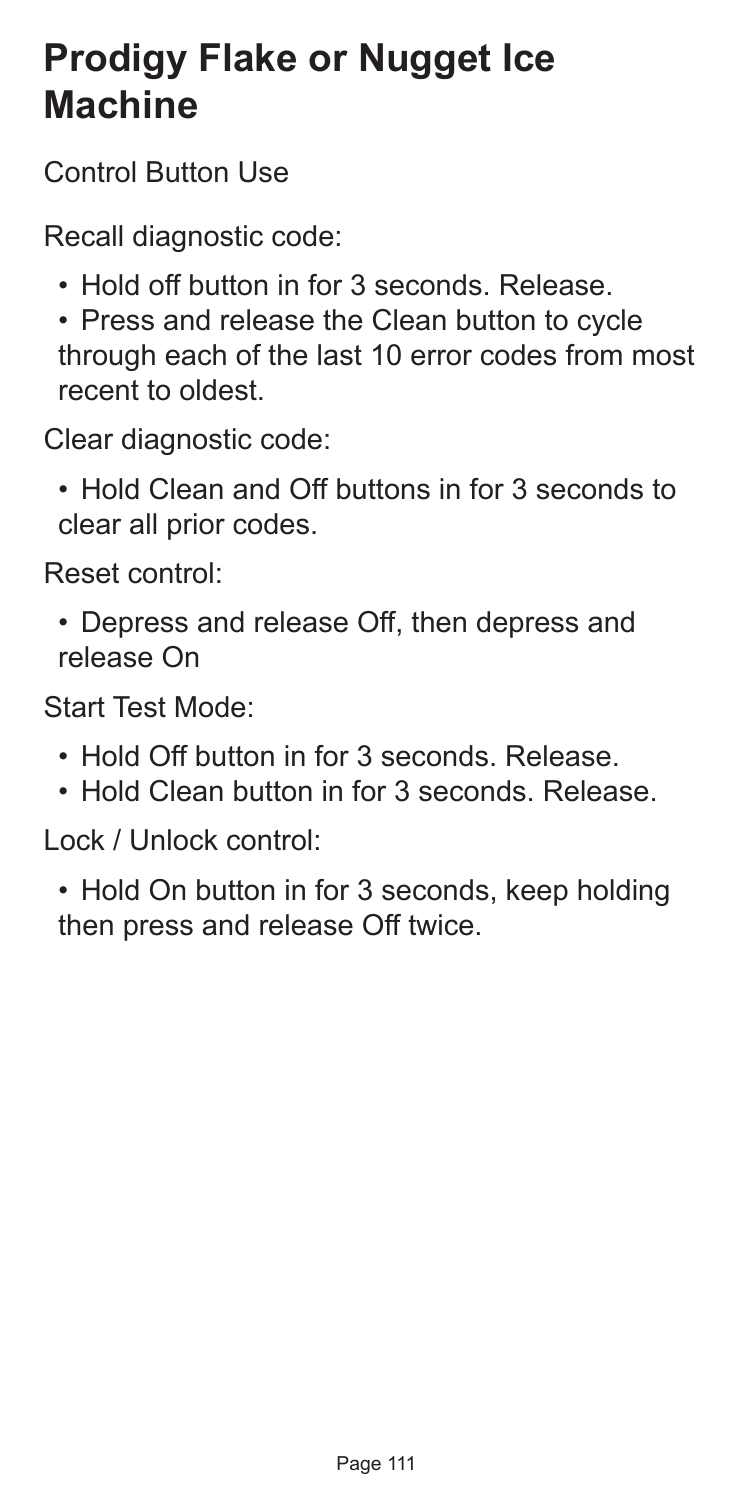# Prodigy Flake or Nugget Ice Machine

Control Button Use

Recall diagnostic code:

- Hold off button in for 3 seconds. Release.
- Press and release the Clean button to cycle through each of the last 10 error codes from most recent to oldest.

Clear diagnostic code:

- Hold Clean and Off buttons in for 3 seconds to clear all prior codes.

Reset control:

- Depress and release Off, then depress and release On

Start Test Mode:

- Hold Off button in for 3 seconds. Release.
- Hold Clean button in for 3 seconds. Release.

Lock / Unlock control:

- Hold On button in for 3 seconds, keep holding then press and release Off twice.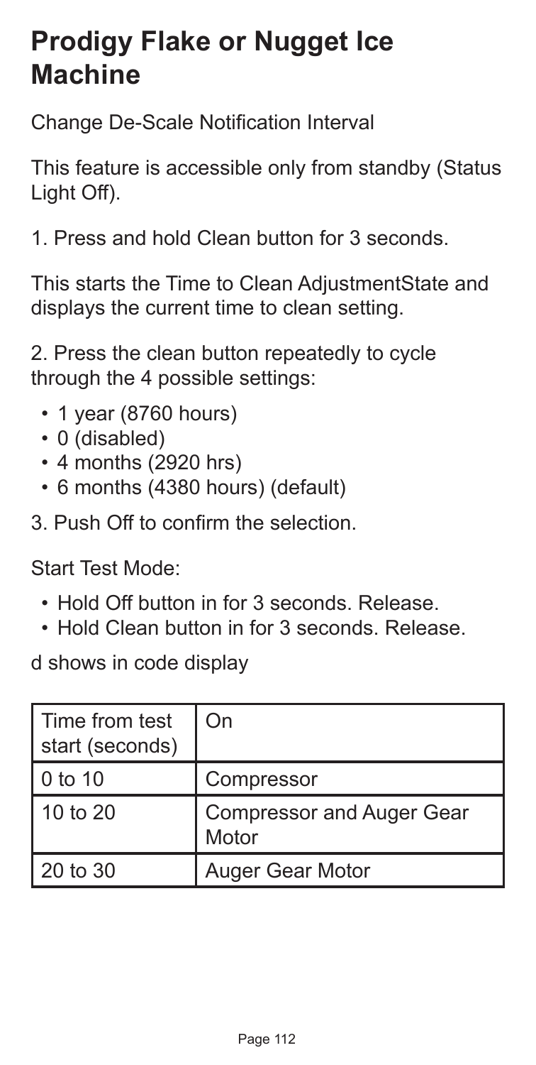# Prodigy Flake or Nugget Ice Machine

Change De-Scale Notification Interval

This feature is accessible only from standby (Status Light Off).

1. Press and hold Clean button for 3 seconds.

This starts the Time to Clean AdjustmentState and displays the current time to clean setting.

2. Press the clean button repeatedly to cycle through the 4 possible settings:

- 1 year (8760 hours)
- 0 (disabled)
- 4 months (2920 hrs)
- 6 months (4380 hours) (default)

3. Push Off to confirm the selection.

Start Test Mode:

- Hold Off button in for 3 seconds. Release.
- Hold Clean button in for 3 seconds. Release.

d shows in code display

| Time from test start (seconds) | On |
|---|---|
| 0 to 10 | Compressor |
| 10 to 20 | Compressor and Auger Gear Motor |
| 20 to 30 | Auger Gear Motor |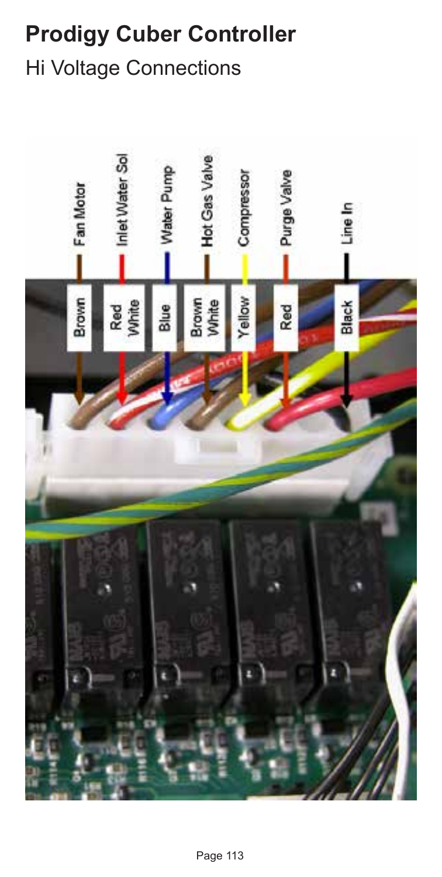# Prodigy Cuber Controller

## Hi Voltage Connections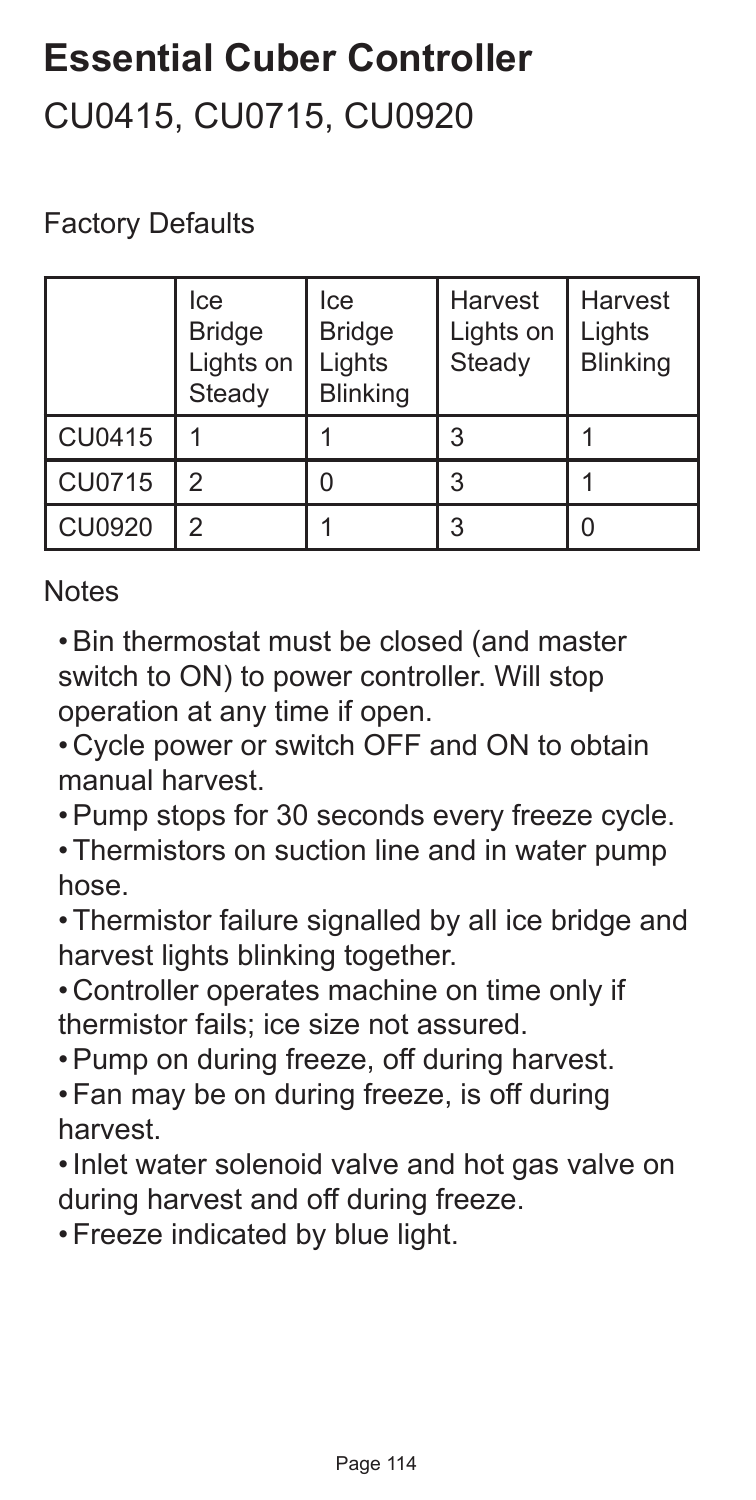# Essential Cuber Controller

## CU0415, CU0715, CU0920

Factory Defaults

| | Ice Bridge Lights on Steady | Ice Bridge Lights Blinking | Harvest Lights on Steady | Harvest Lights Blinking |
|---|---|---|---|---|
| CU0415 | 1 | 1 | 3 | 1 |
| CU0715 | 2 | 0 | 3 | 1 |
| CU0920 | 2 | 1 | 3 | 0 |

Notes

- Bin thermostat must be closed (and master switch to ON) to power controller. Will stop operation at any time if open.
- Cycle power or switch OFF and ON to obtain manual harvest.
- Pump stops for 30 seconds every freeze cycle.
- Thermistors on suction line and in water pump hose.
- Thermistor failure signalled by all ice bridge and harvest lights blinking together.
- Controller operates machine on time only if thermistor fails; ice size not assured.
- Pump on during freeze, off during harvest.
- Fan may be on during freeze, is off during harvest.
- Inlet water solenoid valve and hot gas valve on during harvest and off during freeze.
- Freeze indicated by blue light.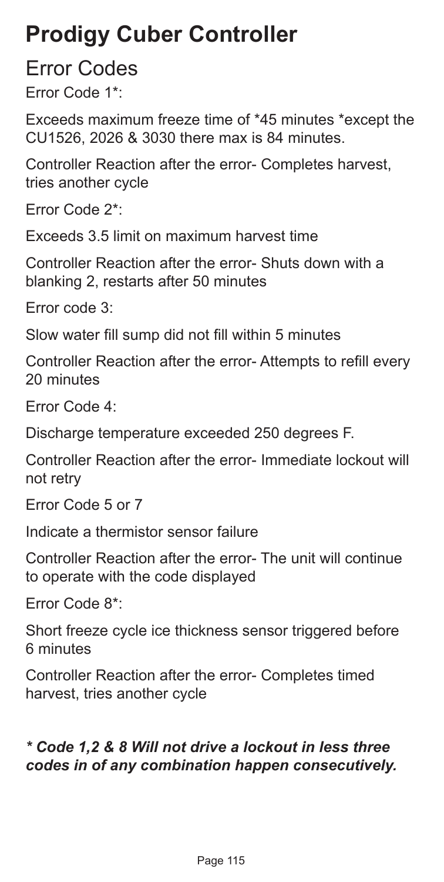# Prodigy Cuber Controller

## Error Codes

Error Code 1*:

Exceeds maximum freeze time of *45 minutes *except the CU1526, 2026 & 3030 there max is 84 minutes.

Controller Reaction after the error- Completes harvest, tries another cycle

Error Code 2*:

Exceeds 3.5 limit on maximum harvest time

Controller Reaction after the error- Shuts down with a blanking 2, restarts after 50 minutes

Error code 3:

Slow water fill sump did not fill within 5 minutes

Controller Reaction after the error- Attempts to refill every 20 minutes

Error Code 4:

Discharge temperature exceeded 250 degrees F.

Controller Reaction after the error- Immediate lockout will not retry

Error Code 5 or 7

Indicate a thermistor sensor failure

Controller Reaction after the error- The unit will continue to operate with the code displayed

Error Code 8*:

Short freeze cycle ice thickness sensor triggered before 6 minutes

Controller Reaction after the error- Completes timed harvest, tries another cycle

***\* Code 1,2 & 8 Will not drive a lockout in less three codes in of any combination happen consecutively.***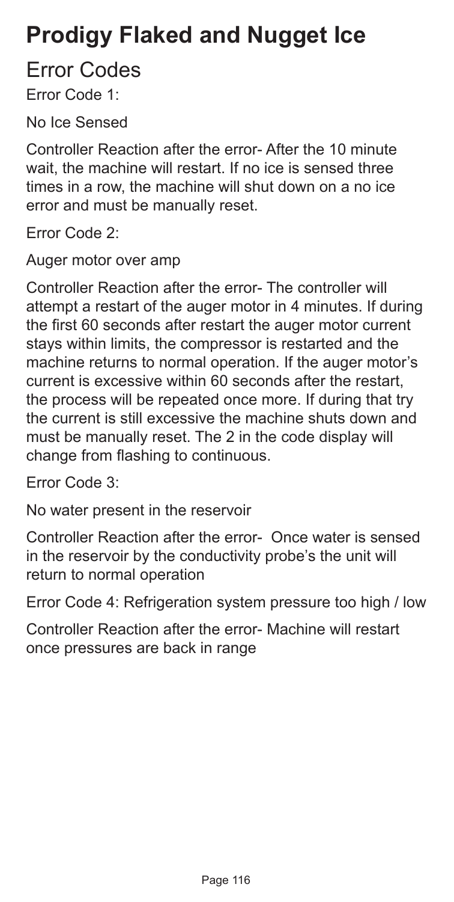# Prodigy Flaked and Nugget Ice

## Error Codes

Error Code 1:

No Ice Sensed

Controller Reaction after the error- After the 10 minute wait, the machine will restart. If no ice is sensed three times in a row, the machine will shut down on a no ice error and must be manually reset.

Error Code 2:

Auger motor over amp

Controller Reaction after the error- The controller will attempt a restart of the auger motor in 4 minutes. If during the first 60 seconds after restart the auger motor current stays within limits, the compressor is restarted and the machine returns to normal operation. If the auger motor's current is excessive within 60 seconds after the restart, the process will be repeated once more. If during that try the current is still excessive the machine shuts down and must be manually reset. The 2 in the code display will change from flashing to continuous.

Error Code 3:

No water present in the reservoir

Controller Reaction after the error- Once water is sensed in the reservoir by the conductivity probe's the unit will return to normal operation

Error Code 4: Refrigeration system pressure too high / low

Controller Reaction after the error- Machine will restart once pressures are back in range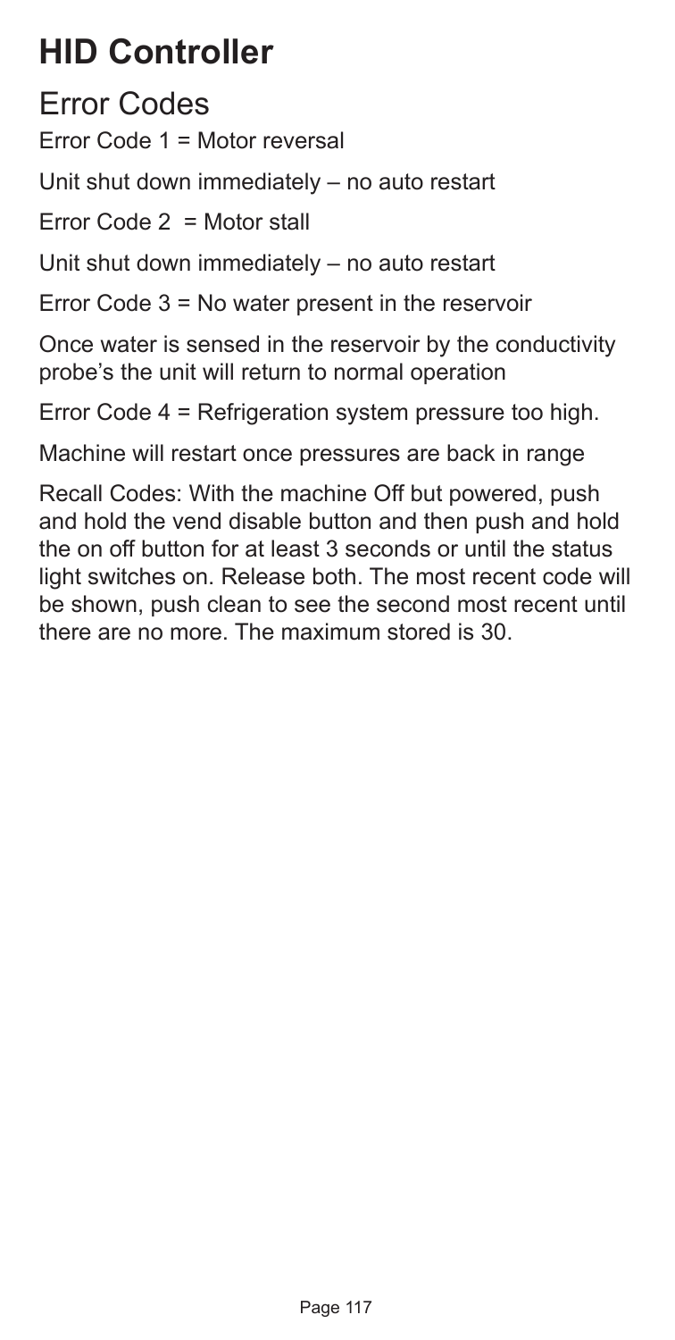# HID Controller

## Error Codes

Error Code 1 = Motor reversal

Unit shut down immediately – no auto restart

Error Code 2  = Motor stall

Unit shut down immediately – no auto restart

Error Code 3 = No water present in the reservoir

Once water is sensed in the reservoir by the conductivity probe's the unit will return to normal operation

Error Code 4 = Refrigeration system pressure too high.

Machine will restart once pressures are back in range

Recall Codes: With the machine Off but powered, push and hold the vend disable button and then push and hold the on off button for at least 3 seconds or until the status light switches on. Release both. The most recent code will be shown, push clean to see the second most recent until there are no more. The maximum stored is 30.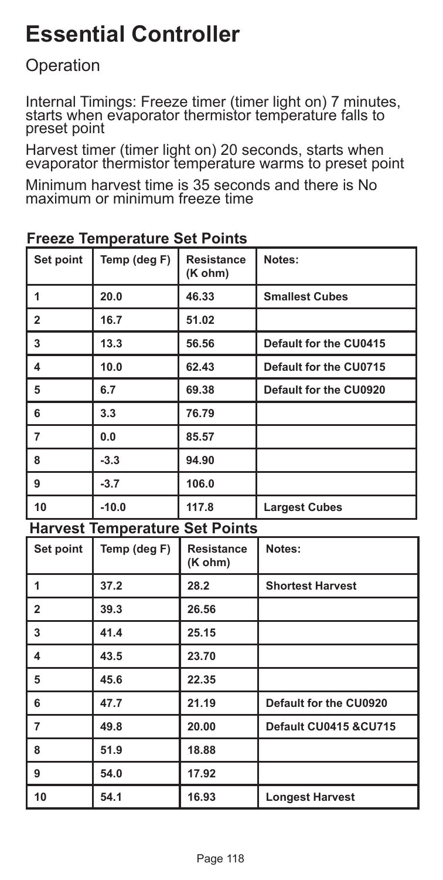# Essential Controller

## Operation

Internal Timings: Freeze timer (timer light on) 7 minutes, starts when evaporator thermistor temperature falls to preset point

Harvest timer (timer light on) 20 seconds, starts when evaporator thermistor temperature warms to preset point

Minimum harvest time is 35 seconds and there is No maximum or minimum freeze time

### Freeze Temperature Set Points

| Set point | Temp (deg F) | Resistance (K ohm) | Notes: |
|---|---|---|---|
| 1 | 20.0 | 46.33 | **Smallest Cubes** |
| 2 | 16.7 | 51.02 | |
| 3 | 13.3 | 56.56 | **Default for the CU0415** |
| 4 | 10.0 | 62.43 | **Default for the CU0715** |
| 5 | 6.7 | 69.38 | **Default for the CU0920** |
| 6 | 3.3 | 76.79 | |
| 7 | 0.0 | 85.57 | |
| 8 | -3.3 | 94.90 | |
| 9 | -3.7 | 106.0 | |
| 10 | -10.0 | 117.8 | **Largest Cubes** |

### Harvest Temperature Set Points

| Set point | Temp (deg F) | Resistance (K ohm) | Notes: |
|---|---|---|---|
| 1 | 37.2 | 28.2 | **Shortest Harvest** |
| 2 | 39.3 | 26.56 | |
| 3 | 41.4 | 25.15 | |
| 4 | 43.5 | 23.70 | |
| 5 | 45.6 | 22.35 | |
| 6 | 47.7 | 21.19 | **Default for the CU0920** |
| 7 | 49.8 | 20.00 | **Default CU0415 &CU715** |
| 8 | 51.9 | 18.88 | |
| 9 | 54.0 | 17.92 | |
| 10 | 54.1 | 16.93 | **Longest Harvest** |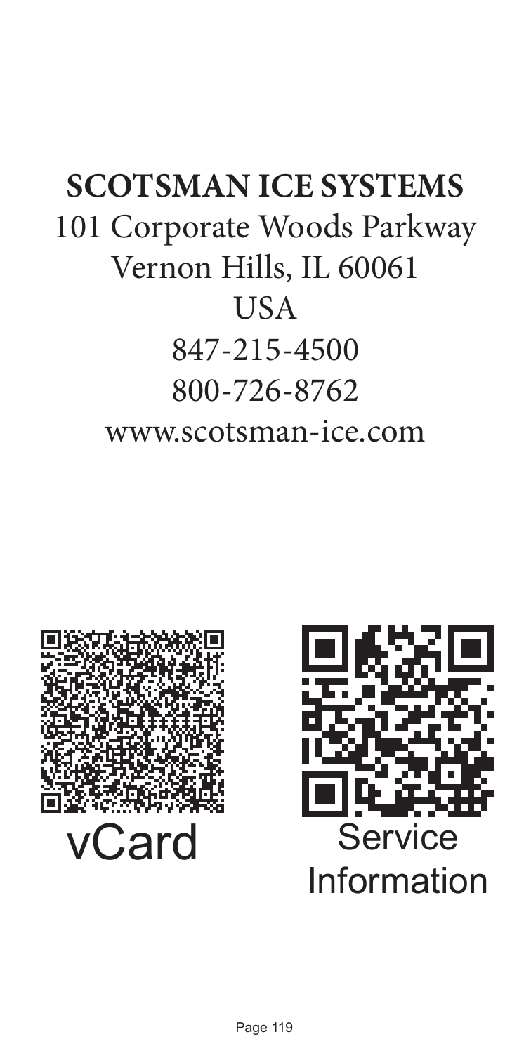**SCOTSMAN ICE SYSTEMS**

101 Corporate Woods Parkway

Vernon Hills, IL 60061

USA

847-215-4500

800-726-8762

www.scotsman-ice.com

vCard

Service Information